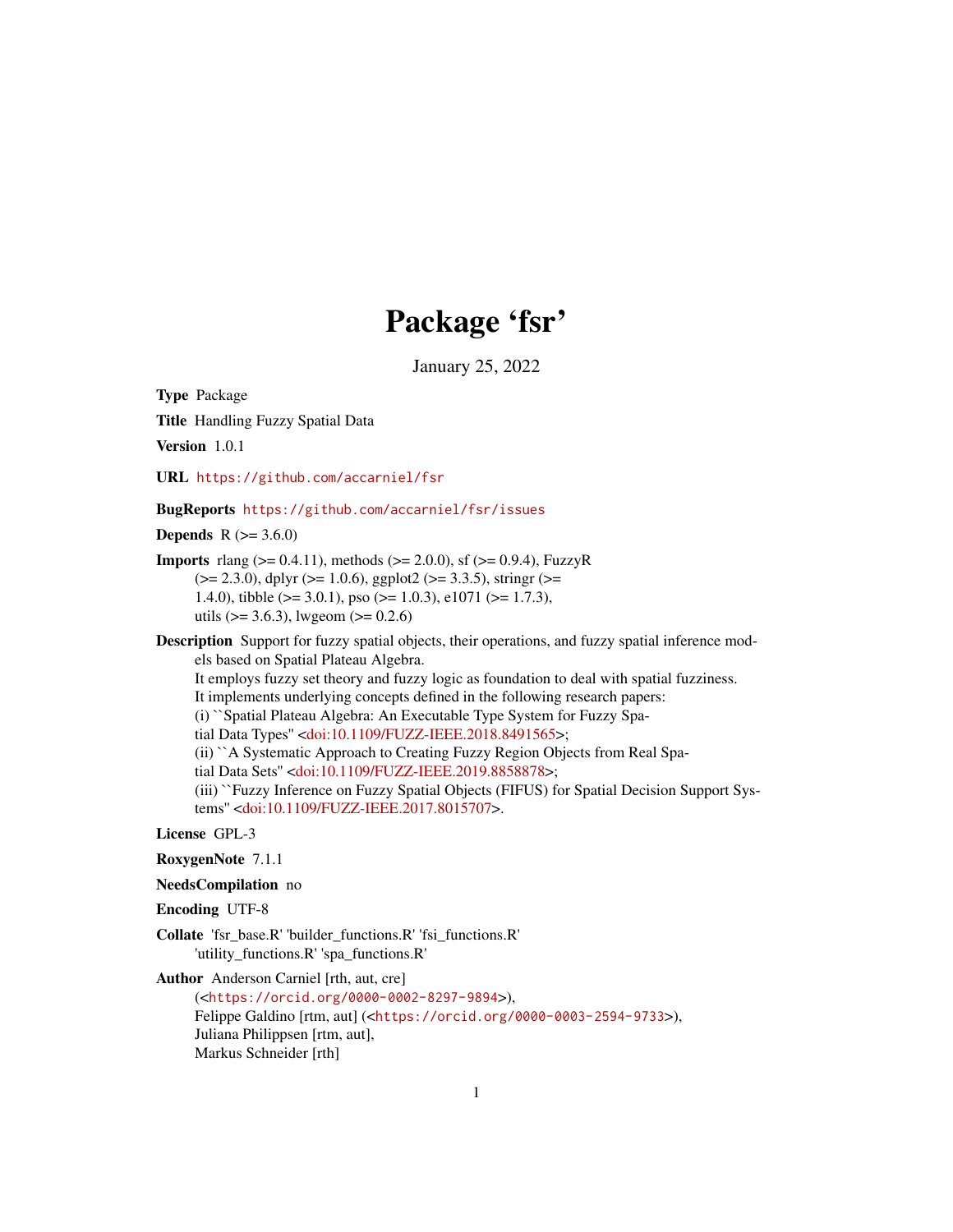# Package 'fsr'

January 25, 2022

**Type** Package

**Title** Handling Fuzzy Spatial Data

**Version** 1.0.1

**URL** https://github.com/accarniel/fsr

**BugReports** https://github.com/accarniel/fsr/issues

**Depends** R (>= 3.6.0)

**Imports** rlang (>= 0.4.11), methods (>= 2.0.0), sf (>= 0.9.4), FuzzyR (>= 2.3.0), dplyr (>= 1.0.6), ggplot2 (>= 3.3.5), stringr (>= 1.4.0), tibble (>= 3.0.1), pso (>= 1.0.3), e1071 (>= 1.7.3), utils (>= 3.6.3), lwgeom (>= 0.2.6)

**Description** Support for fuzzy spatial objects, their operations, and fuzzy spatial inference models based on Spatial Plateau Algebra.
It employs fuzzy set theory and fuzzy logic as foundation to deal with spatial fuzziness.
It implements underlying concepts defined in the following research papers:
(i) ``Spatial Plateau Algebra: An Executable Type System for Fuzzy Spatial Data Types'' <doi:10.1109/FUZZ-IEEE.2018.8491565>;
(ii) ``A Systematic Approach to Creating Fuzzy Region Objects from Real Spatial Data Sets'' <doi:10.1109/FUZZ-IEEE.2019.8858878>;
(iii) ``Fuzzy Inference on Fuzzy Spatial Objects (FIFUS) for Spatial Decision Support Systems'' <doi:10.1109/FUZZ-IEEE.2017.8015707>.

**License** GPL-3

**RoxygenNote** 7.1.1

**NeedsCompilation** no

**Encoding** UTF-8

**Collate** 'fsr_base.R' 'builder_functions.R' 'fsi_functions.R' 'utility_functions.R' 'spa_functions.R'

**Author** Anderson Carniel [rth, aut, cre] (<https://orcid.org/0000-0002-8297-9894>),
Felippe Galdino [rtm, aut] (<https://orcid.org/0000-0003-2594-9733>),
Juliana Philippsen [rtm, aut],
Markus Schneider [rth]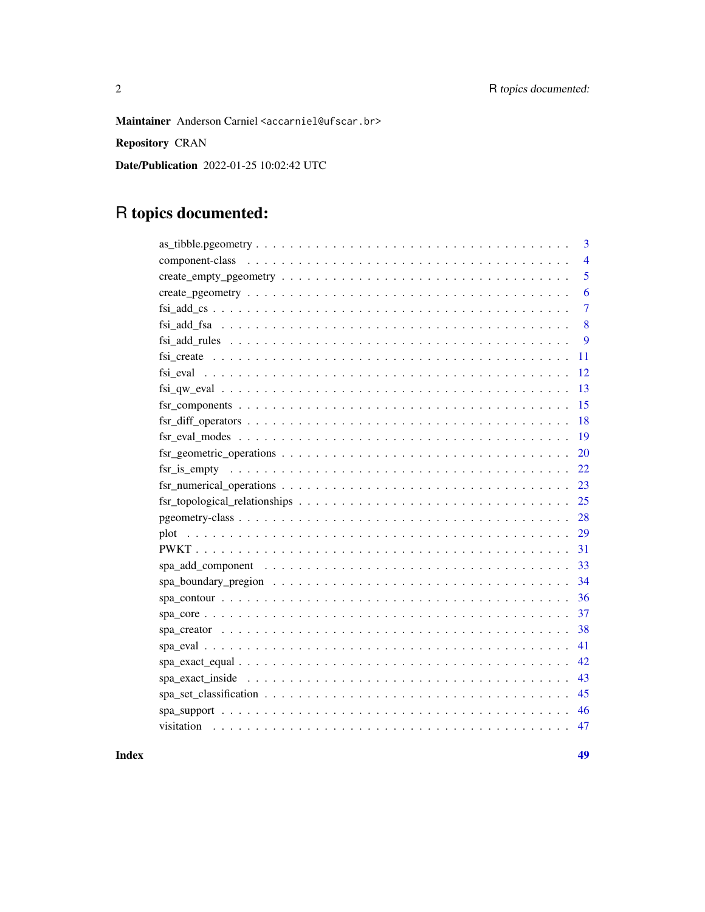**Maintainer** Anderson Carniel <accarniel@ufscar.br>

**Repository** CRAN

**Date/Publication** 2022-01-25 10:02:42 UTC

# R topics documented:

| | |
|---|---|
| as_tibble.pgeometry | 3 |
| component-class | 4 |
| create_empty_pgeometry | 5 |
| create_pgeometry | 6 |
| fsi_add_cs | 7 |
| fsi_add_fsa | 8 |
| fsi_add_rules | 9 |
| fsi_create | 11 |
| fsi_eval | 12 |
| fsi_qw_eval | 13 |
| fsr_components | 15 |
| fsr_diff_operators | 18 |
| fsr_eval_modes | 19 |
| fsr_geometric_operations | 20 |
| fsr_is_empty | 22 |
| fsr_numerical_operations | 23 |
| fsr_topological_relationships | 25 |
| pgeometry-class | 28 |
| plot | 29 |
| PWKT | 31 |
| spa_add_component | 33 |
| spa_boundary_pregion | 34 |
| spa_contour | 36 |
| spa_core | 37 |
| spa_creator | 38 |
| spa_eval | 41 |
| spa_exact_equal | 42 |
| spa_exact_inside | 43 |
| spa_set_classification | 45 |
| spa_support | 46 |
| visitation | 47 |
| **Index** | **49** |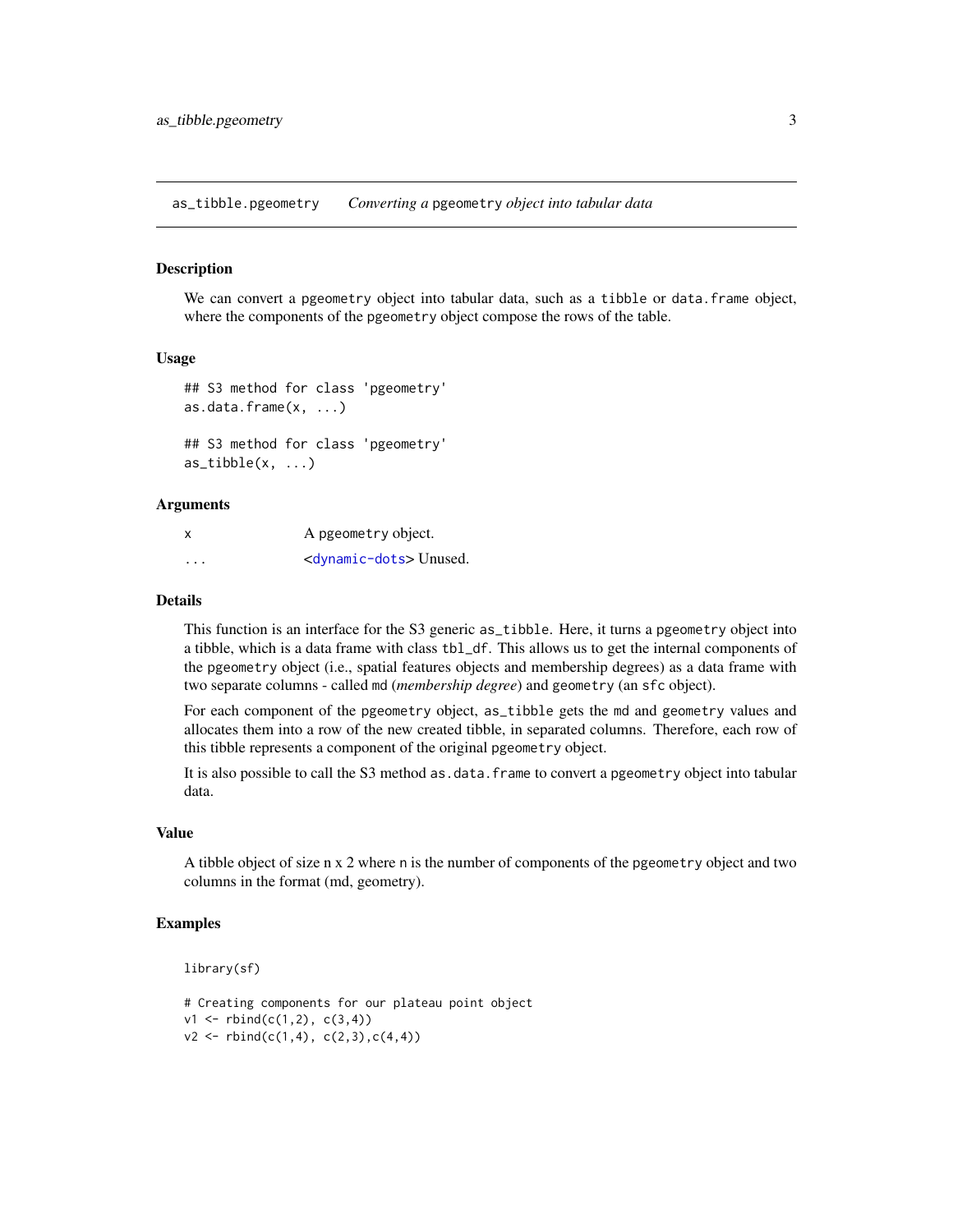## as_tibble.pgeometry *Converting a* `pgeometry` *object into tabular data*

### Description

We can convert a `pgeometry` object into tabular data, such as a `tibble` or `data.frame` object, where the components of the `pgeometry` object compose the rows of the table.

### Usage

```
## S3 method for class 'pgeometry'
as.data.frame(x, ...)

## S3 method for class 'pgeometry'
as_tibble(x, ...)
```

### Arguments

| | |
|---|---|
| x | A `pgeometry` object. |
| ... | <dynamic-dots> Unused. |

### Details

This function is an interface for the S3 generic `as_tibble`. Here, it turns a `pgeometry` object into a tibble, which is a data frame with class `tbl_df`. This allows us to get the internal components of the `pgeometry` object (i.e., spatial features objects and membership degrees) as a data frame with two separate columns - called `md` (*membership degree*) and `geometry` (an `sfc` object).

For each component of the `pgeometry` object, `as_tibble` gets the `md` and `geometry` values and allocates them into a row of the new created tibble, in separated columns. Therefore, each row of this tibble represents a component of the original `pgeometry` object.

It is also possible to call the S3 method `as.data.frame` to convert a `pgeometry` object into tabular data.

### Value

A tibble object of size n x 2 where `n` is the number of components of the `pgeometry` object and two columns in the format (md, geometry).

### Examples

```
library(sf)

# Creating components for our plateau point object
v1 <- rbind(c(1,2), c(3,4))
v2 <- rbind(c(1,4), c(2,3),c(4,4))
```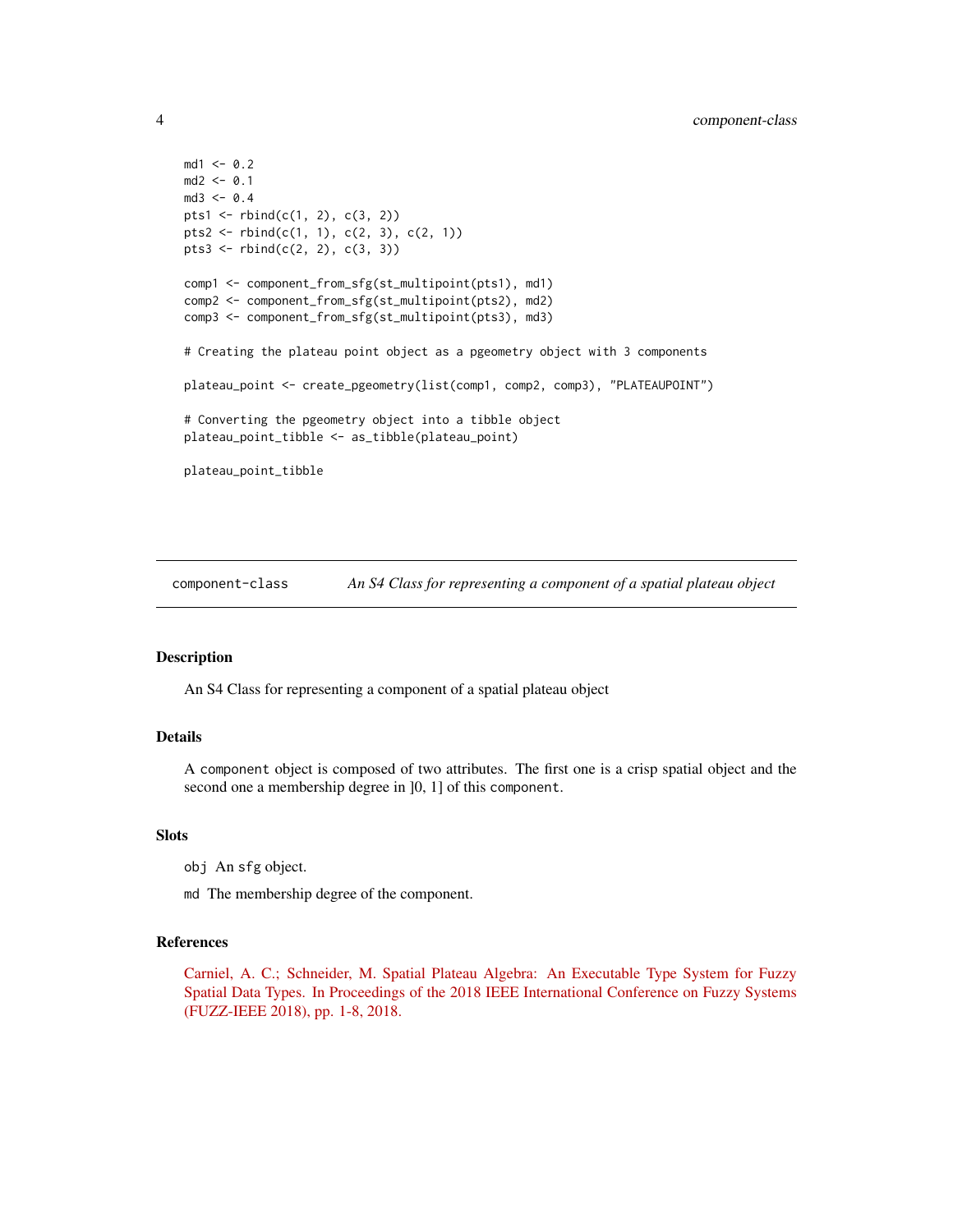```
md1 <- 0.2
md2 <- 0.1
md3 <- 0.4
pts1 <- rbind(c(1, 2), c(3, 2))
pts2 <- rbind(c(1, 1), c(2, 3), c(2, 1))
pts3 <- rbind(c(2, 2), c(3, 3))

comp1 <- component_from_sfg(st_multipoint(pts1), md1)
comp2 <- component_from_sfg(st_multipoint(pts2), md2)
comp3 <- component_from_sfg(st_multipoint(pts3), md3)

# Creating the plateau point object as a pgeometry object with 3 components

plateau_point <- create_pgeometry(list(comp1, comp2, comp3), "PLATEAUPOINT")

# Converting the pgeometry object into a tibble object
plateau_point_tibble <- as_tibble(plateau_point)

plateau_point_tibble
```

## component-class — *An S4 Class for representing a component of a spatial plateau object*

### Description

An S4 Class for representing a component of a spatial plateau object

### Details

A `component` object is composed of two attributes. The first one is a crisp spatial object and the second one a membership degree in ]0, 1] of this `component`.

### Slots

`obj` An `sfg` object.

`md` The membership degree of the component.

### References

Carniel, A. C.; Schneider, M. Spatial Plateau Algebra: An Executable Type System for Fuzzy Spatial Data Types. In Proceedings of the 2018 IEEE International Conference on Fuzzy Systems (FUZZ-IEEE 2018), pp. 1-8, 2018.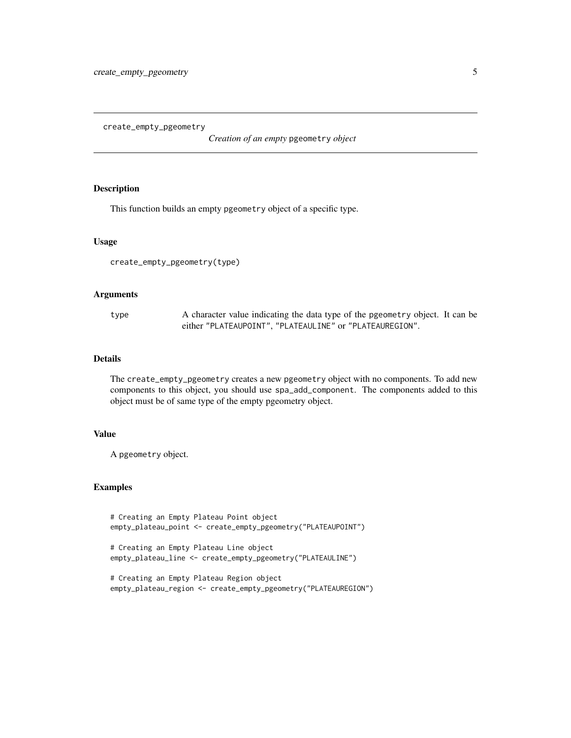create_empty_pgeometry

# *Creation of an empty* pgeometry *object*

## Description

This function builds an empty pgeometry object of a specific type.

## Usage

```
create_empty_pgeometry(type)
```

## Arguments

| | |
|---|---|
| type | A character value indicating the data type of the pgeometry object. It can be either "PLATEAUPOINT", "PLATEAULINE" or "PLATEAUREGION". |

## Details

The create_empty_pgeometry creates a new pgeometry object with no components. To add new components to this object, you should use spa_add_component. The components added to this object must be of same type of the empty pgeometry object.

## Value

A pgeometry object.

## Examples

```
# Creating an Empty Plateau Point object
empty_plateau_point <- create_empty_pgeometry("PLATEAUPOINT")

# Creating an Empty Plateau Line object
empty_plateau_line <- create_empty_pgeometry("PLATEAULINE")

# Creating an Empty Plateau Region object
empty_plateau_region <- create_empty_pgeometry("PLATEAUREGION")
```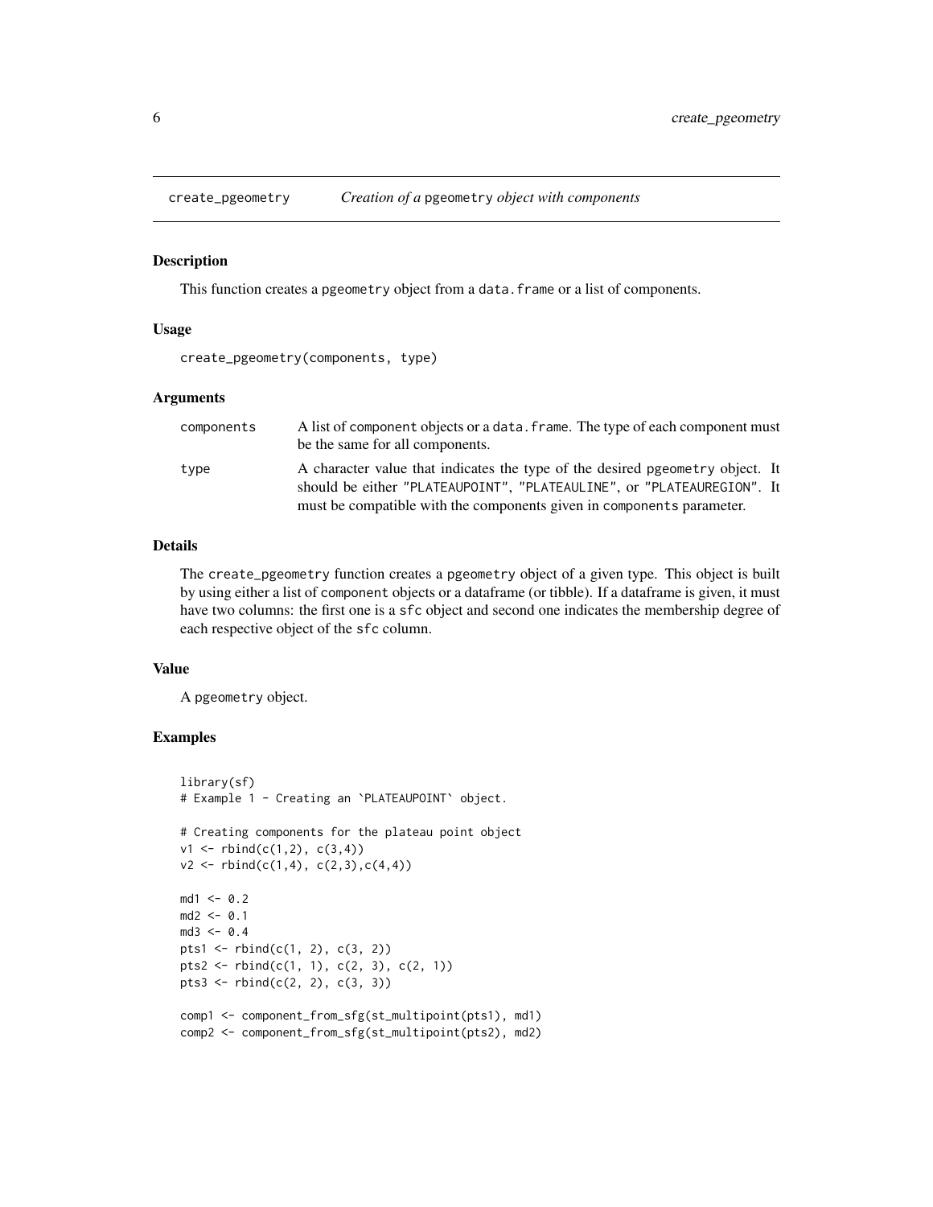## create_pgeometry *Creation of a* pgeometry *object with components*

### Description

This function creates a pgeometry object from a data.frame or a list of components.

### Usage

```
create_pgeometry(components, type)
```

### Arguments

| | |
|---|---|
| components | A list of component objects or a data.frame. The type of each component must be the same for all components. |
| type | A character value that indicates the type of the desired pgeometry object. It should be either "PLATEAUPOINT", "PLATEAULINE", or "PLATEAUREGION". It must be compatible with the components given in components parameter. |

### Details

The create_pgeometry function creates a pgeometry object of a given type. This object is built by using either a list of component objects or a dataframe (or tibble). If a dataframe is given, it must have two columns: the first one is a sfc object and second one indicates the membership degree of each respective object of the sfc column.

### Value

A pgeometry object.

### Examples

```
library(sf)
# Example 1 - Creating an `PLATEAUPOINT` object.

# Creating components for the plateau point object
v1 <- rbind(c(1,2), c(3,4))
v2 <- rbind(c(1,4), c(2,3),c(4,4))

md1 <- 0.2
md2 <- 0.1
md3 <- 0.4
pts1 <- rbind(c(1, 2), c(3, 2))
pts2 <- rbind(c(1, 1), c(2, 3), c(2, 1))
pts3 <- rbind(c(2, 2), c(3, 3))

comp1 <- component_from_sfg(st_multipoint(pts1), md1)
comp2 <- component_from_sfg(st_multipoint(pts2), md2)
```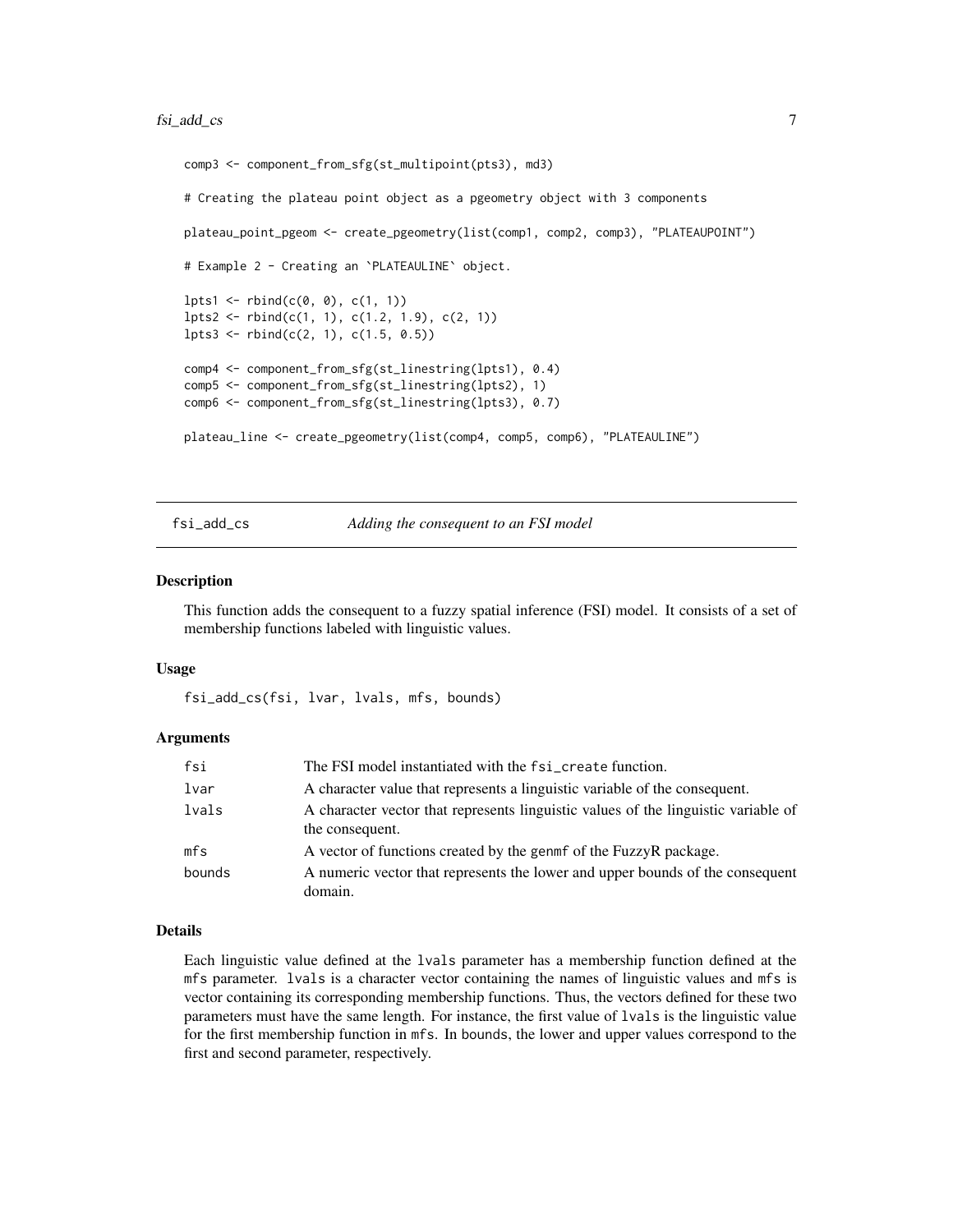```
comp3 <- component_from_sfg(st_multipoint(pts3), md3)

# Creating the plateau point object as a pgeometry object with 3 components

plateau_point_pgeom <- create_pgeometry(list(comp1, comp2, comp3), "PLATEAUPOINT")

# Example 2 - Creating an `PLATEAULINE` object.

lpts1 <- rbind(c(0, 0), c(1, 1))
lpts2 <- rbind(c(1, 1), c(1.2, 1.9), c(2, 1))
lpts3 <- rbind(c(2, 1), c(1.5, 0.5))

comp4 <- component_from_sfg(st_linestring(lpts1), 0.4)
comp5 <- component_from_sfg(st_linestring(lpts2), 1)
comp6 <- component_from_sfg(st_linestring(lpts3), 0.7)

plateau_line <- create_pgeometry(list(comp4, comp5, comp6), "PLATEAULINE")
```

## fsi_add_cs — *Adding the consequent to an FSI model*

### Description

This function adds the consequent to a fuzzy spatial inference (FSI) model. It consists of a set of membership functions labeled with linguistic values.

### Usage

```
fsi_add_cs(fsi, lvar, lvals, mfs, bounds)
```

### Arguments

| Argument | Description |
|---|---|
| fsi | The FSI model instantiated with the `fsi_create` function. |
| lvar | A character value that represents a linguistic variable of the consequent. |
| lvals | A character vector that represents linguistic values of the linguistic variable of the consequent. |
| mfs | A vector of functions created by the `genmf` of the FuzzyR package. |
| bounds | A numeric vector that represents the lower and upper bounds of the consequent domain. |

### Details

Each linguistic value defined at the `lvals` parameter has a membership function defined at the `mfs` parameter. `lvals` is a character vector containing the names of linguistic values and `mfs` is vector containing its corresponding membership functions. Thus, the vectors defined for these two parameters must have the same length. For instance, the first value of `lvals` is the linguistic value for the first membership function in `mfs`. In `bounds`, the lower and upper values correspond to the first and second parameter, respectively.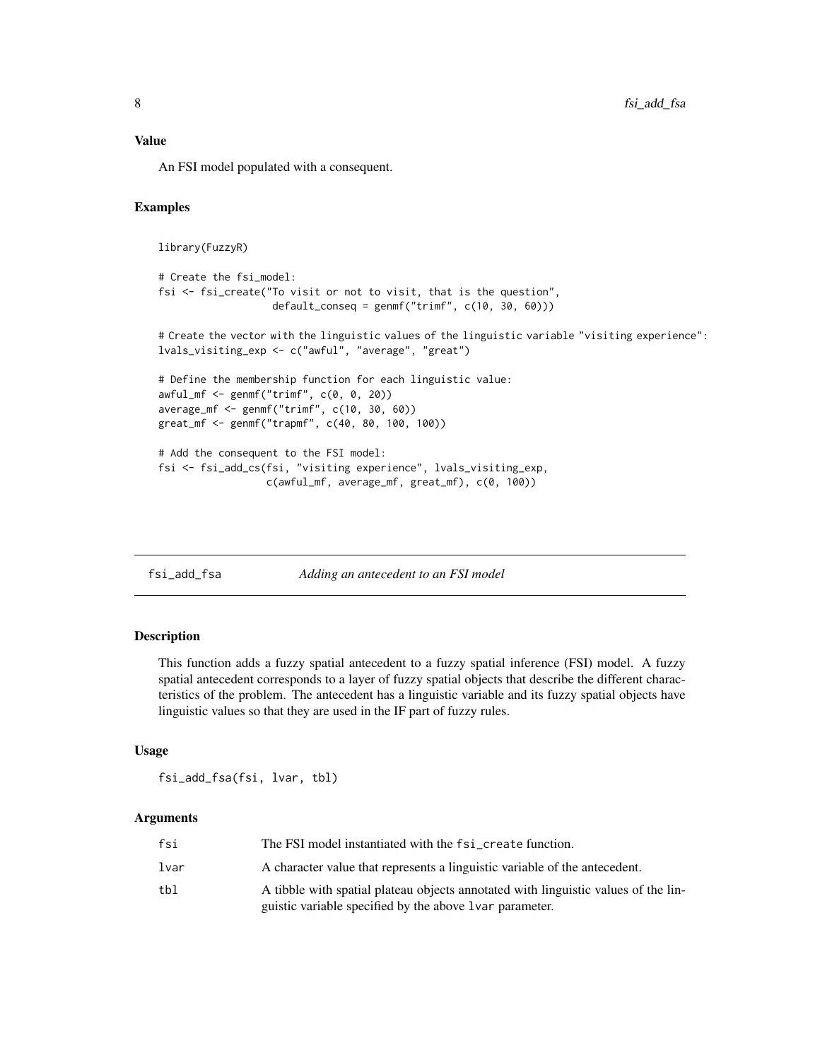### Value

An FSI model populated with a consequent.

### Examples

```
library(FuzzyR)

# Create the fsi_model:
fsi <- fsi_create("To visit or not to visit, that is the question",
                  default_conseq = genmf("trimf", c(10, 30, 60)))

# Create the vector with the linguistic values of the linguistic variable "visiting experience":
lvals_visiting_exp <- c("awful", "average", "great")

# Define the membership function for each linguistic value:
awful_mf <- genmf("trimf", c(0, 0, 20))
average_mf <- genmf("trimf", c(10, 30, 60))
great_mf <- genmf("trapmf", c(40, 80, 100, 100))

# Add the consequent to the FSI model:
fsi <- fsi_add_cs(fsi, "visiting experience", lvals_visiting_exp,
                  c(awful_mf, average_mf, great_mf), c(0, 100))
```

---

## fsi_add_fsa — *Adding an antecedent to an FSI model*

### Description

This function adds a fuzzy spatial antecedent to a fuzzy spatial inference (FSI) model. A fuzzy spatial antecedent corresponds to a layer of fuzzy spatial objects that describe the different characteristics of the problem. The antecedent has a linguistic variable and its fuzzy spatial objects have linguistic values so that they are used in the IF part of fuzzy rules.

### Usage

```
fsi_add_fsa(fsi, lvar, tbl)
```

### Arguments

| | |
|---|---|
| fsi | The FSI model instantiated with the `fsi_create` function. |
| lvar | A character value that represents a linguistic variable of the antecedent. |
| tbl | A tibble with spatial plateau objects annotated with linguistic values of the linguistic variable specified by the above `lvar` parameter. |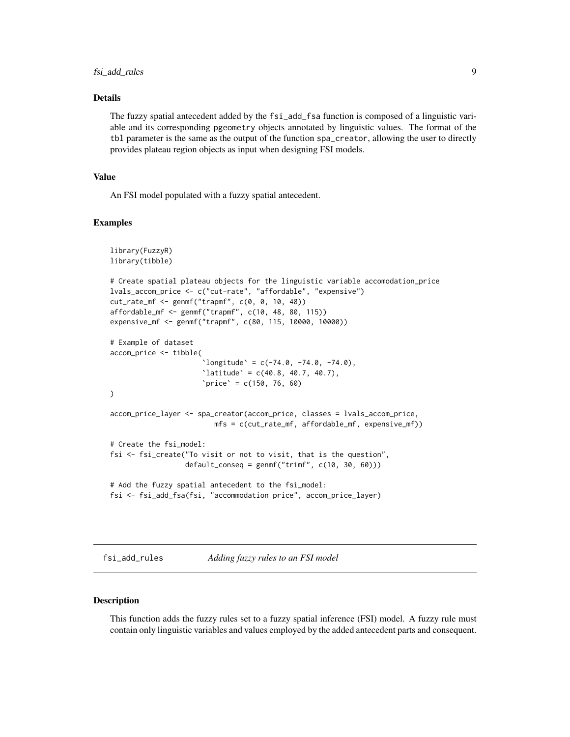## Details

The fuzzy spatial antecedent added by the fsi_add_fsa function is composed of a linguistic variable and its corresponding pgeometry objects annotated by linguistic values. The format of the tbl parameter is the same as the output of the function spa_creator, allowing the user to directly provides plateau region objects as input when designing FSI models.

## Value

An FSI model populated with a fuzzy spatial antecedent.

## Examples

```
library(FuzzyR)
library(tibble)

# Create spatial plateau objects for the linguistic variable accomodation_price
lvals_accom_price <- c("cut-rate", "affordable", "expensive")
cut_rate_mf <- genmf("trapmf", c(0, 0, 10, 48))
affordable_mf <- genmf("trapmf", c(10, 48, 80, 115))
expensive_mf <- genmf("trapmf", c(80, 115, 10000, 10000))

# Example of dataset
accom_price <- tibble(
                      `longitude` = c(-74.0, -74.0, -74.0),
                      `latitude` = c(40.8, 40.7, 40.7),
                      `price` = c(150, 76, 60)
)

accom_price_layer <- spa_creator(accom_price, classes = lvals_accom_price,
                         mfs = c(cut_rate_mf, affordable_mf, expensive_mf))

# Create the fsi_model:
fsi <- fsi_create("To visit or not to visit, that is the question",
                  default_conseq = genmf("trimf", c(10, 30, 60)))

# Add the fuzzy spatial antecedent to the fsi_model:
fsi <- fsi_add_fsa(fsi, "accommodation price", accom_price_layer)
```

---

# fsi_add_rules — *Adding fuzzy rules to an FSI model*

## Description

This function adds the fuzzy rules set to a fuzzy spatial inference (FSI) model. A fuzzy rule must contain only linguistic variables and values employed by the added antecedent parts and consequent.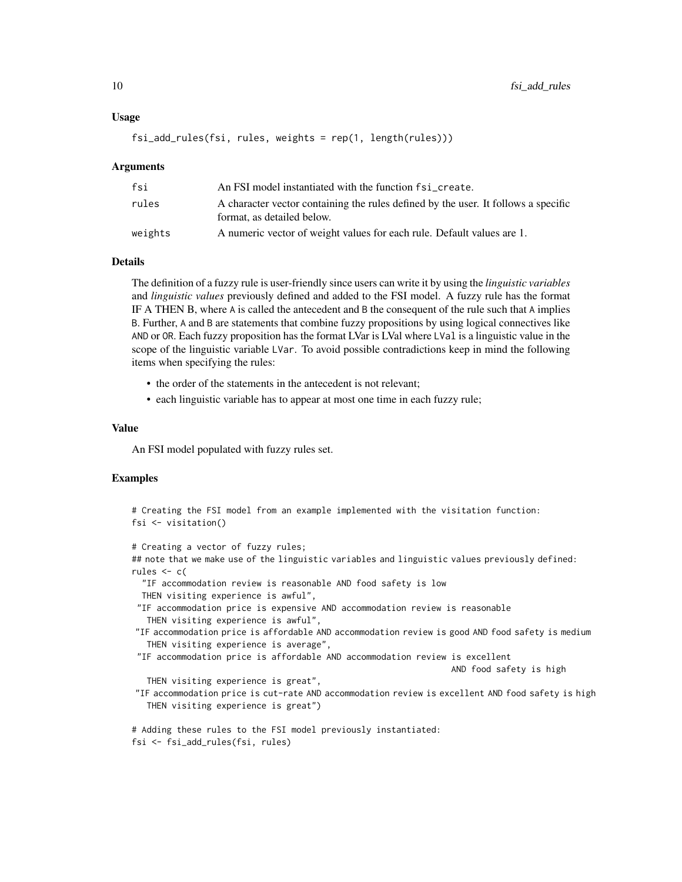### Usage

```
fsi_add_rules(fsi, rules, weights = rep(1, length(rules)))
```

### Arguments

| | |
|---|---|
| fsi | An FSI model instantiated with the function fsi_create. |
| rules | A character vector containing the rules defined by the user. It follows a specific format, as detailed below. |
| weights | A numeric vector of weight values for each rule. Default values are 1. |

### Details

The definition of a fuzzy rule is user-friendly since users can write it by using the *linguistic variables* and *linguistic values* previously defined and added to the FSI model. A fuzzy rule has the format IF A THEN B, where A is called the antecedent and B the consequent of the rule such that A implies B. Further, A and B are statements that combine fuzzy propositions by using logical connectives like AND or OR. Each fuzzy proposition has the format LVar is LVal where LVal is a linguistic value in the scope of the linguistic variable LVar. To avoid possible contradictions keep in mind the following items when specifying the rules:

- the order of the statements in the antecedent is not relevant;
- each linguistic variable has to appear at most one time in each fuzzy rule;

### Value

An FSI model populated with fuzzy rules set.

### Examples

```
# Creating the FSI model from an example implemented with the visitation function:
fsi <- visitation()

# Creating a vector of fuzzy rules;
## note that we make use of the linguistic variables and linguistic values previously defined:
rules <- c(
  "IF accommodation review is reasonable AND food safety is low
  THEN visiting experience is awful",
 "IF accommodation price is expensive AND accommodation review is reasonable
   THEN visiting experience is awful",
 "IF accommodation price is affordable AND accommodation review is good AND food safety is medium
   THEN visiting experience is average",
 "IF accommodation price is affordable AND accommodation review is excellent
                                                          AND food safety is high
   THEN visiting experience is great",
 "IF accommodation price is cut-rate AND accommodation review is excellent AND food safety is high
   THEN visiting experience is great")

# Adding these rules to the FSI model previously instantiated:
fsi <- fsi_add_rules(fsi, rules)
```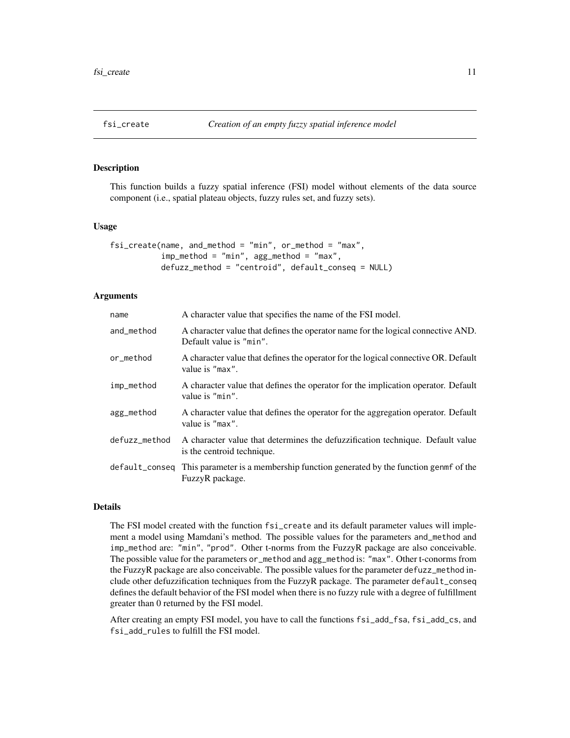# fsi_create *Creation of an empty fuzzy spatial inference model*

## Description

This function builds a fuzzy spatial inference (FSI) model without elements of the data source component (i.e., spatial plateau objects, fuzzy rules set, and fuzzy sets).

## Usage

```
fsi_create(name, and_method = "min", or_method = "max",
           imp_method = "min", agg_method = "max",
           defuzz_method = "centroid", default_conseq = NULL)
```

## Arguments

| | |
|---|---|
| `name` | A character value that specifies the name of the FSI model. |
| `and_method` | A character value that defines the operator name for the logical connective AND. Default value is `"min"`. |
| `or_method` | A character value that defines the operator for the logical connective OR. Default value is `"max"`. |
| `imp_method` | A character value that defines the operator for the implication operator. Default value is `"min"`. |
| `agg_method` | A character value that defines the operator for the aggregation operator. Default value is `"max"`. |
| `defuzz_method` | A character value that determines the defuzzification technique. Default value is the centroid technique. |
| `default_conseq` | This parameter is a membership function generated by the function `genmf` of the FuzzyR package. |

## Details

The FSI model created with the function `fsi_create` and its default parameter values will implement a model using Mamdani's method. The possible values for the parameters `and_method` and `imp_method` are: `"min"`, `"prod"`. Other t-norms from the FuzzyR package are also conceivable. The possible value for the parameters `or_method` and `agg_method` is: `"max"`. Other t-conorms from the FuzzyR package are also conceivable. The possible values for the parameter `defuzz_method` include other defuzzification techniques from the FuzzyR package. The parameter `default_conseq` defines the default behavior of the FSI model when there is no fuzzy rule with a degree of fulfillment greater than 0 returned by the FSI model.

After creating an empty FSI model, you have to call the functions `fsi_add_fsa`, `fsi_add_cs`, and `fsi_add_rules` to fulfill the FSI model.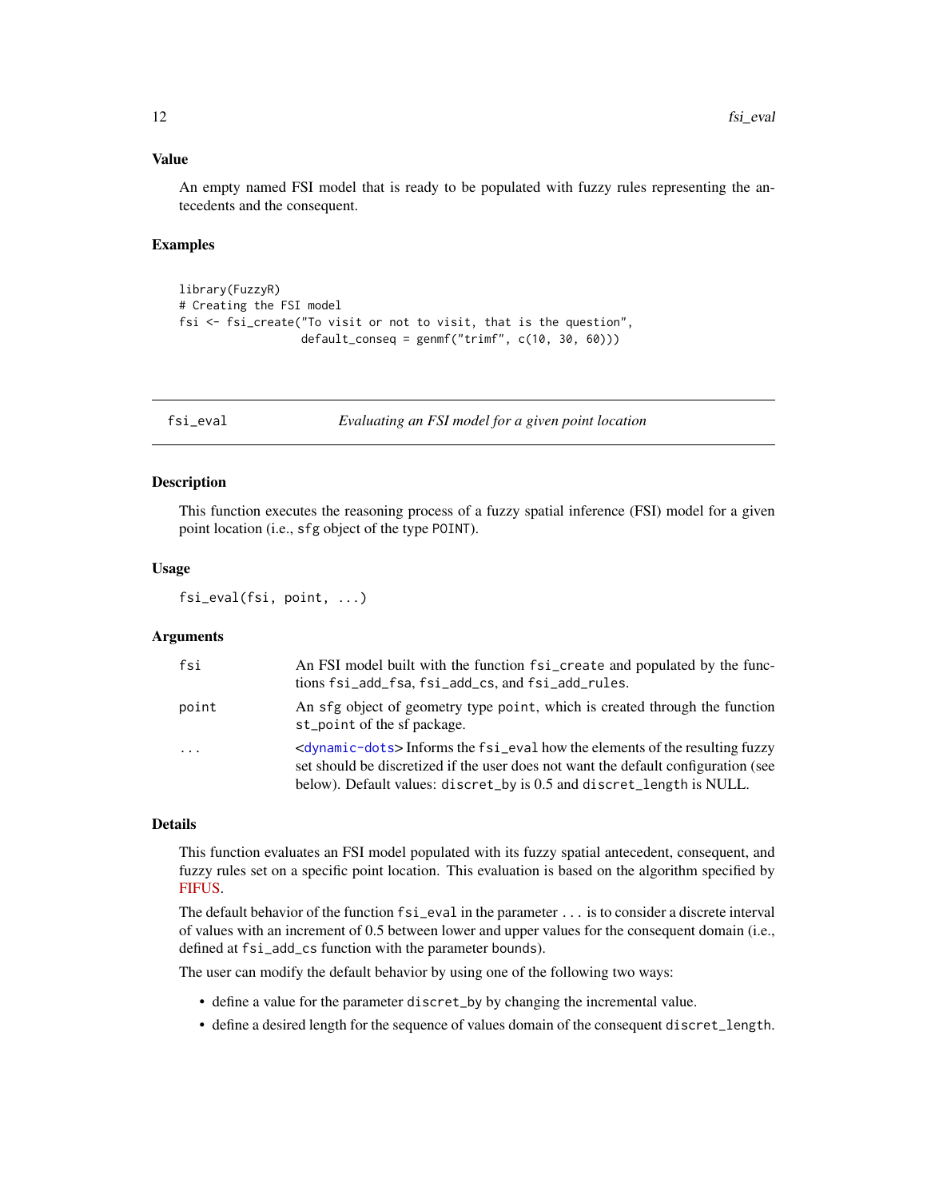### Value

An empty named FSI model that is ready to be populated with fuzzy rules representing the antecedents and the consequent.

### Examples

```
library(FuzzyR)
# Creating the FSI model
fsi <- fsi_create("To visit or not to visit, that is the question",
                  default_conseq = genmf("trimf", c(10, 30, 60)))
```

---

## fsi_eval — *Evaluating an FSI model for a given point location*

### Description

This function executes the reasoning process of a fuzzy spatial inference (FSI) model for a given point location (i.e., `sfg` object of the type `POINT`).

### Usage

```
fsi_eval(fsi, point, ...)
```

### Arguments

| | |
|---|---|
| `fsi` | An FSI model built with the function `fsi_create` and populated by the functions `fsi_add_fsa`, `fsi_add_cs`, and `fsi_add_rules`. |
| `point` | An `sfg` object of geometry type `point`, which is created through the function `st_point` of the sf package. |
| `...` | <dynamic-dots> Informs the `fsi_eval` how the elements of the resulting fuzzy set should be discretized if the user does not want the default configuration (see below). Default values: `discret_by` is 0.5 and `discret_length` is NULL. |

### Details

This function evaluates an FSI model populated with its fuzzy spatial antecedent, consequent, and fuzzy rules set on a specific point location. This evaluation is based on the algorithm specified by FIFUS.

The default behavior of the function `fsi_eval` in the parameter `...` is to consider a discrete interval of values with an increment of 0.5 between lower and upper values for the consequent domain (i.e., defined at `fsi_add_cs` function with the parameter `bounds`).

The user can modify the default behavior by using one of the following two ways:

- define a value for the parameter `discret_by` by changing the incremental value.
- define a desired length for the sequence of values domain of the consequent `discret_length`.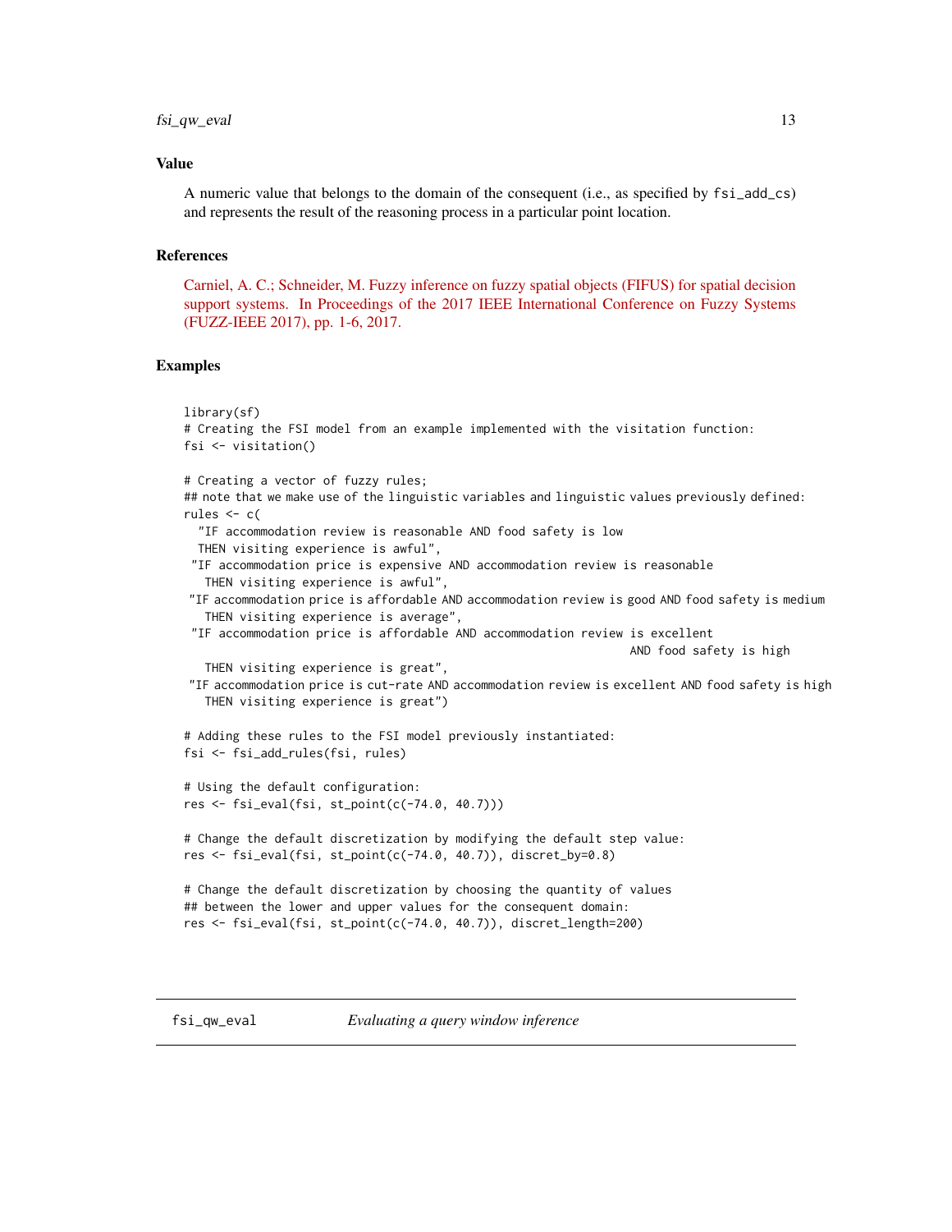### Value

A numeric value that belongs to the domain of the consequent (i.e., as specified by `fsi_add_cs`) and represents the result of the reasoning process in a particular point location.

### References

Carniel, A. C.; Schneider, M. Fuzzy inference on fuzzy spatial objects (FIFUS) for spatial decision support systems. In Proceedings of the 2017 IEEE International Conference on Fuzzy Systems (FUZZ-IEEE 2017), pp. 1-6, 2017.

### Examples

```
library(sf)
# Creating the FSI model from an example implemented with the visitation function:
fsi <- visitation()

# Creating a vector of fuzzy rules;
## note that we make use of the linguistic variables and linguistic values previously defined:
rules <- c(
  "IF accommodation review is reasonable AND food safety is low
  THEN visiting experience is awful",
 "IF accommodation price is expensive AND accommodation review is reasonable
   THEN visiting experience is awful",
 "IF accommodation price is affordable AND accommodation review is good AND food safety is medium
   THEN visiting experience is average",
 "IF accommodation price is affordable AND accommodation review is excellent
                                                                 AND food safety is high
   THEN visiting experience is great",
 "IF accommodation price is cut-rate AND accommodation review is excellent AND food safety is high
   THEN visiting experience is great")

# Adding these rules to the FSI model previously instantiated:
fsi <- fsi_add_rules(fsi, rules)

# Using the default configuration:
res <- fsi_eval(fsi, st_point(c(-74.0, 40.7)))

# Change the default discretization by modifying the default step value:
res <- fsi_eval(fsi, st_point(c(-74.0, 40.7)), discret_by=0.8)

# Change the default discretization by choosing the quantity of values
## between the lower and upper values for the consequent domain:
res <- fsi_eval(fsi, st_point(c(-74.0, 40.7)), discret_length=200)
```

---

## fsi_qw_eval — *Evaluating a query window inference*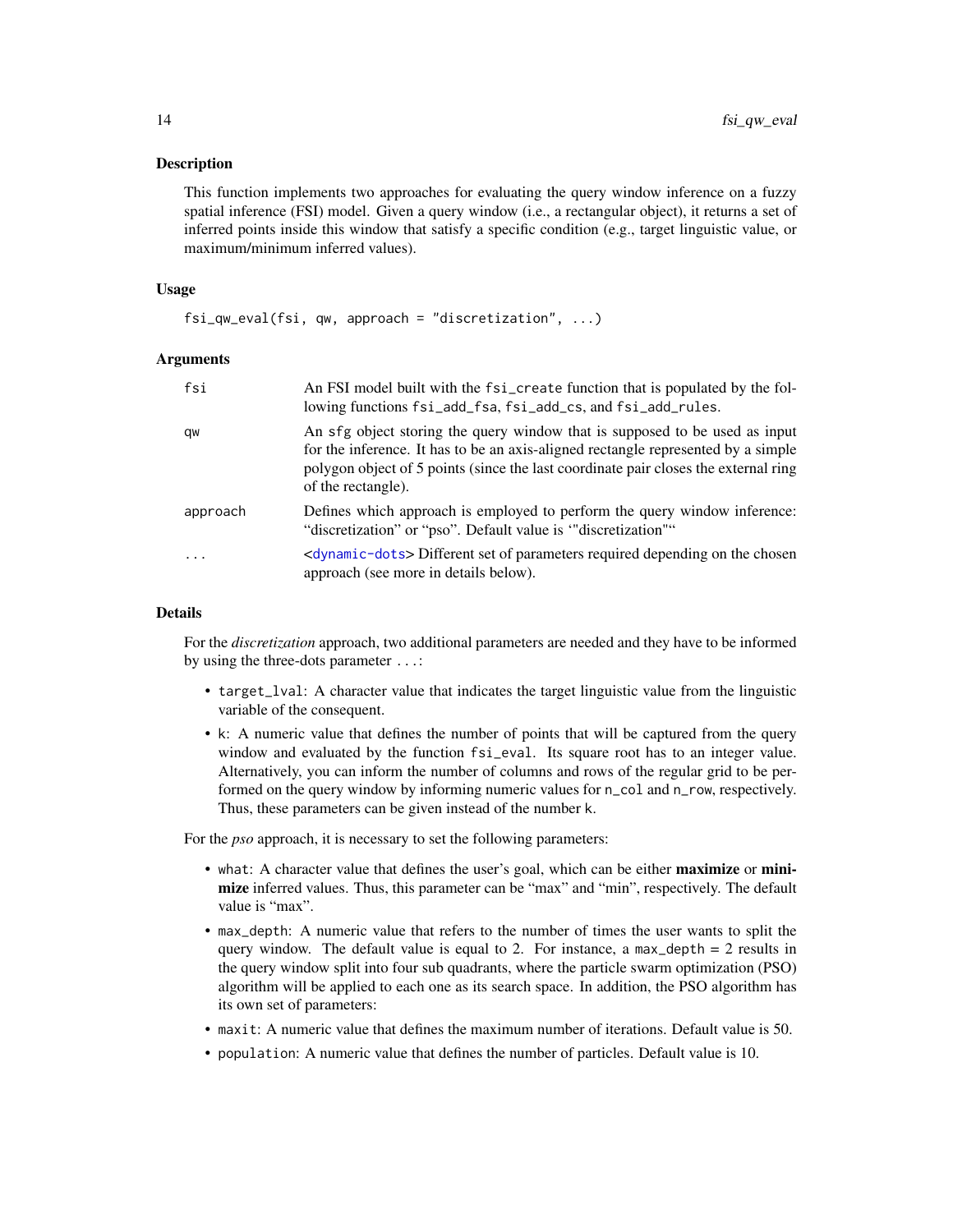## Description

This function implements two approaches for evaluating the query window inference on a fuzzy spatial inference (FSI) model. Given a query window (i.e., a rectangular object), it returns a set of inferred points inside this window that satisfy a specific condition (e.g., target linguistic value, or maximum/minimum inferred values).

## Usage

```
fsi_qw_eval(fsi, qw, approach = "discretization", ...)
```

## Arguments

| | |
|---|---|
| fsi | An FSI model built with the `fsi_create` function that is populated by the following functions `fsi_add_fsa`, `fsi_add_cs`, and `fsi_add_rules`. |
| qw | An `sfg` object storing the query window that is supposed to be used as input for the inference. It has to be an axis-aligned rectangle represented by a simple polygon object of 5 points (since the last coordinate pair closes the external ring of the rectangle). |
| approach | Defines which approach is employed to perform the query window inference: "discretization" or "pso". Default value is '"discretization"' |
| ... | <dynamic-dots> Different set of parameters required depending on the chosen approach (see more in details below). |

## Details

For the *discretization* approach, two additional parameters are needed and they have to be informed by using the three-dots parameter `...`:

- `target_lval`: A character value that indicates the target linguistic value from the linguistic variable of the consequent.
- `k`: A numeric value that defines the number of points that will be captured from the query window and evaluated by the function `fsi_eval`. Its square root has to an integer value. Alternatively, you can inform the number of columns and rows of the regular grid to be performed on the query window by informing numeric values for `n_col` and `n_row`, respectively. Thus, these parameters can be given instead of the number `k`.

For the *pso* approach, it is necessary to set the following parameters:

- `what`: A character value that defines the user's goal, which can be either **maximize** or **minimize** inferred values. Thus, this parameter can be "max" and "min", respectively. The default value is "max".
- `max_depth`: A numeric value that refers to the number of times the user wants to split the query window. The default value is equal to 2. For instance, a `max_depth = 2` results in the query window split into four sub quadrants, where the particle swarm optimization (PSO) algorithm will be applied to each one as its search space. In addition, the PSO algorithm has its own set of parameters:
- `maxit`: A numeric value that defines the maximum number of iterations. Default value is 50.
- `population`: A numeric value that defines the number of particles. Default value is 10.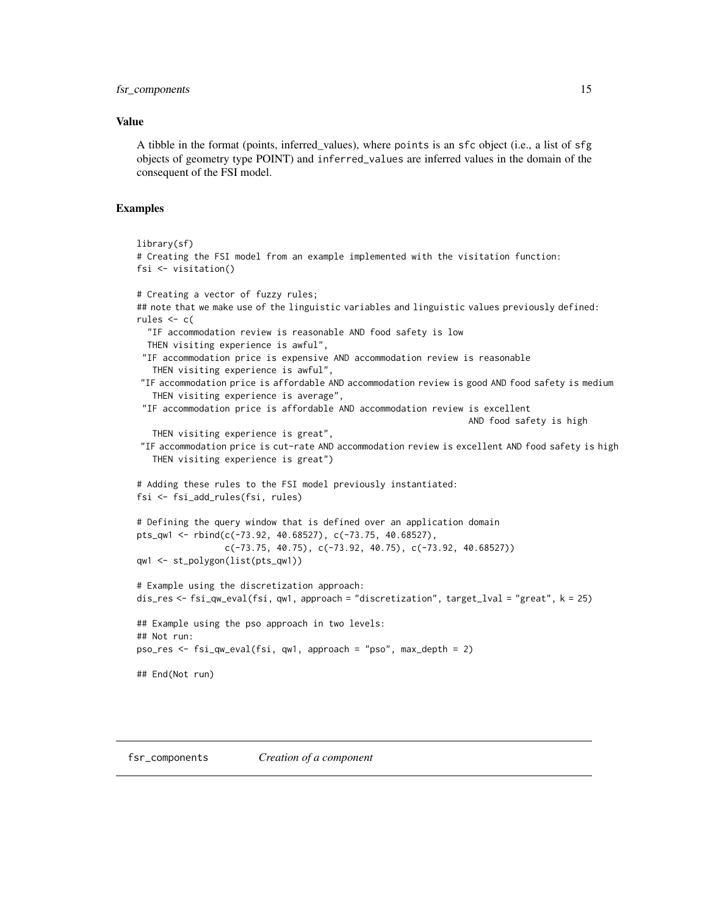### Value

A tibble in the format (points, inferred_values), where points is an sfc object (i.e., a list of sfg objects of geometry type POINT) and inferred_values are inferred values in the domain of the consequent of the FSI model.

### Examples

```
library(sf)
# Creating the FSI model from an example implemented with the visitation function:
fsi <- visitation()

# Creating a vector of fuzzy rules;
## note that we make use of the linguistic variables and linguistic values previously defined:
rules <- c(
  "IF accommodation review is reasonable AND food safety is low
  THEN visiting experience is awful",
 "IF accommodation price is expensive AND accommodation review is reasonable
   THEN visiting experience is awful",
 "IF accommodation price is affordable AND accommodation review is good AND food safety is medium
   THEN visiting experience is average",
 "IF accommodation price is affordable AND accommodation review is excellent
                                                              AND food safety is high
   THEN visiting experience is great",
 "IF accommodation price is cut-rate AND accommodation review is excellent AND food safety is high
   THEN visiting experience is great")

# Adding these rules to the FSI model previously instantiated:
fsi <- fsi_add_rules(fsi, rules)

# Defining the query window that is defined over an application domain
pts_qw1 <- rbind(c(-73.92, 40.68527), c(-73.75, 40.68527),
                 c(-73.75, 40.75), c(-73.92, 40.75), c(-73.92, 40.68527))
qw1 <- st_polygon(list(pts_qw1))

# Example using the discretization approach:
dis_res <- fsi_qw_eval(fsi, qw1, approach = "discretization", target_lval = "great", k = 25)

## Example using the pso approach in two levels:
## Not run:
pso_res <- fsi_qw_eval(fsi, qw1, approach = "pso", max_depth = 2)

## End(Not run)
```

---

## fsr_components — *Creation of a component*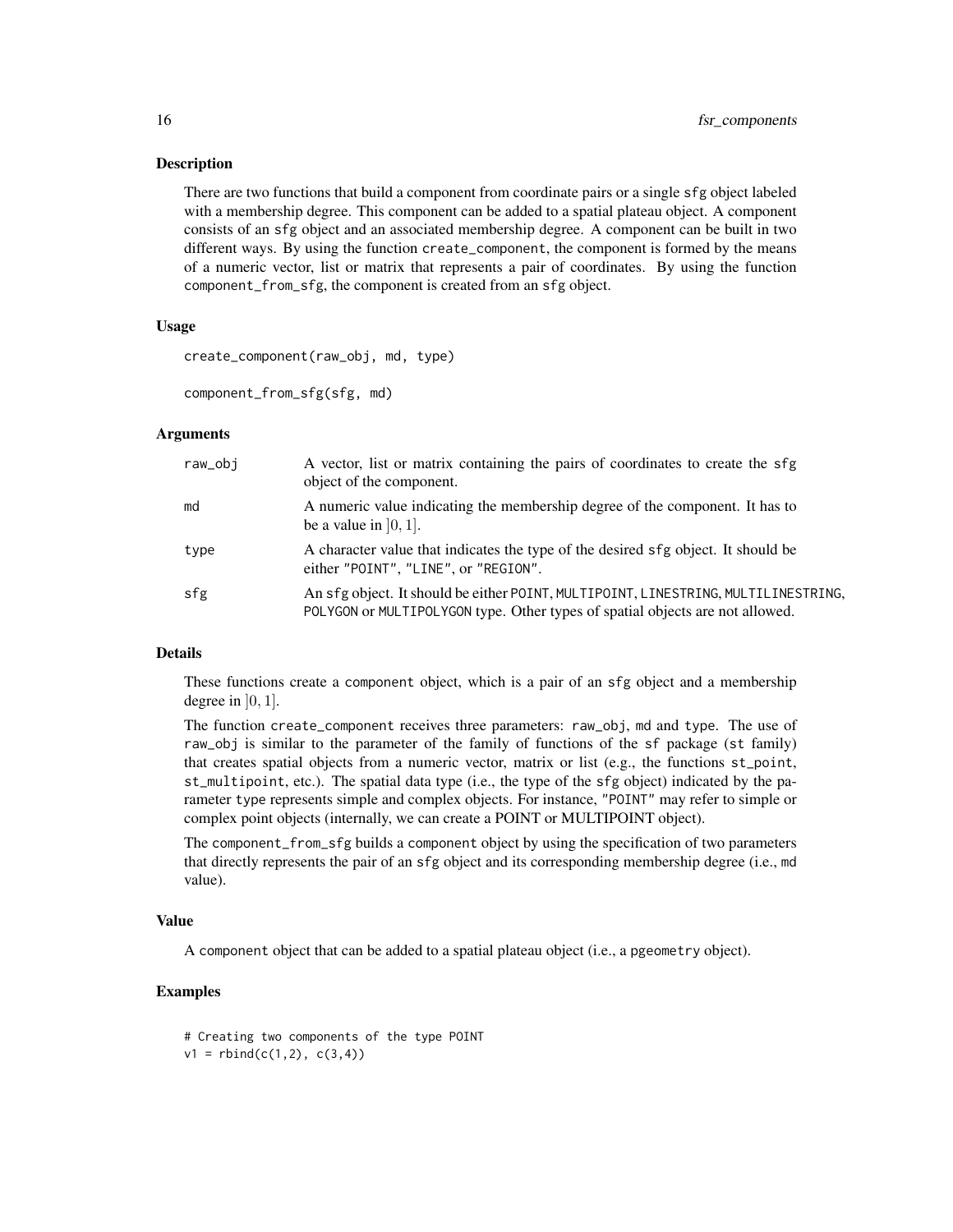## Description

There are two functions that build a component from coordinate pairs or a single sfg object labeled with a membership degree. This component can be added to a spatial plateau object. A component consists of an sfg object and an associated membership degree. A component can be built in two different ways. By using the function create_component, the component is formed by the means of a numeric vector, list or matrix that represents a pair of coordinates. By using the function component_from_sfg, the component is created from an sfg object.

## Usage

```
create_component(raw_obj, md, type)

component_from_sfg(sfg, md)
```

## Arguments

| | |
|---|---|
| raw_obj | A vector, list or matrix containing the pairs of coordinates to create the sfg object of the component. |
| md | A numeric value indicating the membership degree of the component. It has to be a value in $]0, 1]$. |
| type | A character value that indicates the type of the desired sfg object. It should be either "POINT", "LINE", or "REGION". |
| sfg | An sfg object. It should be either POINT, MULTIPOINT, LINESTRING, MULTILINESTRING, POLYGON or MULTIPOLYGON type. Other types of spatial objects are not allowed. |

## Details

These functions create a component object, which is a pair of an sfg object and a membership degree in $]0, 1]$.

The function create_component receives three parameters: raw_obj, md and type. The use of raw_obj is similar to the parameter of the family of functions of the sf package (st family) that creates spatial objects from a numeric vector, matrix or list (e.g., the functions st_point, st_multipoint, etc.). The spatial data type (i.e., the type of the sfg object) indicated by the parameter type represents simple and complex objects. For instance, "POINT" may refer to simple or complex point objects (internally, we can create a POINT or MULTIPOINT object).

The component_from_sfg builds a component object by using the specification of two parameters that directly represents the pair of an sfg object and its corresponding membership degree (i.e., md value).

## Value

A component object that can be added to a spatial plateau object (i.e., a pgeometry object).

## Examples

```
# Creating two components of the type POINT
v1 = rbind(c(1,2), c(3,4))
```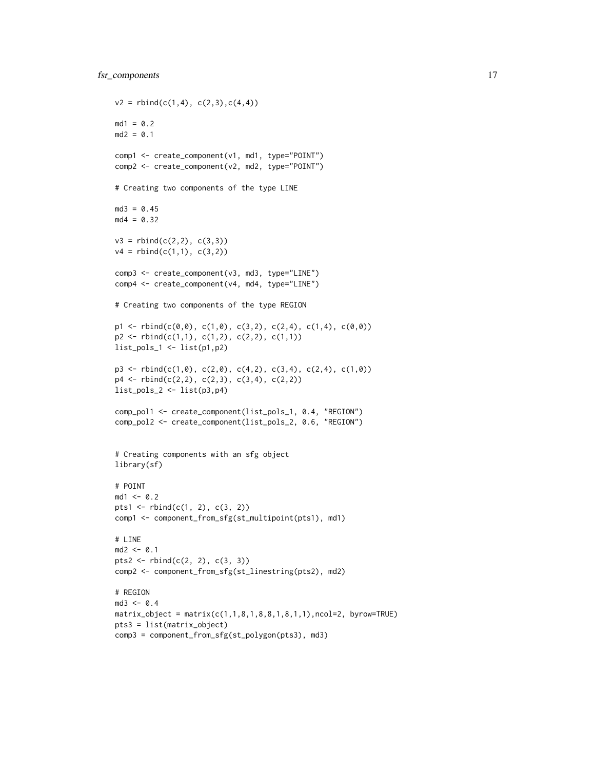```
v2 = rbind(c(1,4), c(2,3),c(4,4))

md1 = 0.2
md2 = 0.1

comp1 <- create_component(v1, md1, type="POINT")
comp2 <- create_component(v2, md2, type="POINT")

# Creating two components of the type LINE

md3 = 0.45
md4 = 0.32

v3 = rbind(c(2,2), c(3,3))
v4 = rbind(c(1,1), c(3,2))

comp3 <- create_component(v3, md3, type="LINE")
comp4 <- create_component(v4, md4, type="LINE")

# Creating two components of the type REGION

p1 <- rbind(c(0,0), c(1,0), c(3,2), c(2,4), c(1,4), c(0,0))
p2 <- rbind(c(1,1), c(1,2), c(2,2), c(1,1))
list_pols_1 <- list(p1,p2)

p3 <- rbind(c(1,0), c(2,0), c(4,2), c(3,4), c(2,4), c(1,0))
p4 <- rbind(c(2,2), c(2,3), c(3,4), c(2,2))
list_pols_2 <- list(p3,p4)

comp_pol1 <- create_component(list_pols_1, 0.4, "REGION")
comp_pol2 <- create_component(list_pols_2, 0.6, "REGION")


# Creating components with an sfg object
library(sf)

# POINT
md1 <- 0.2
pts1 <- rbind(c(1, 2), c(3, 2))
comp1 <- component_from_sfg(st_multipoint(pts1), md1)

# LINE
md2 <- 0.1
pts2 <- rbind(c(2, 2), c(3, 3))
comp2 <- component_from_sfg(st_linestring(pts2), md2)

# REGION
md3 <- 0.4
matrix_object = matrix(c(1,1,8,1,8,8,1,8,1,1),ncol=2, byrow=TRUE)
pts3 = list(matrix_object)
comp3 = component_from_sfg(st_polygon(pts3), md3)
```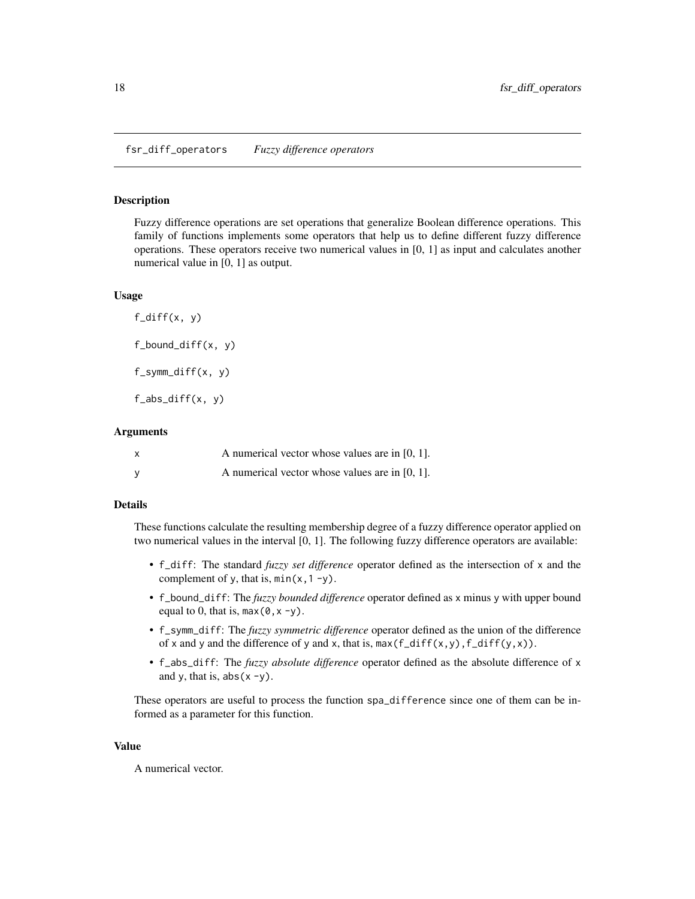fsr_diff_operators — *Fuzzy difference operators*

## Description

Fuzzy difference operations are set operations that generalize Boolean difference operations. This family of functions implements some operators that help us to define different fuzzy difference operations. These operators receive two numerical values in [0, 1] as input and calculates another numerical value in [0, 1] as output.

## Usage

```
f_diff(x, y)

f_bound_diff(x, y)

f_symm_diff(x, y)

f_abs_diff(x, y)
```

## Arguments

| | |
|---|---|
| x | A numerical vector whose values are in [0, 1]. |
| y | A numerical vector whose values are in [0, 1]. |

## Details

These functions calculate the resulting membership degree of a fuzzy difference operator applied on two numerical values in the interval [0, 1]. The following fuzzy difference operators are available:

- `f_diff`: The standard *fuzzy set difference* operator defined as the intersection of `x` and the complement of `y`, that is, `min(x, 1 - y)`.
- `f_bound_diff`: The *fuzzy bounded difference* operator defined as `x` minus `y` with upper bound equal to 0, that is, `max(0, x - y)`.
- `f_symm_diff`: The *fuzzy symmetric difference* operator defined as the union of the difference of `x` and `y` and the difference of `y` and `x`, that is, `max(f_diff(x, y), f_diff(y, x))`.
- `f_abs_diff`: The *fuzzy absolute difference* operator defined as the absolute difference of `x` and `y`, that is, `abs(x - y)`.

These operators are useful to process the function `spa_difference` since one of them can be informed as a parameter for this function.

## Value

A numerical vector.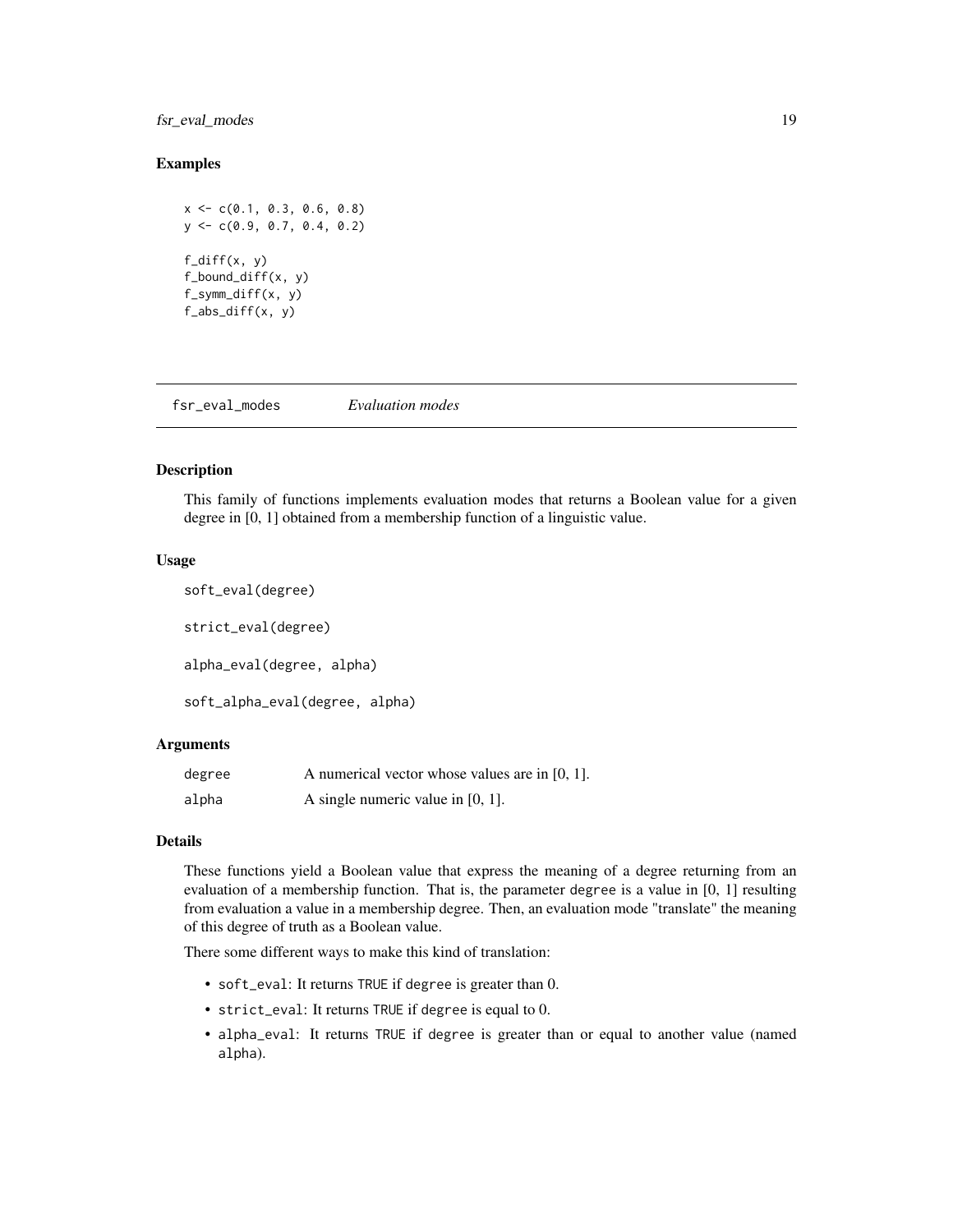### Examples

```
x <- c(0.1, 0.3, 0.6, 0.8)
y <- c(0.9, 0.7, 0.4, 0.2)

f_diff(x, y)
f_bound_diff(x, y)
f_symm_diff(x, y)
f_abs_diff(x, y)
```

---

## fsr_eval_modes *Evaluation modes*

---

### Description

This family of functions implements evaluation modes that returns a Boolean value for a given degree in [0, 1] obtained from a membership function of a linguistic value.

### Usage

```
soft_eval(degree)

strict_eval(degree)

alpha_eval(degree, alpha)

soft_alpha_eval(degree, alpha)
```

### Arguments

| | |
|---|---|
| `degree` | A numerical vector whose values are in [0, 1]. |
| `alpha` | A single numeric value in [0, 1]. |

### Details

These functions yield a Boolean value that express the meaning of a degree returning from an evaluation of a membership function. That is, the parameter `degree` is a value in [0, 1] resulting from evaluation a value in a membership degree. Then, an evaluation mode "translate" the meaning of this degree of truth as a Boolean value.

There some different ways to make this kind of translation:

- `soft_eval`: It returns `TRUE` if `degree` is greater than 0.
- `strict_eval`: It returns `TRUE` if `degree` is equal to 0.
- `alpha_eval`: It returns `TRUE` if `degree` is greater than or equal to another value (named `alpha`).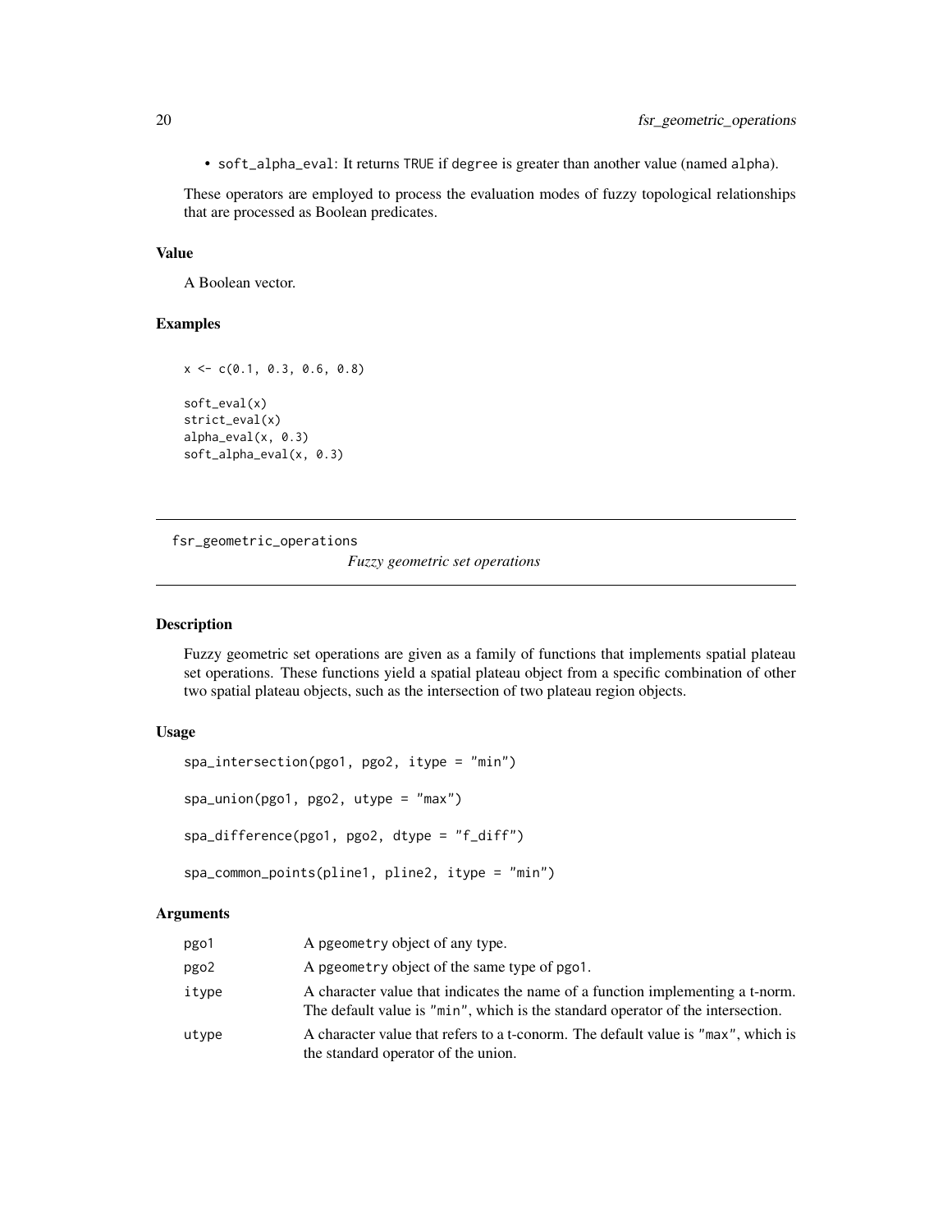- `soft_alpha_eval`: It returns `TRUE` if `degree` is greater than another value (named `alpha`).

These operators are employed to process the evaluation modes of fuzzy topological relationships that are processed as Boolean predicates.

### Value

A Boolean vector.

### Examples

```
x <- c(0.1, 0.3, 0.6, 0.8)

soft_eval(x)
strict_eval(x)
alpha_eval(x, 0.3)
soft_alpha_eval(x, 0.3)
```

---

## fsr_geometric_operations — *Fuzzy geometric set operations*

### Description

Fuzzy geometric set operations are given as a family of functions that implements spatial plateau set operations. These functions yield a spatial plateau object from a specific combination of other two spatial plateau objects, such as the intersection of two plateau region objects.

### Usage

```
spa_intersection(pgo1, pgo2, itype = "min")

spa_union(pgo1, pgo2, utype = "max")

spa_difference(pgo1, pgo2, dtype = "f_diff")

spa_common_points(pline1, pline2, itype = "min")
```

### Arguments

| | |
|---|---|
| `pgo1` | A `pgeometry` object of any type. |
| `pgo2` | A `pgeometry` object of the same type of `pgo1`. |
| `itype` | A character value that indicates the name of a function implementing a t-norm. The default value is `"min"`, which is the standard operator of the intersection. |
| `utype` | A character value that refers to a t-conorm. The default value is `"max"`, which is the standard operator of the union. |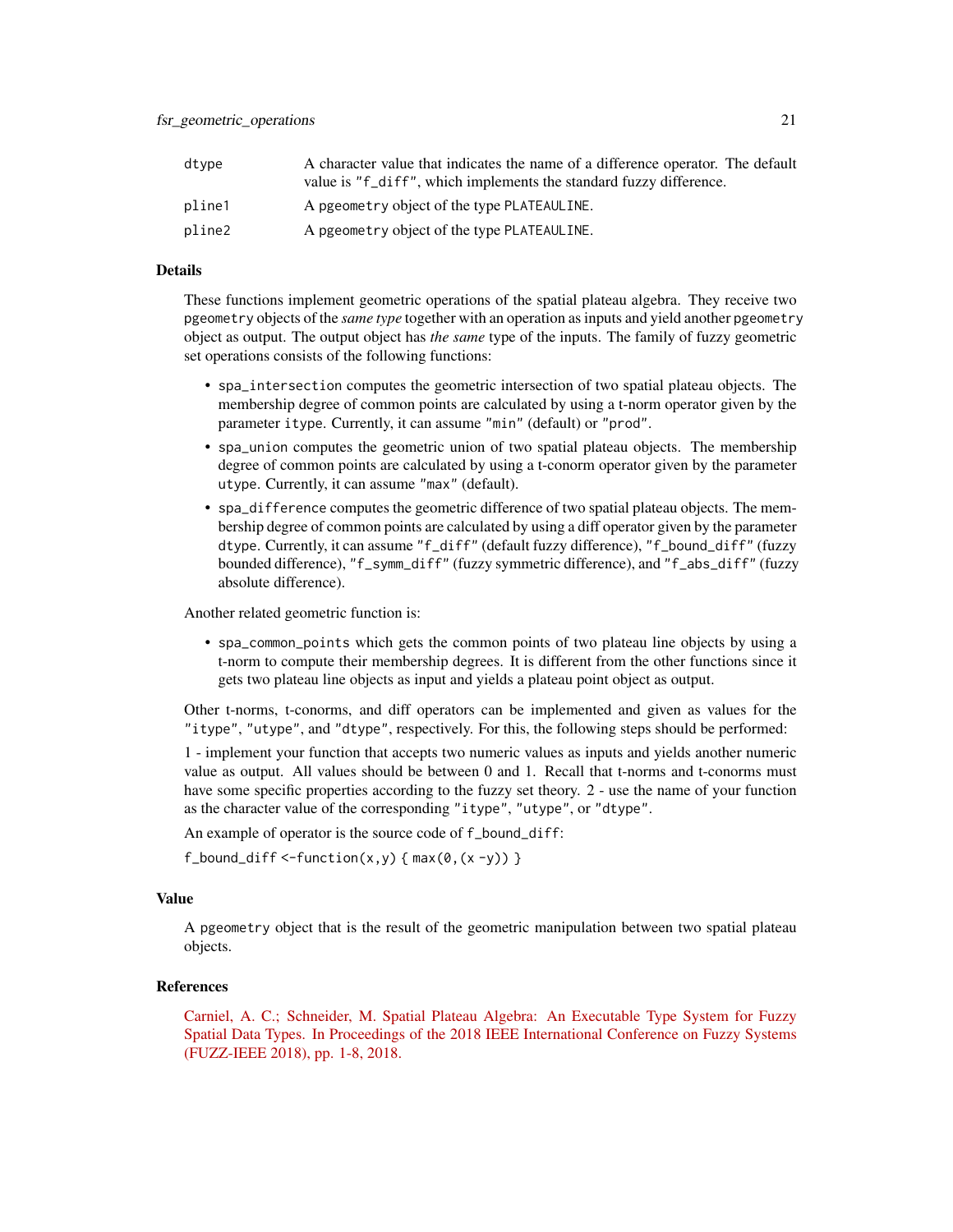| | |
|---|---|
| dtype | A character value that indicates the name of a difference operator. The default value is "f_diff", which implements the standard fuzzy difference. |
| pline1 | A pgeometry object of the type PLATEAULINE. |
| pline2 | A pgeometry object of the type PLATEAULINE. |

## Details

These functions implement geometric operations of the spatial plateau algebra. They receive two pgeometry objects of the *same type* together with an operation as inputs and yield another pgeometry object as output. The output object has *the same* type of the inputs. The family of fuzzy geometric set operations consists of the following functions:

- spa_intersection computes the geometric intersection of two spatial plateau objects. The membership degree of common points are calculated by using a t-norm operator given by the parameter itype. Currently, it can assume "min" (default) or "prod".
- spa_union computes the geometric union of two spatial plateau objects. The membership degree of common points are calculated by using a t-conorm operator given by the parameter utype. Currently, it can assume "max" (default).
- spa_difference computes the geometric difference of two spatial plateau objects. The membership degree of common points are calculated by using a diff operator given by the parameter dtype. Currently, it can assume "f_diff" (default fuzzy difference), "f_bound_diff" (fuzzy bounded difference), "f_symm_diff" (fuzzy symmetric difference), and "f_abs_diff" (fuzzy absolute difference).

Another related geometric function is:

- spa_common_points which gets the common points of two plateau line objects by using a t-norm to compute their membership degrees. It is different from the other functions since it gets two plateau line objects as input and yields a plateau point object as output.

Other t-norms, t-conorms, and diff operators can be implemented and given as values for the "itype", "utype", and "dtype", respectively. For this, the following steps should be performed:

1 - implement your function that accepts two numeric values as inputs and yields another numeric value as output. All values should be between 0 and 1. Recall that t-norms and t-conorms must have some specific properties according to the fuzzy set theory. 2 - use the name of your function as the character value of the corresponding "itype", "utype", or "dtype".

An example of operator is the source code of f_bound_diff:

```
f_bound_diff <-function(x,y) { max(0,(x -y)) }
```

## Value

A pgeometry object that is the result of the geometric manipulation between two spatial plateau objects.

## References

Carniel, A. C.; Schneider, M. Spatial Plateau Algebra: An Executable Type System for Fuzzy Spatial Data Types. In Proceedings of the 2018 IEEE International Conference on Fuzzy Systems (FUZZ-IEEE 2018), pp. 1-8, 2018.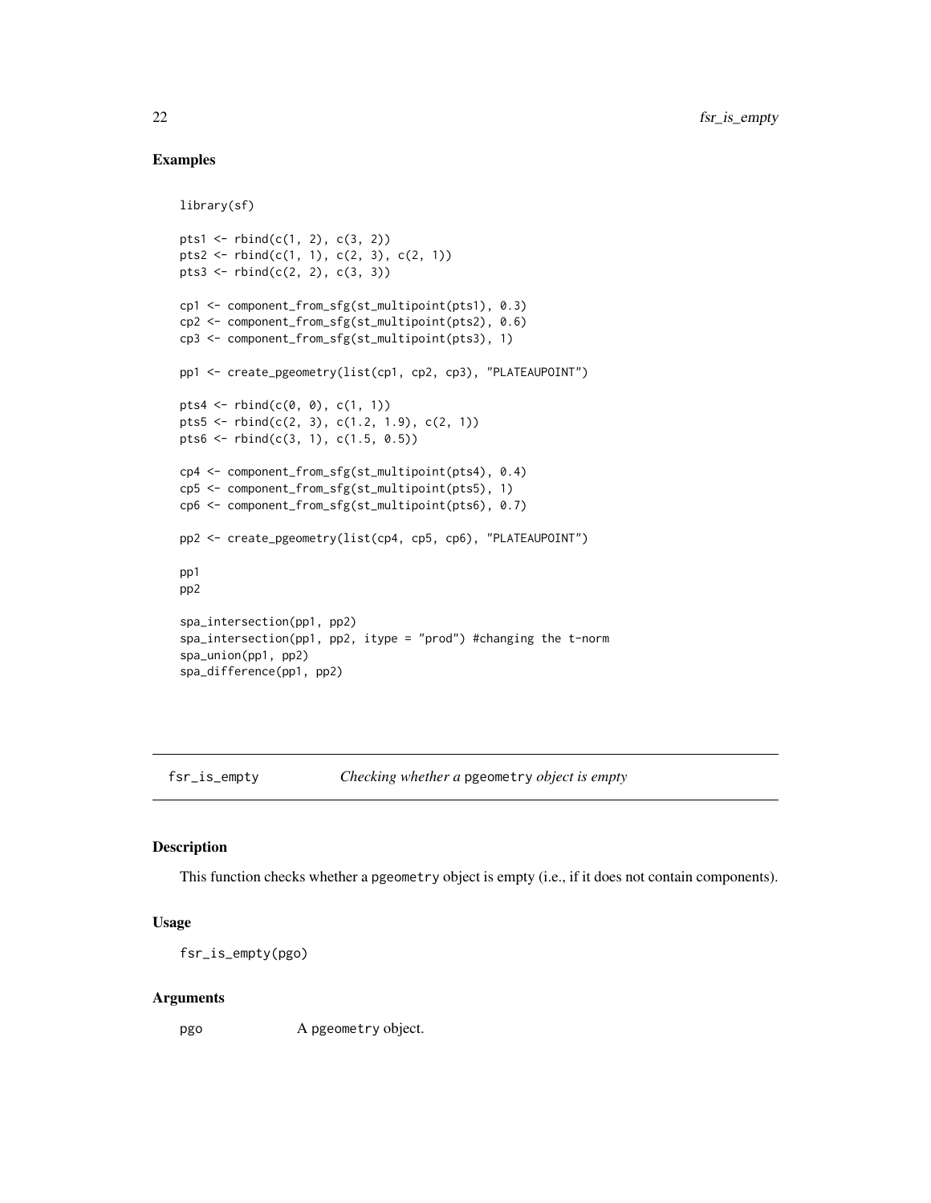## Examples

```
library(sf)

pts1 <- rbind(c(1, 2), c(3, 2))
pts2 <- rbind(c(1, 1), c(2, 3), c(2, 1))
pts3 <- rbind(c(2, 2), c(3, 3))

cp1 <- component_from_sfg(st_multipoint(pts1), 0.3)
cp2 <- component_from_sfg(st_multipoint(pts2), 0.6)
cp3 <- component_from_sfg(st_multipoint(pts3), 1)

pp1 <- create_pgeometry(list(cp1, cp2, cp3), "PLATEAUPOINT")

pts4 <- rbind(c(0, 0), c(1, 1))
pts5 <- rbind(c(2, 3), c(1.2, 1.9), c(2, 1))
pts6 <- rbind(c(3, 1), c(1.5, 0.5))

cp4 <- component_from_sfg(st_multipoint(pts4), 0.4)
cp5 <- component_from_sfg(st_multipoint(pts5), 1)
cp6 <- component_from_sfg(st_multipoint(pts6), 0.7)

pp2 <- create_pgeometry(list(cp4, cp5, cp6), "PLATEAUPOINT")

pp1
pp2

spa_intersection(pp1, pp2)
spa_intersection(pp1, pp2, itype = "prod") #changing the t-norm
spa_union(pp1, pp2)
spa_difference(pp1, pp2)
```

---

# fsr_is_empty — *Checking whether a* pgeometry *object is empty*

## Description

This function checks whether a pgeometry object is empty (i.e., if it does not contain components).

## Usage

```
fsr_is_empty(pgo)
```

## Arguments

| | |
|---|---|
| pgo | A pgeometry object. |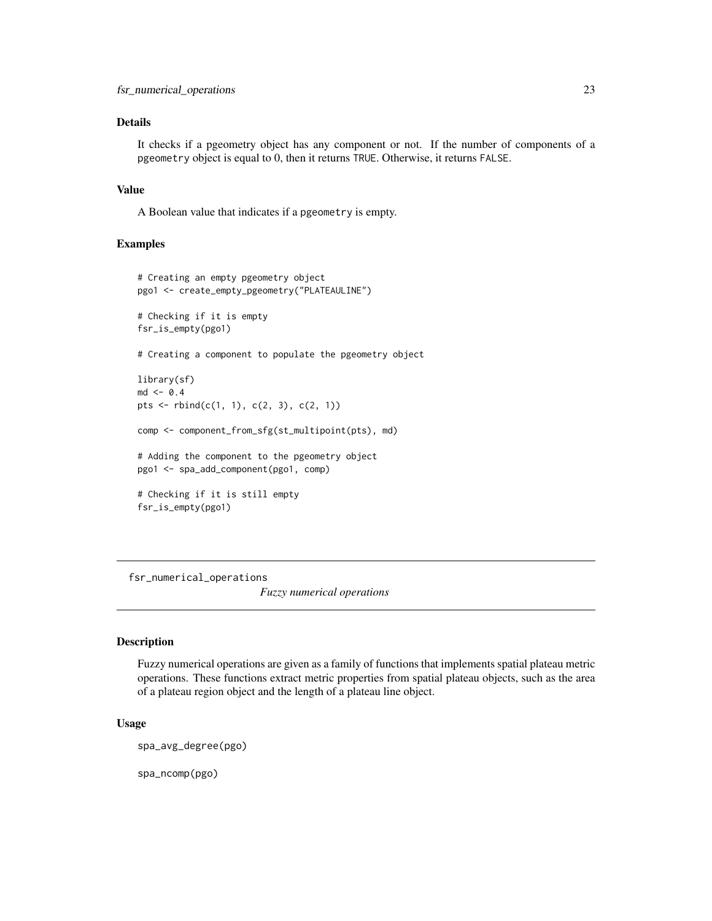## Details

It checks if a pgeometry object has any component or not. If the number of components of a `pgeometry` object is equal to 0, then it returns `TRUE`. Otherwise, it returns `FALSE`.

## Value

A Boolean value that indicates if a `pgeometry` is empty.

## Examples

```
# Creating an empty pgeometry object
pgo1 <- create_empty_pgeometry("PLATEAULINE")

# Checking if it is empty
fsr_is_empty(pgo1)

# Creating a component to populate the pgeometry object

library(sf)
md <- 0.4
pts <- rbind(c(1, 1), c(2, 3), c(2, 1))

comp <- component_from_sfg(st_multipoint(pts), md)

# Adding the component to the pgeometry object
pgo1 <- spa_add_component(pgo1, comp)

# Checking if it is still empty
fsr_is_empty(pgo1)
```

---

# fsr_numerical_operations

*Fuzzy numerical operations*

## Description

Fuzzy numerical operations are given as a family of functions that implements spatial plateau metric operations. These functions extract metric properties from spatial plateau objects, such as the area of a plateau region object and the length of a plateau line object.

## Usage

```
spa_avg_degree(pgo)

spa_ncomp(pgo)
```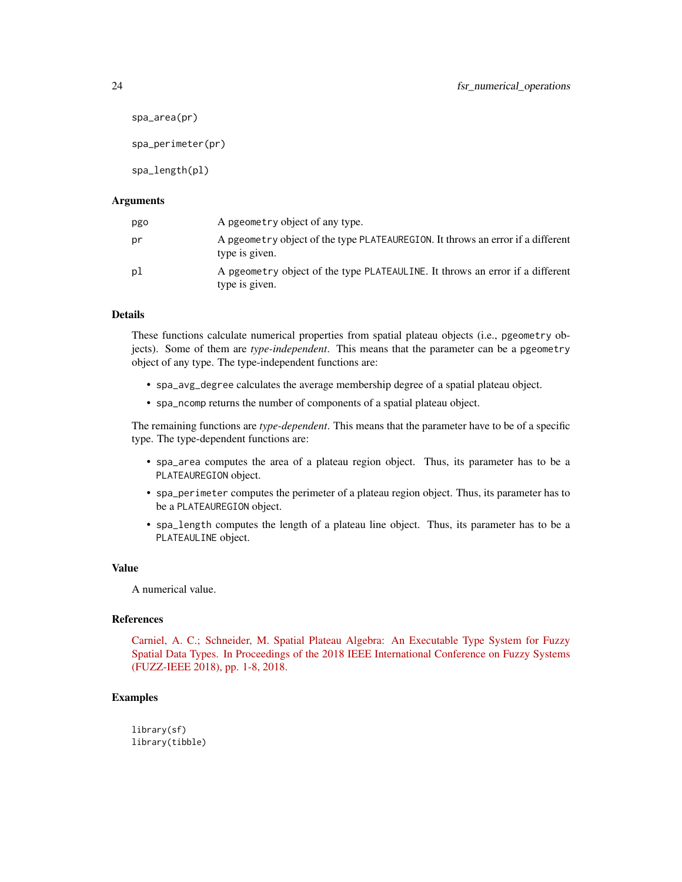```
spa_area(pr)

spa_perimeter(pr)

spa_length(pl)
```

## Arguments

| | |
|---|---|
| pgo | A pgeometry object of any type. |
| pr | A pgeometry object of the type PLATEAUREGION. It throws an error if a different type is given. |
| pl | A pgeometry object of the type PLATEAULINE. It throws an error if a different type is given. |

## Details

These functions calculate numerical properties from spatial plateau objects (i.e., pgeometry objects). Some of them are *type-independent*. This means that the parameter can be a pgeometry object of any type. The type-independent functions are:

- spa_avg_degree calculates the average membership degree of a spatial plateau object.
- spa_ncomp returns the number of components of a spatial plateau object.

The remaining functions are *type-dependent*. This means that the parameter have to be of a specific type. The type-dependent functions are:

- spa_area computes the area of a plateau region object. Thus, its parameter has to be a PLATEAUREGION object.
- spa_perimeter computes the perimeter of a plateau region object. Thus, its parameter has to be a PLATEAUREGION object.
- spa_length computes the length of a plateau line object. Thus, its parameter has to be a PLATEAULINE object.

## Value

A numerical value.

## References

Carniel, A. C.; Schneider, M. Spatial Plateau Algebra: An Executable Type System for Fuzzy Spatial Data Types. In Proceedings of the 2018 IEEE International Conference on Fuzzy Systems (FUZZ-IEEE 2018), pp. 1-8, 2018.

## Examples

```
library(sf)
library(tibble)
```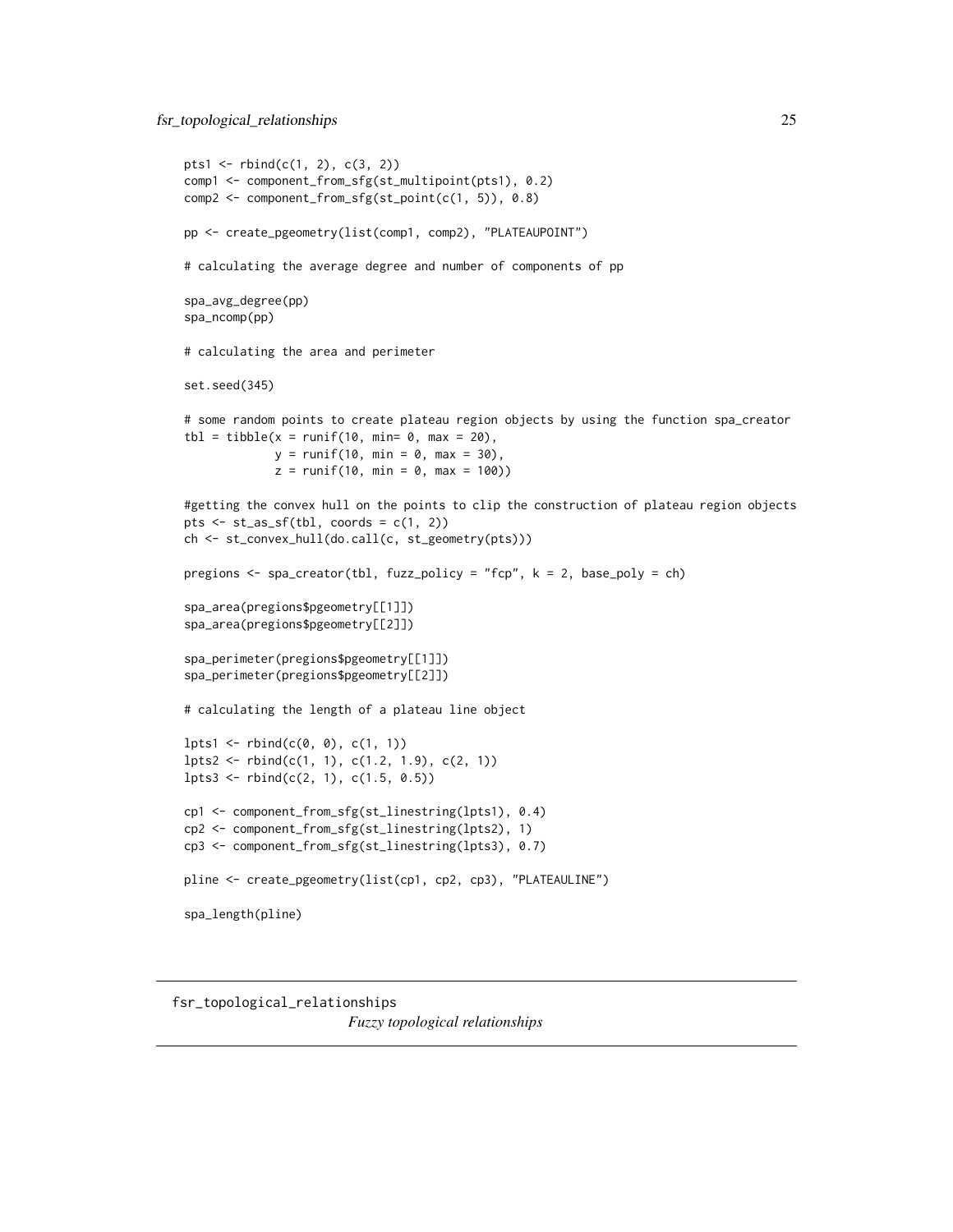```
pts1 <- rbind(c(1, 2), c(3, 2))
comp1 <- component_from_sfg(st_multipoint(pts1), 0.2)
comp2 <- component_from_sfg(st_point(c(1, 5)), 0.8)

pp <- create_pgeometry(list(comp1, comp2), "PLATEAUPOINT")

# calculating the average degree and number of components of pp

spa_avg_degree(pp)
spa_ncomp(pp)

# calculating the area and perimeter

set.seed(345)

# some random points to create plateau region objects by using the function spa_creator
tbl = tibble(x = runif(10, min= 0, max = 20),
             y = runif(10, min = 0, max = 30),
             z = runif(10, min = 0, max = 100))

#getting the convex hull on the points to clip the construction of plateau region objects
pts <- st_as_sf(tbl, coords = c(1, 2))
ch <- st_convex_hull(do.call(c, st_geometry(pts)))

pregions <- spa_creator(tbl, fuzz_policy = "fcp", k = 2, base_poly = ch)

spa_area(pregions$pgeometry[[1]])
spa_area(pregions$pgeometry[[2]])

spa_perimeter(pregions$pgeometry[[1]])
spa_perimeter(pregions$pgeometry[[2]])

# calculating the length of a plateau line object

lpts1 <- rbind(c(0, 0), c(1, 1))
lpts2 <- rbind(c(1, 1), c(1.2, 1.9), c(2, 1))
lpts3 <- rbind(c(2, 1), c(1.5, 0.5))

cp1 <- component_from_sfg(st_linestring(lpts1), 0.4)
cp2 <- component_from_sfg(st_linestring(lpts2), 1)
cp3 <- component_from_sfg(st_linestring(lpts3), 0.7)

pline <- create_pgeometry(list(cp1, cp2, cp3), "PLATEAULINE")

spa_length(pline)
```

---

## fsr_topological_relationships

*Fuzzy topological relationships*

---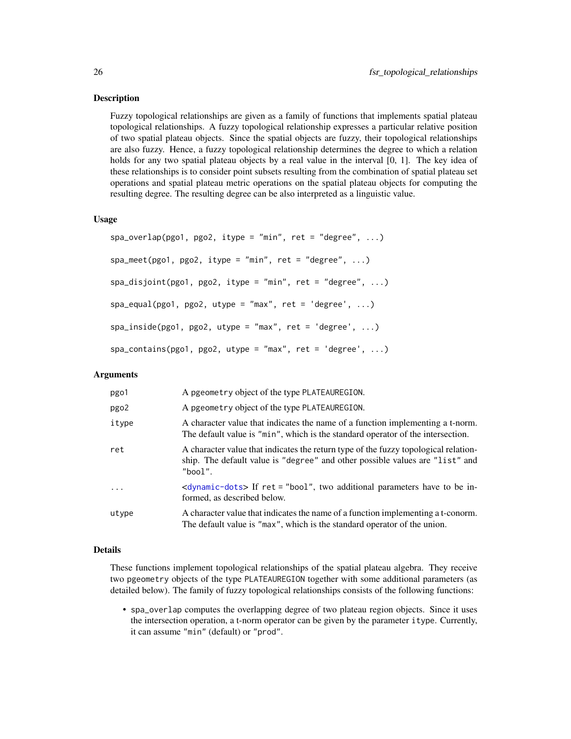## Description

Fuzzy topological relationships are given as a family of functions that implements spatial plateau topological relationships. A fuzzy topological relationship expresses a particular relative position of two spatial plateau objects. Since the spatial objects are fuzzy, their topological relationships are also fuzzy. Hence, a fuzzy topological relationship determines the degree to which a relation holds for any two spatial plateau objects by a real value in the interval [0, 1]. The key idea of these relationships is to consider point subsets resulting from the combination of spatial plateau set operations and spatial plateau metric operations on the spatial plateau objects for computing the resulting degree. The resulting degree can be also interpreted as a linguistic value.

## Usage

```
spa_overlap(pgo1, pgo2, itype = "min", ret = "degree", ...)

spa_meet(pgo1, pgo2, itype = "min", ret = "degree", ...)

spa_disjoint(pgo1, pgo2, itype = "min", ret = "degree", ...)

spa_equal(pgo1, pgo2, utype = "max", ret = 'degree', ...)

spa_inside(pgo1, pgo2, utype = "max", ret = 'degree', ...)

spa_contains(pgo1, pgo2, utype = "max", ret = 'degree', ...)
```

## Arguments

| | |
|---|---|
| `pgo1` | A `pgeometry` object of the type `PLATEAUREGION`. |
| `pgo2` | A `pgeometry` object of the type `PLATEAUREGION`. |
| `itype` | A character value that indicates the name of a function implementing a t-norm. The default value is `"min"`, which is the standard operator of the intersection. |
| `ret` | A character value that indicates the return type of the fuzzy topological relationship. The default value is `"degree"` and other possible values are `"list"` and `"bool"`. |
| `...` | <dynamic-dots> If `ret = "bool"`, two additional parameters have to be informed, as described below. |
| `utype` | A character value that indicates the name of a function implementing a t-conorm. The default value is `"max"`, which is the standard operator of the union. |

## Details

These functions implement topological relationships of the spatial plateau algebra. They receive two `pgeometry` objects of the type `PLATEAUREGION` together with some additional parameters (as detailed below). The family of fuzzy topological relationships consists of the following functions:

- `spa_overlap` computes the overlapping degree of two plateau region objects. Since it uses the intersection operation, a t-norm operator can be given by the parameter `itype`. Currently, it can assume `"min"` (default) or `"prod"`.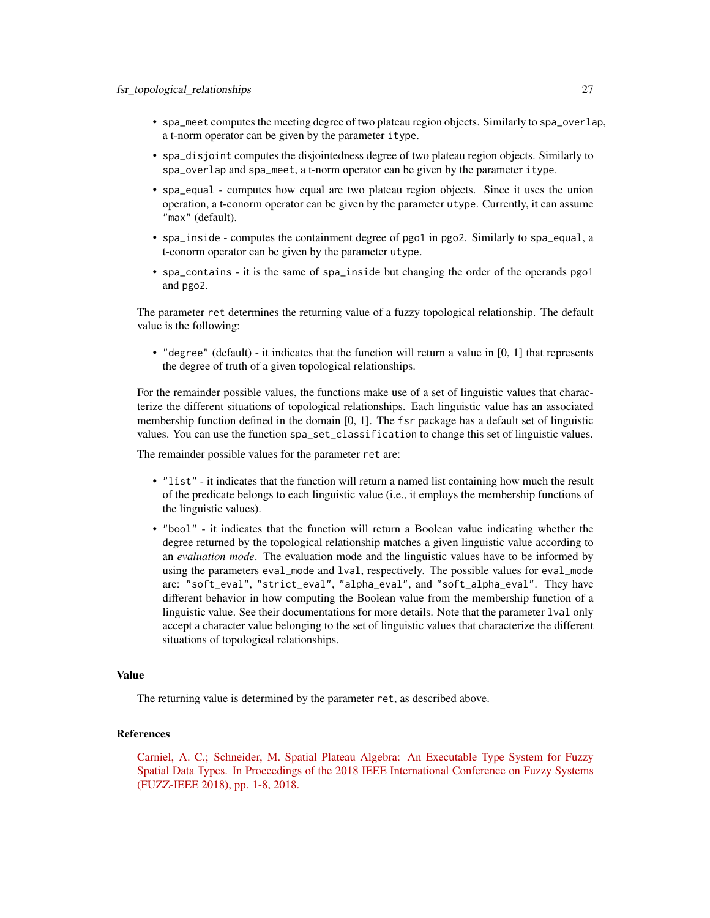- `spa_meet` computes the meeting degree of two plateau region objects. Similarly to `spa_overlap`, a t-norm operator can be given by the parameter `itype`.
- `spa_disjoint` computes the disjointedness degree of two plateau region objects. Similarly to `spa_overlap` and `spa_meet`, a t-norm operator can be given by the parameter `itype`.
- `spa_equal` - computes how equal are two plateau region objects. Since it uses the union operation, a t-conorm operator can be given by the parameter `utype`. Currently, it can assume `"max"` (default).
- `spa_inside` - computes the containment degree of `pgo1` in `pgo2`. Similarly to `spa_equal`, a t-conorm operator can be given by the parameter `utype`.
- `spa_contains` - it is the same of `spa_inside` but changing the order of the operands `pgo1` and `pgo2`.

The parameter `ret` determines the returning value of a fuzzy topological relationship. The default value is the following:

- `"degree"` (default) - it indicates that the function will return a value in [0, 1] that represents the degree of truth of a given topological relationships.

For the remainder possible values, the functions make use of a set of linguistic values that characterize the different situations of topological relationships. Each linguistic value has an associated membership function defined in the domain [0, 1]. The `fsr` package has a default set of linguistic values. You can use the function `spa_set_classification` to change this set of linguistic values.

The remainder possible values for the parameter `ret` are:

- `"list"` - it indicates that the function will return a named list containing how much the result of the predicate belongs to each linguistic value (i.e., it employs the membership functions of the linguistic values).
- `"bool"` - it indicates that the function will return a Boolean value indicating whether the degree returned by the topological relationship matches a given linguistic value according to an *evaluation mode*. The evaluation mode and the linguistic values have to be informed by using the parameters `eval_mode` and `lval`, respectively. The possible values for `eval_mode` are: `"soft_eval"`, `"strict_eval"`, `"alpha_eval"`, and `"soft_alpha_eval"`. They have different behavior in how computing the Boolean value from the membership function of a linguistic value. See their documentations for more details. Note that the parameter `lval` only accept a character value belonging to the set of linguistic values that characterize the different situations of topological relationships.

## Value

The returning value is determined by the parameter `ret`, as described above.

## References

Carniel, A. C.; Schneider, M. Spatial Plateau Algebra: An Executable Type System for Fuzzy Spatial Data Types. In Proceedings of the 2018 IEEE International Conference on Fuzzy Systems (FUZZ-IEEE 2018), pp. 1-8, 2018.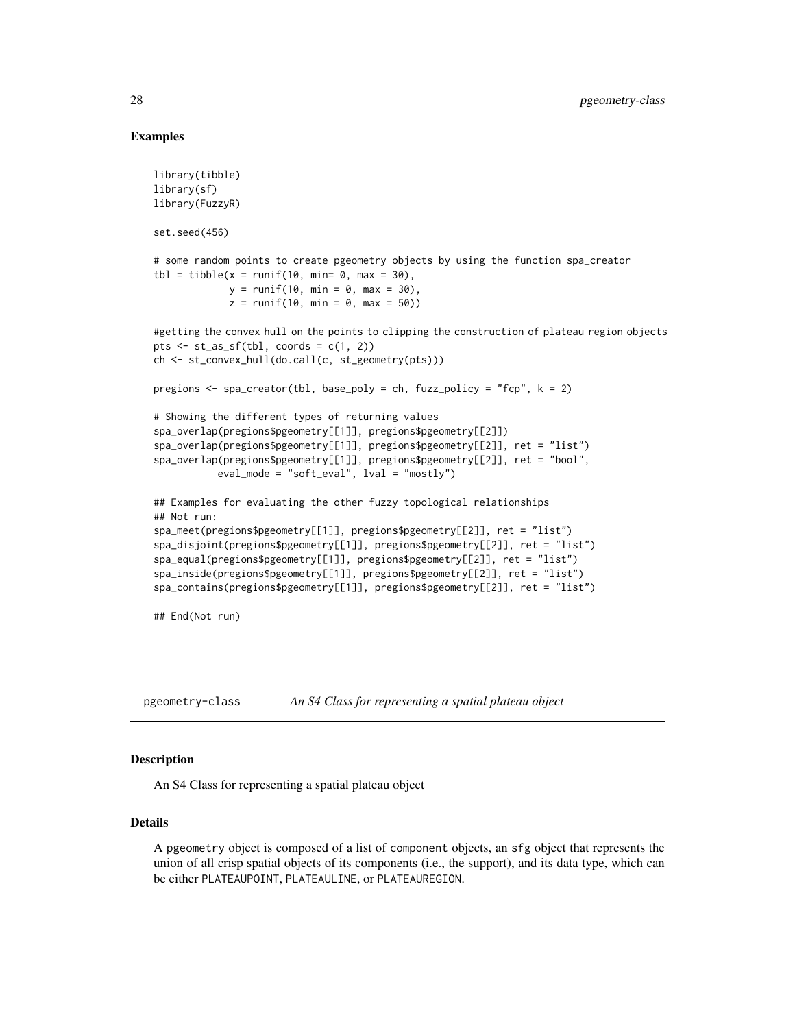## Examples

```
library(tibble)
library(sf)
library(FuzzyR)

set.seed(456)

# some random points to create pgeometry objects by using the function spa_creator
tbl = tibble(x = runif(10, min= 0, max = 30),
             y = runif(10, min = 0, max = 30),
             z = runif(10, min = 0, max = 50))

#getting the convex hull on the points to clipping the construction of plateau region objects
pts <- st_as_sf(tbl, coords = c(1, 2))
ch <- st_convex_hull(do.call(c, st_geometry(pts)))

pregions <- spa_creator(tbl, base_poly = ch, fuzz_policy = "fcp", k = 2)

# Showing the different types of returning values
spa_overlap(pregions$pgeometry[[1]], pregions$pgeometry[[2]])
spa_overlap(pregions$pgeometry[[1]], pregions$pgeometry[[2]], ret = "list")
spa_overlap(pregions$pgeometry[[1]], pregions$pgeometry[[2]], ret = "bool",
           eval_mode = "soft_eval", lval = "mostly")

## Examples for evaluating the other fuzzy topological relationships
## Not run:
spa_meet(pregions$pgeometry[[1]], pregions$pgeometry[[2]], ret = "list")
spa_disjoint(pregions$pgeometry[[1]], pregions$pgeometry[[2]], ret = "list")
spa_equal(pregions$pgeometry[[1]], pregions$pgeometry[[2]], ret = "list")
spa_inside(pregions$pgeometry[[1]], pregions$pgeometry[[2]], ret = "list")
spa_contains(pregions$pgeometry[[1]], pregions$pgeometry[[2]], ret = "list")

## End(Not run)
```

---

# pgeometry-class *An S4 Class for representing a spatial plateau object*

---

## Description

An S4 Class for representing a spatial plateau object

## Details

A pgeometry object is composed of a list of component objects, an sfg object that represents the union of all crisp spatial objects of its components (i.e., the support), and its data type, which can be either PLATEAUPOINT, PLATEAULINE, or PLATEAUREGION.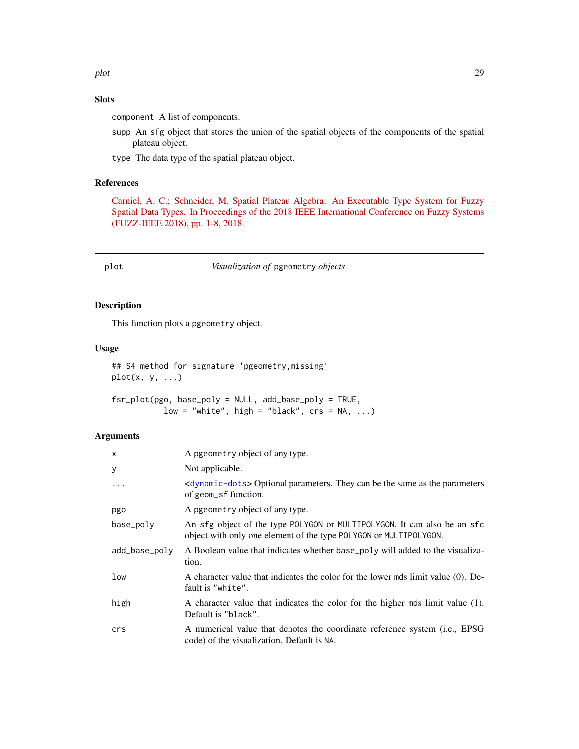### Slots

`component` A list of components.

`supp` An `sfg` object that stores the union of the spatial objects of the components of the spatial plateau object.

`type` The data type of the spatial plateau object.

### References

Carniel, A. C.; Schneider, M. Spatial Plateau Algebra: An Executable Type System for Fuzzy Spatial Data Types. In Proceedings of the 2018 IEEE International Conference on Fuzzy Systems (FUZZ-IEEE 2018), pp. 1-8, 2018.

---

## plot — *Visualization of* `pgeometry` *objects*

### Description

This function plots a `pgeometry` object.

### Usage

```
## S4 method for signature 'pgeometry,missing'
plot(x, y, ...)

fsr_plot(pgo, base_poly = NULL, add_base_poly = TRUE,
          low = "white", high = "black", crs = NA, ...)
```

### Arguments

| | |
|---|---|
| `x` | A `pgeometry` object of any type. |
| `y` | Not applicable. |
| `...` | <dynamic-dots> Optional parameters. They can be the same as the parameters of `geom_sf` function. |
| `pgo` | A `pgeometry` object of any type. |
| `base_poly` | An `sfg` object of the type `POLYGON` or `MULTIPOLYGON`. It can also be an `sfc` object with only one element of the type `POLYGON` or `MULTIPOLYGON`. |
| `add_base_poly` | A Boolean value that indicates whether `base_poly` will added to the visualization. |
| `low` | A character value that indicates the color for the lower `mds` limit value (0). Default is `"white"`. |
| `high` | A character value that indicates the color for the higher `mds` limit value (1). Default is `"black"`. |
| `crs` | A numerical value that denotes the coordinate reference system (i.e., EPSG code) of the visualization. Default is `NA`. |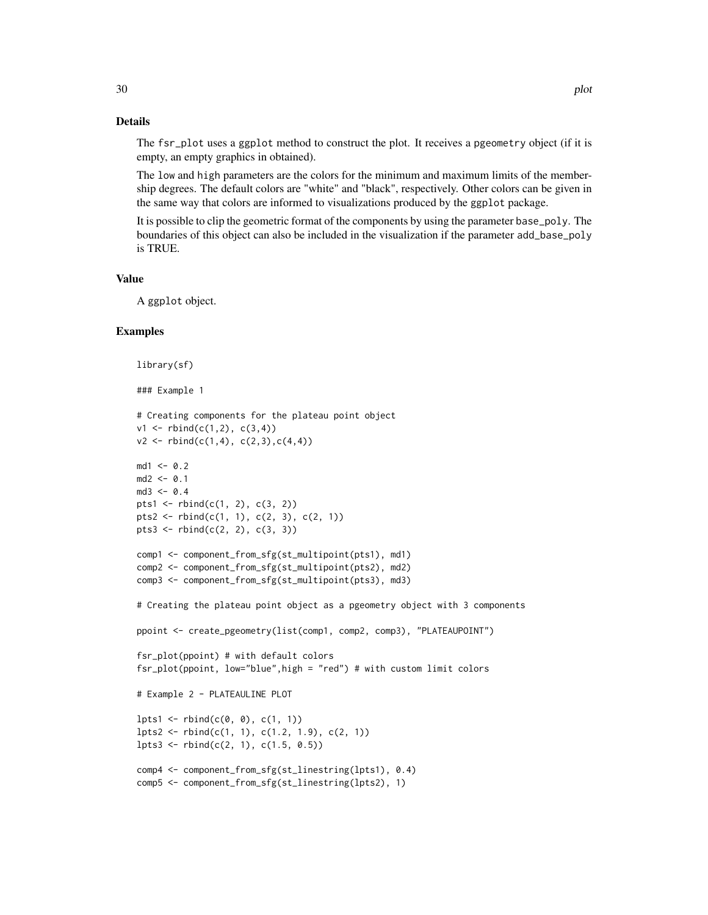## Details

The `fsr_plot` uses a `ggplot` method to construct the plot. It receives a `pgeometry` object (if it is empty, an empty graphics in obtained).

The `low` and `high` parameters are the colors for the minimum and maximum limits of the membership degrees. The default colors are "white" and "black", respectively. Other colors can be given in the same way that colors are informed to visualizations produced by the `ggplot` package.

It is possible to clip the geometric format of the components by using the parameter `base_poly`. The boundaries of this object can also be included in the visualization if the parameter `add_base_poly` is TRUE.

## Value

A `ggplot` object.

## Examples

```
library(sf)

### Example 1

# Creating components for the plateau point object
v1 <- rbind(c(1,2), c(3,4))
v2 <- rbind(c(1,4), c(2,3),c(4,4))

md1 <- 0.2
md2 <- 0.1
md3 <- 0.4
pts1 <- rbind(c(1, 2), c(3, 2))
pts2 <- rbind(c(1, 1), c(2, 3), c(2, 1))
pts3 <- rbind(c(2, 2), c(3, 3))

comp1 <- component_from_sfg(st_multipoint(pts1), md1)
comp2 <- component_from_sfg(st_multipoint(pts2), md2)
comp3 <- component_from_sfg(st_multipoint(pts3), md3)

# Creating the plateau point object as a pgeometry object with 3 components

ppoint <- create_pgeometry(list(comp1, comp2, comp3), "PLATEAUPOINT")

fsr_plot(ppoint) # with default colors
fsr_plot(ppoint, low="blue",high = "red") # with custom limit colors

# Example 2 - PLATEAULINE PLOT

lpts1 <- rbind(c(0, 0), c(1, 1))
lpts2 <- rbind(c(1, 1), c(1.2, 1.9), c(2, 1))
lpts3 <- rbind(c(2, 1), c(1.5, 0.5))

comp4 <- component_from_sfg(st_linestring(lpts1), 0.4)
comp5 <- component_from_sfg(st_linestring(lpts2), 1)
```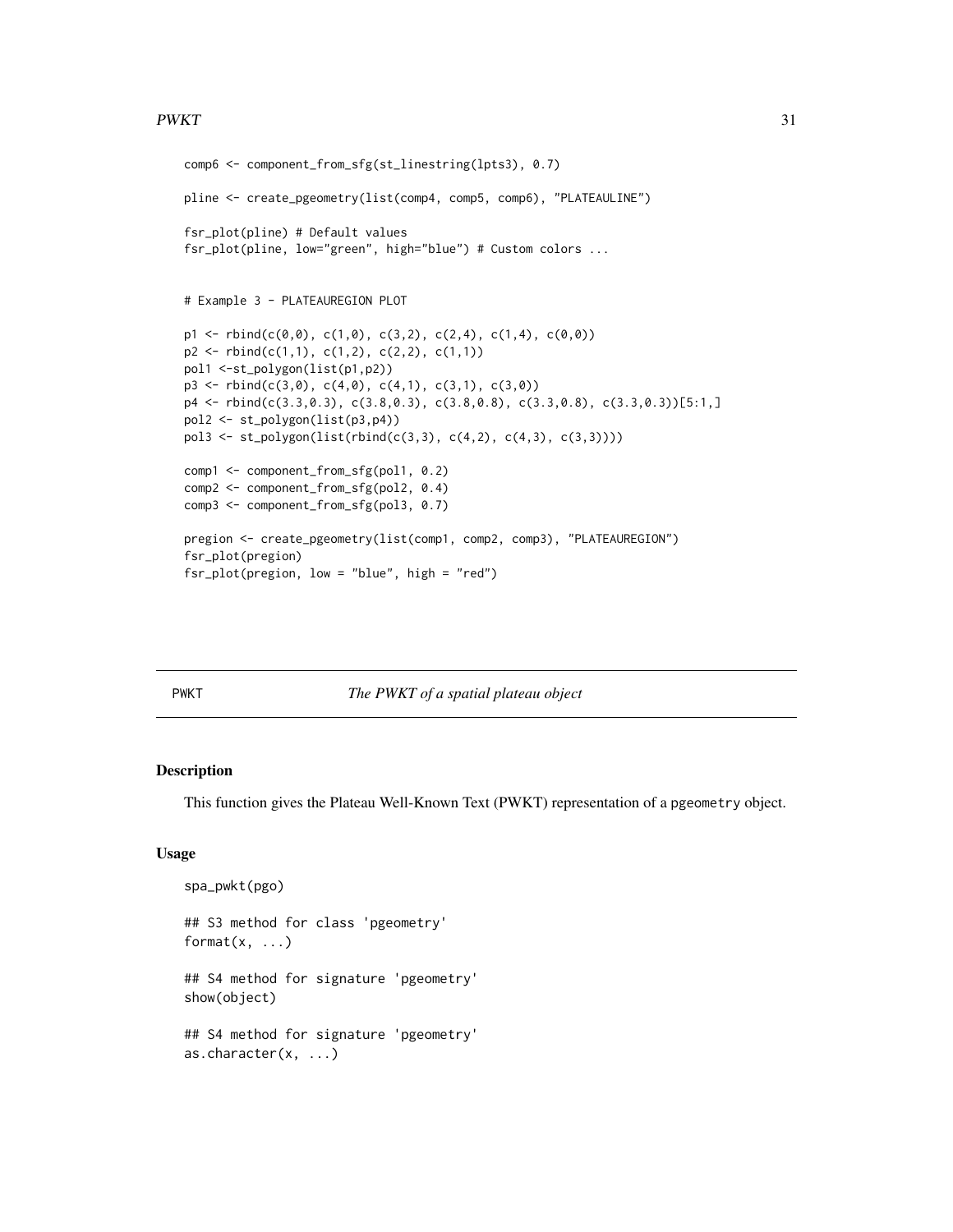```
comp6 <- component_from_sfg(st_linestring(lpts3), 0.7)

pline <- create_pgeometry(list(comp4, comp5, comp6), "PLATEAULINE")

fsr_plot(pline) # Default values
fsr_plot(pline, low="green", high="blue") # Custom colors ...


# Example 3 - PLATEAUREGION PLOT

p1 <- rbind(c(0,0), c(1,0), c(3,2), c(2,4), c(1,4), c(0,0))
p2 <- rbind(c(1,1), c(1,2), c(2,2), c(1,1))
pol1 <-st_polygon(list(p1,p2))
p3 <- rbind(c(3,0), c(4,0), c(4,1), c(3,1), c(3,0))
p4 <- rbind(c(3.3,0.3), c(3.8,0.3), c(3.8,0.8), c(3.3,0.8), c(3.3,0.3))[5:1,]
pol2 <- st_polygon(list(p3,p4))
pol3 <- st_polygon(list(rbind(c(3,3), c(4,2), c(4,3), c(3,3))))

comp1 <- component_from_sfg(pol1, 0.2)
comp2 <- component_from_sfg(pol2, 0.4)
comp3 <- component_from_sfg(pol3, 0.7)

pregion <- create_pgeometry(list(comp1, comp2, comp3), "PLATEAUREGION")
fsr_plot(pregion)
fsr_plot(pregion, low = "blue", high = "red")
```

---

PWKT *The PWKT of a spatial plateau object*

---

## Description

This function gives the Plateau Well-Known Text (PWKT) representation of a pgeometry object.

## Usage

```
spa_pwkt(pgo)

## S3 method for class 'pgeometry'
format(x, ...)

## S4 method for signature 'pgeometry'
show(object)

## S4 method for signature 'pgeometry'
as.character(x, ...)
```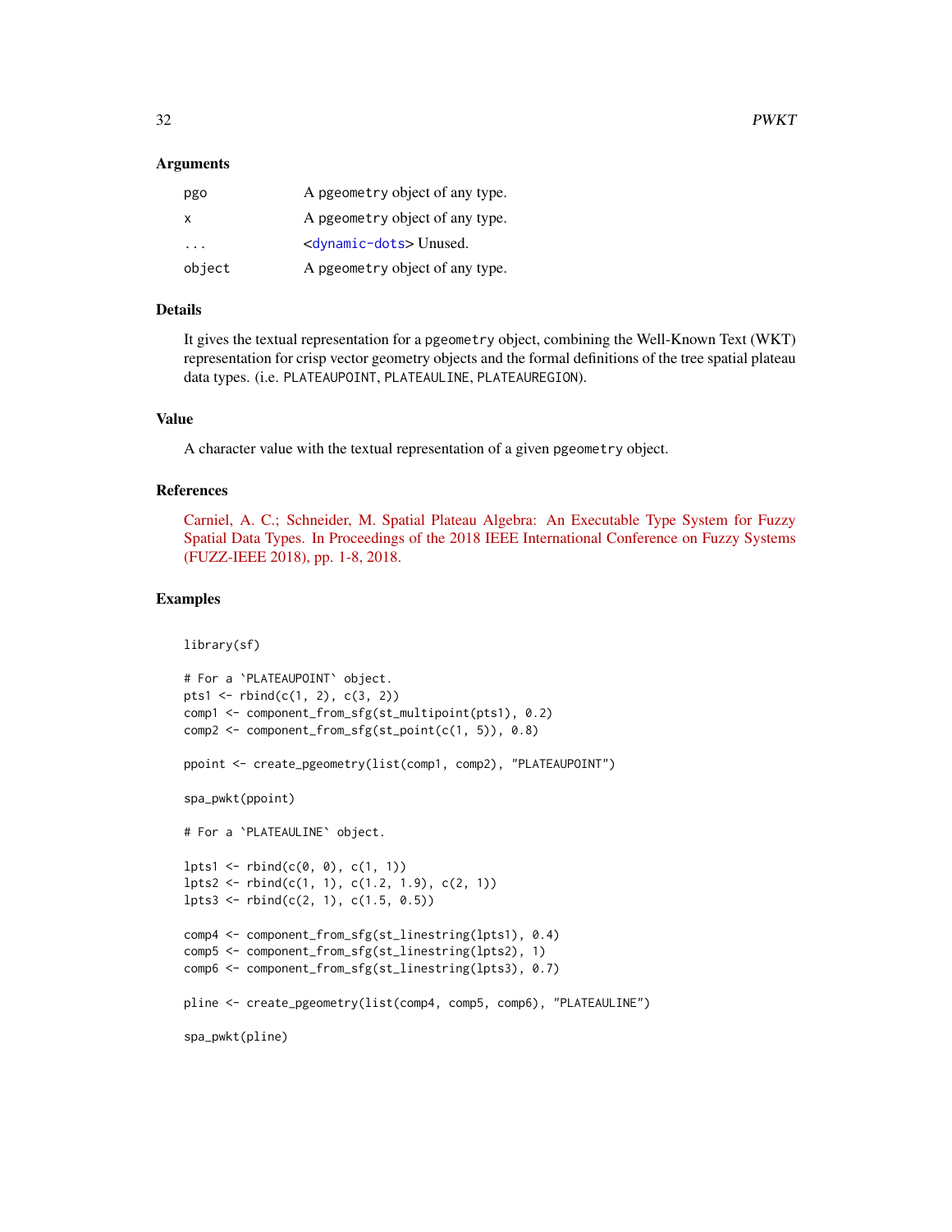### Arguments

| | |
|---|---|
| `pgo` | A `pgeometry` object of any type. |
| `x` | A `pgeometry` object of any type. |
| `...` | <`dynamic-dots`> Unused. |
| `object` | A `pgeometry` object of any type. |

### Details

It gives the textual representation for a `pgeometry` object, combining the Well-Known Text (WKT) representation for crisp vector geometry objects and the formal definitions of the tree spatial plateau data types. (i.e. `PLATEAUPOINT`, `PLATEAULINE`, `PLATEAUREGION`).

### Value

A character value with the textual representation of a given `pgeometry` object.

### References

Carniel, A. C.; Schneider, M. Spatial Plateau Algebra: An Executable Type System for Fuzzy Spatial Data Types. In Proceedings of the 2018 IEEE International Conference on Fuzzy Systems (FUZZ-IEEE 2018), pp. 1-8, 2018.

### Examples

```
library(sf)

# For a `PLATEAUPOINT` object.
pts1 <- rbind(c(1, 2), c(3, 2))
comp1 <- component_from_sfg(st_multipoint(pts1), 0.2)
comp2 <- component_from_sfg(st_point(c(1, 5)), 0.8)

ppoint <- create_pgeometry(list(comp1, comp2), "PLATEAUPOINT")

spa_pwkt(ppoint)

# For a `PLATEAULINE` object.

lpts1 <- rbind(c(0, 0), c(1, 1))
lpts2 <- rbind(c(1, 1), c(1.2, 1.9), c(2, 1))
lpts3 <- rbind(c(2, 1), c(1.5, 0.5))

comp4 <- component_from_sfg(st_linestring(lpts1), 0.4)
comp5 <- component_from_sfg(st_linestring(lpts2), 1)
comp6 <- component_from_sfg(st_linestring(lpts3), 0.7)

pline <- create_pgeometry(list(comp4, comp5, comp6), "PLATEAULINE")

spa_pwkt(pline)
```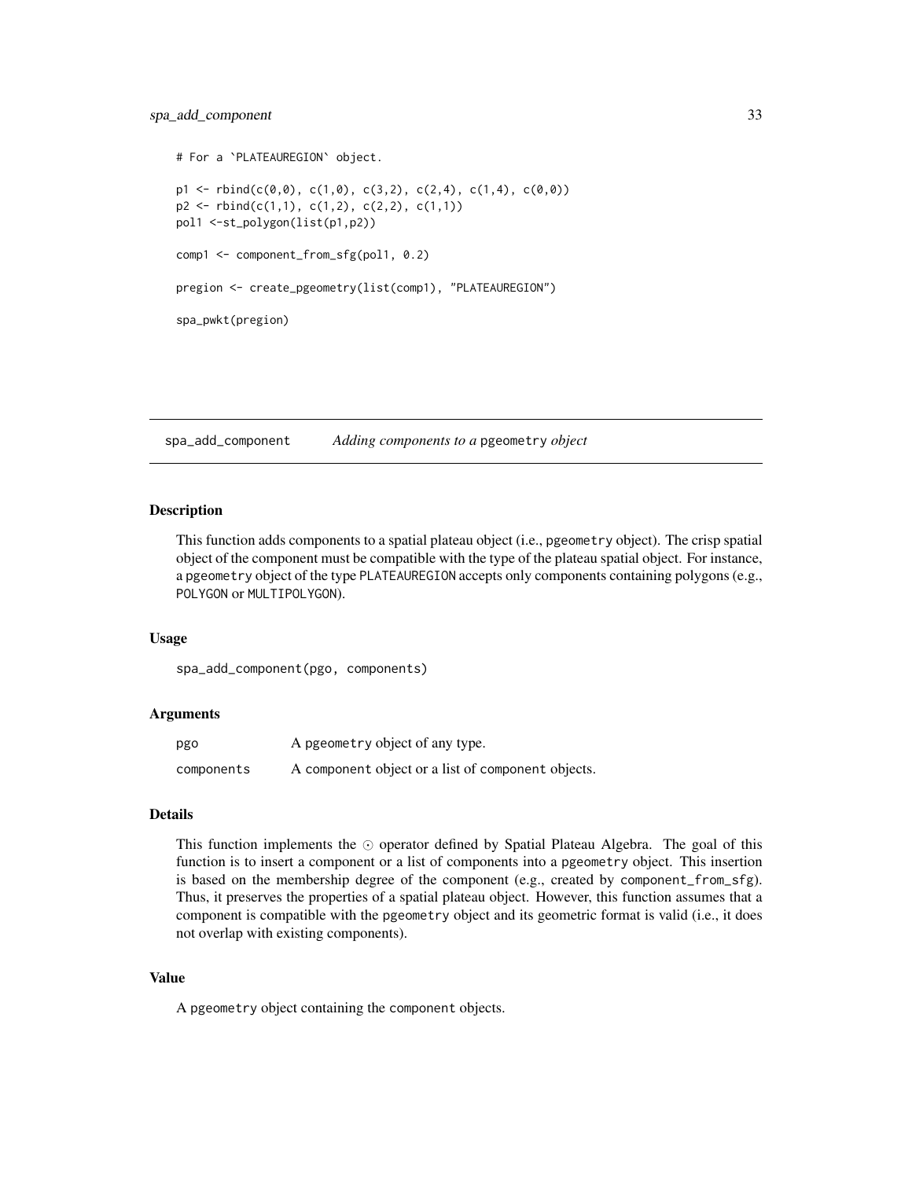```
# For a `PLATEAUREGION` object.

p1 <- rbind(c(0,0), c(1,0), c(3,2), c(2,4), c(1,4), c(0,0))
p2 <- rbind(c(1,1), c(1,2), c(2,2), c(1,1))
pol1 <-st_polygon(list(p1,p2))

comp1 <- component_from_sfg(pol1, 0.2)

pregion <- create_pgeometry(list(comp1), "PLATEAUREGION")

spa_pwkt(pregion)
```

## spa_add_component *Adding components to a* pgeometry *object*

### Description

This function adds components to a spatial plateau object (i.e., pgeometry object). The crisp spatial object of the component must be compatible with the type of the plateau spatial object. For instance, a pgeometry object of the type PLATEAUREGION accepts only components containing polygons (e.g., POLYGON or MULTIPOLYGON).

### Usage

```
spa_add_component(pgo, components)
```

### Arguments

| | |
|---|---|
| pgo | A pgeometry object of any type. |
| components | A component object or a list of component objects. |

### Details

This function implements the $\odot$ operator defined by Spatial Plateau Algebra. The goal of this function is to insert a component or a list of components into a pgeometry object. This insertion is based on the membership degree of the component (e.g., created by component_from_sfg). Thus, it preserves the properties of a spatial plateau object. However, this function assumes that a component is compatible with the pgeometry object and its geometric format is valid (i.e., it does not overlap with existing components).

### Value

A pgeometry object containing the component objects.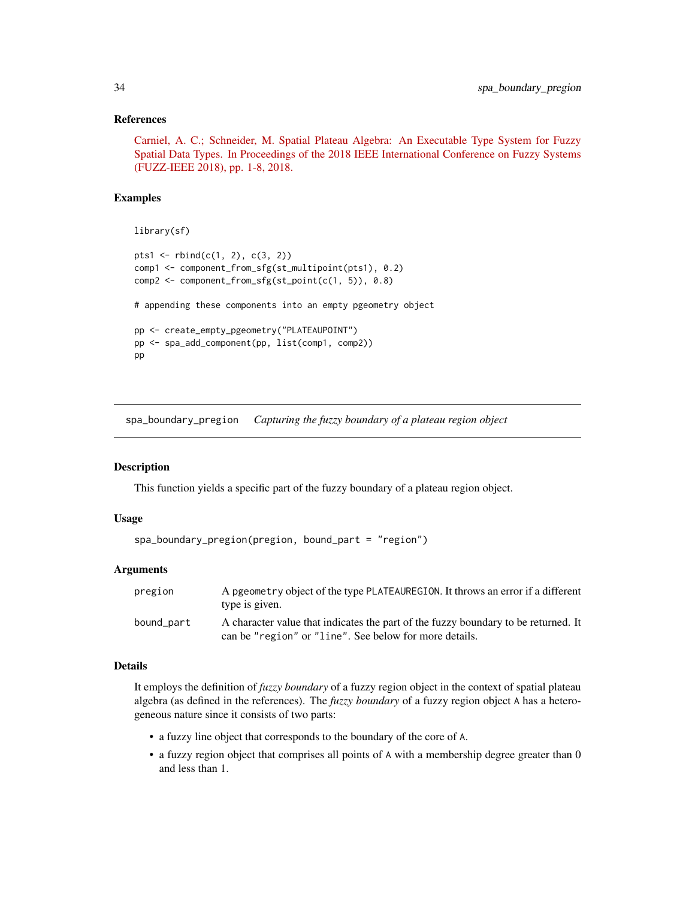## References

Carniel, A. C.; Schneider, M. Spatial Plateau Algebra: An Executable Type System for Fuzzy Spatial Data Types. In Proceedings of the 2018 IEEE International Conference on Fuzzy Systems (FUZZ-IEEE 2018), pp. 1-8, 2018.

## Examples

```
library(sf)

pts1 <- rbind(c(1, 2), c(3, 2))
comp1 <- component_from_sfg(st_multipoint(pts1), 0.2)
comp2 <- component_from_sfg(st_point(c(1, 5)), 0.8)

# appending these components into an empty pgeometry object

pp <- create_empty_pgeometry("PLATEAUPOINT")
pp <- spa_add_component(pp, list(comp1, comp2))
pp
```

---

# spa_boundary_pregion *Capturing the fuzzy boundary of a plateau region object*

## Description

This function yields a specific part of the fuzzy boundary of a plateau region object.

## Usage

```
spa_boundary_pregion(pregion, bound_part = "region")
```

## Arguments

| | |
|---|---|
| pregion | A pgeometry object of the type PLATEAUREGION. It throws an error if a different type is given. |
| bound_part | A character value that indicates the part of the fuzzy boundary to be returned. It can be "region" or "line". See below for more details. |

## Details

It employs the definition of *fuzzy boundary* of a fuzzy region object in the context of spatial plateau algebra (as defined in the references). The *fuzzy boundary* of a fuzzy region object A has a heterogeneous nature since it consists of two parts:

- a fuzzy line object that corresponds to the boundary of the core of A.
- a fuzzy region object that comprises all points of A with a membership degree greater than 0 and less than 1.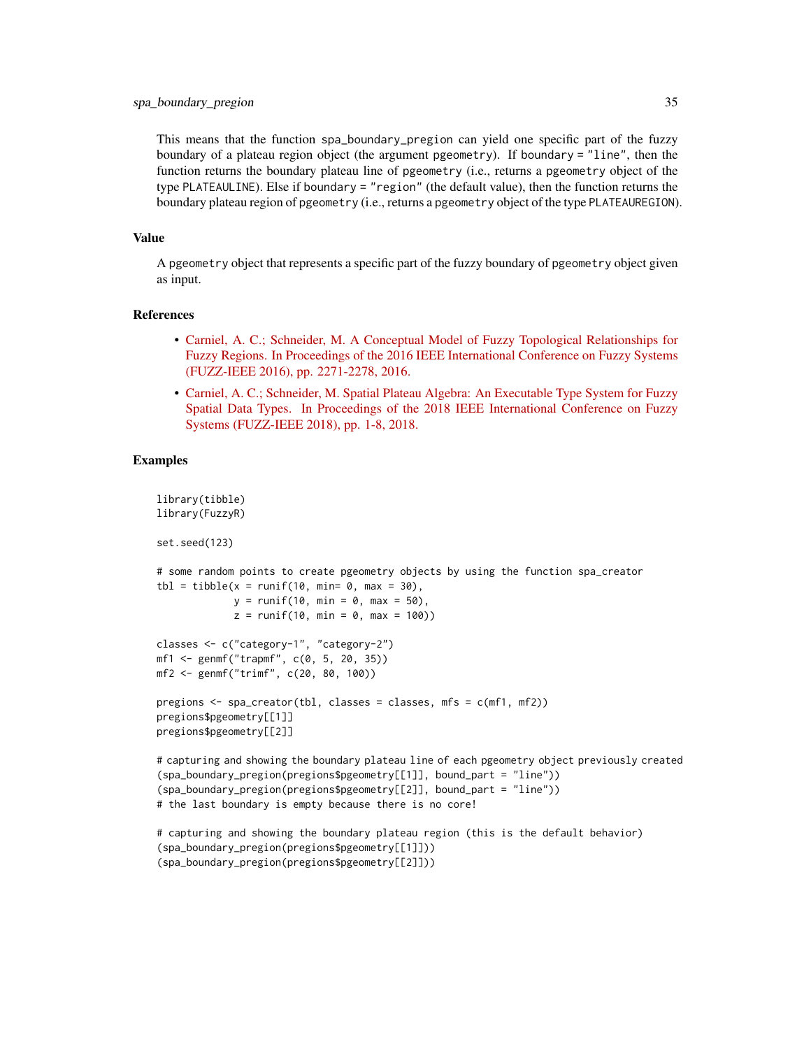This means that the function `spa_boundary_pregion` can yield one specific part of the fuzzy boundary of a plateau region object (the argument `pgeometry`). If `boundary = "line"`, then the function returns the boundary plateau line of `pgeometry` (i.e., returns a `pgeometry` object of the type `PLATEAULINE`). Else if `boundary = "region"` (the default value), then the function returns the boundary plateau region of `pgeometry` (i.e., returns a `pgeometry` object of the type `PLATEAUREGION`).

## Value

A `pgeometry` object that represents a specific part of the fuzzy boundary of `pgeometry` object given as input.

## References

- Carniel, A. C.; Schneider, M. A Conceptual Model of Fuzzy Topological Relationships for Fuzzy Regions. In Proceedings of the 2016 IEEE International Conference on Fuzzy Systems (FUZZ-IEEE 2016), pp. 2271-2278, 2016.
- Carniel, A. C.; Schneider, M. Spatial Plateau Algebra: An Executable Type System for Fuzzy Spatial Data Types. In Proceedings of the 2018 IEEE International Conference on Fuzzy Systems (FUZZ-IEEE 2018), pp. 1-8, 2018.

## Examples

```
library(tibble)
library(FuzzyR)

set.seed(123)

# some random points to create pgeometry objects by using the function spa_creator
tbl = tibble(x = runif(10, min= 0, max = 30),
             y = runif(10, min = 0, max = 50),
             z = runif(10, min = 0, max = 100))

classes <- c("category-1", "category-2")
mf1 <- genmf("trapmf", c(0, 5, 20, 35))
mf2 <- genmf("trimf", c(20, 80, 100))

pregions <- spa_creator(tbl, classes = classes, mfs = c(mf1, mf2))
pregions$pgeometry[[1]]
pregions$pgeometry[[2]]

# capturing and showing the boundary plateau line of each pgeometry object previously created
(spa_boundary_pregion(pregions$pgeometry[[1]], bound_part = "line"))
(spa_boundary_pregion(pregions$pgeometry[[2]], bound_part = "line"))
# the last boundary is empty because there is no core!

# capturing and showing the boundary plateau region (this is the default behavior)
(spa_boundary_pregion(pregions$pgeometry[[1]]))
(spa_boundary_pregion(pregions$pgeometry[[2]]))
```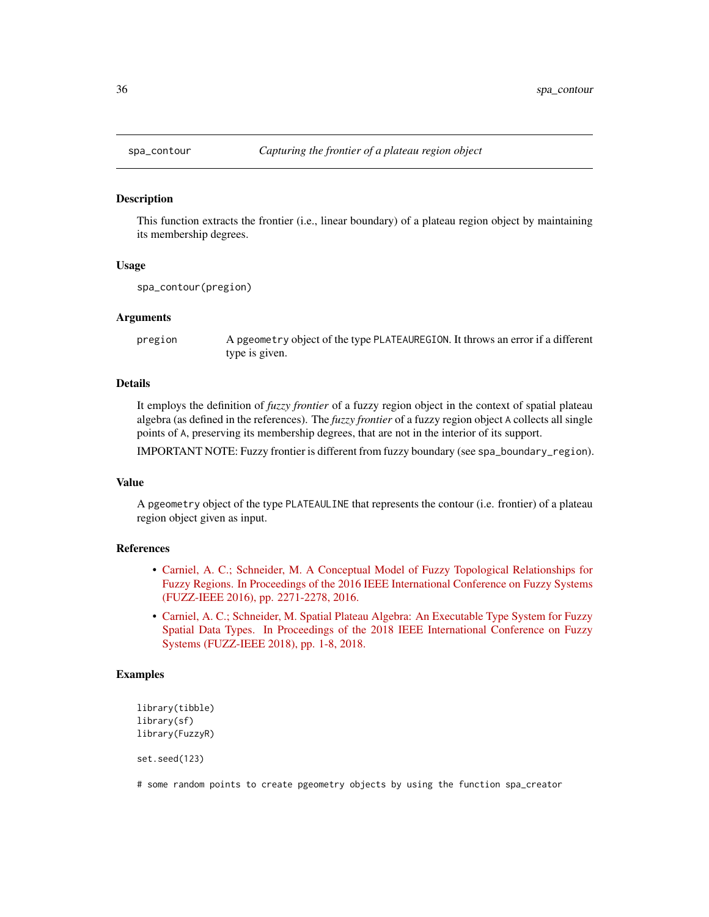## spa_contour — *Capturing the frontier of a plateau region object*

### Description

This function extracts the frontier (i.e., linear boundary) of a plateau region object by maintaining its membership degrees.

### Usage

```
spa_contour(pregion)
```

### Arguments

| | |
|---|---|
| pregion | A pgeometry object of the type PLATEAUREGION. It throws an error if a different type is given. |

### Details

It employs the definition of *fuzzy frontier* of a fuzzy region object in the context of spatial plateau algebra (as defined in the references). The *fuzzy frontier* of a fuzzy region object A collects all single points of A, preserving its membership degrees, that are not in the interior of its support.

IMPORTANT NOTE: Fuzzy frontier is different from fuzzy boundary (see spa_boundary_region).

### Value

A pgeometry object of the type PLATEAULINE that represents the contour (i.e. frontier) of a plateau region object given as input.

### References

- Carniel, A. C.; Schneider, M. A Conceptual Model of Fuzzy Topological Relationships for Fuzzy Regions. In Proceedings of the 2016 IEEE International Conference on Fuzzy Systems (FUZZ-IEEE 2016), pp. 2271-2278, 2016.
- Carniel, A. C.; Schneider, M. Spatial Plateau Algebra: An Executable Type System for Fuzzy Spatial Data Types. In Proceedings of the 2018 IEEE International Conference on Fuzzy Systems (FUZZ-IEEE 2018), pp. 1-8, 2018.

### Examples

```
library(tibble)
library(sf)
library(FuzzyR)

set.seed(123)

# some random points to create pgeometry objects by using the function spa_creator
```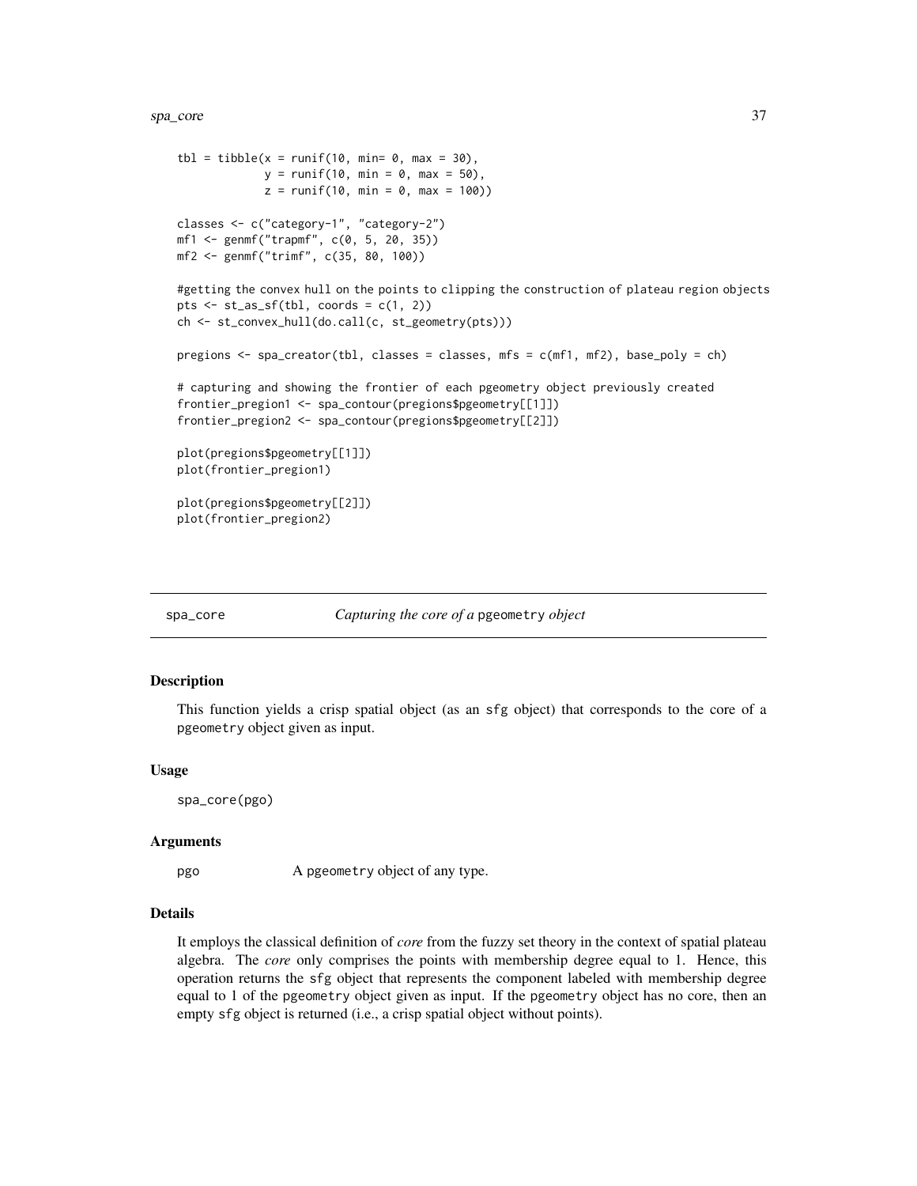```
tbl = tibble(x = runif(10, min= 0, max = 30),
             y = runif(10, min = 0, max = 50),
             z = runif(10, min = 0, max = 100))

classes <- c("category-1", "category-2")
mf1 <- genmf("trapmf", c(0, 5, 20, 35))
mf2 <- genmf("trimf", c(35, 80, 100))

#getting the convex hull on the points to clipping the construction of plateau region objects
pts <- st_as_sf(tbl, coords = c(1, 2))
ch <- st_convex_hull(do.call(c, st_geometry(pts)))

pregions <- spa_creator(tbl, classes = classes, mfs = c(mf1, mf2), base_poly = ch)

# capturing and showing the frontier of each pgeometry object previously created
frontier_pregion1 <- spa_contour(pregions$pgeometry[[1]])
frontier_pregion2 <- spa_contour(pregions$pgeometry[[2]])

plot(pregions$pgeometry[[1]])
plot(frontier_pregion1)

plot(pregions$pgeometry[[2]])
plot(frontier_pregion2)
```

## spa_core — *Capturing the core of a* `pgeometry` *object*

### Description

This function yields a crisp spatial object (as an `sfg` object) that corresponds to the core of a `pgeometry` object given as input.

### Usage

```
spa_core(pgo)
```

### Arguments

| | |
|---|---|
| pgo | A `pgeometry` object of any type. |

### Details

It employs the classical definition of *core* from the fuzzy set theory in the context of spatial plateau algebra. The *core* only comprises the points with membership degree equal to 1. Hence, this operation returns the `sfg` object that represents the component labeled with membership degree equal to 1 of the `pgeometry` object given as input. If the `pgeometry` object has no core, then an empty `sfg` object is returned (i.e., a crisp spatial object without points).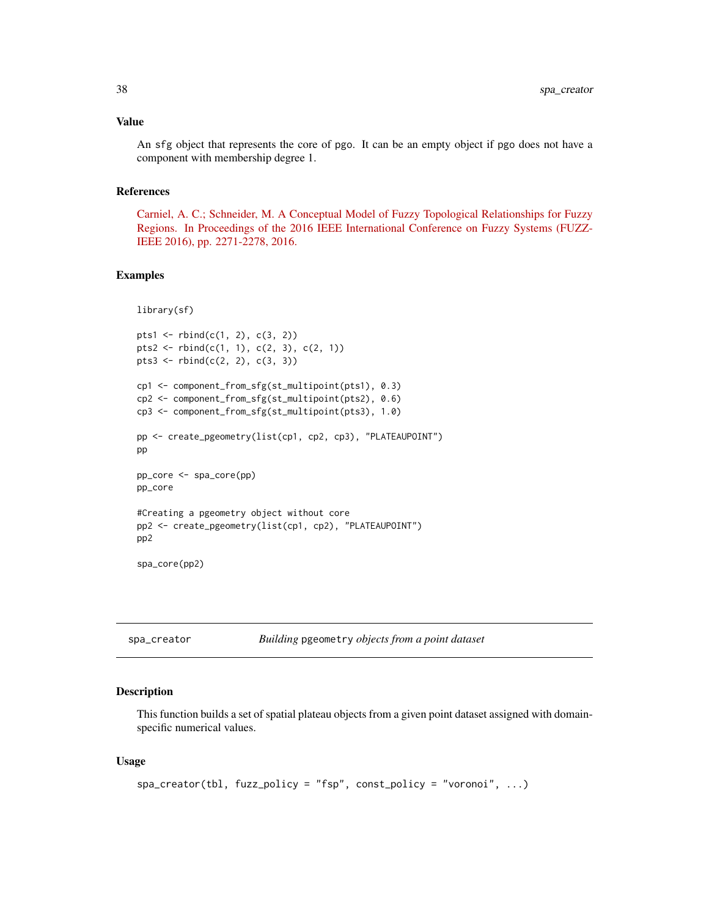### Value

An `sfg` object that represents the core of `pgo`. It can be an empty object if `pgo` does not have a component with membership degree 1.

### References

Carniel, A. C.; Schneider, M. A Conceptual Model of Fuzzy Topological Relationships for Fuzzy Regions. In Proceedings of the 2016 IEEE International Conference on Fuzzy Systems (FUZZ-IEEE 2016), pp. 2271-2278, 2016.

### Examples

```
library(sf)

pts1 <- rbind(c(1, 2), c(3, 2))
pts2 <- rbind(c(1, 1), c(2, 3), c(2, 1))
pts3 <- rbind(c(2, 2), c(3, 3))

cp1 <- component_from_sfg(st_multipoint(pts1), 0.3)
cp2 <- component_from_sfg(st_multipoint(pts2), 0.6)
cp3 <- component_from_sfg(st_multipoint(pts3), 1.0)

pp <- create_pgeometry(list(cp1, cp2, cp3), "PLATEAUPOINT")
pp

pp_core <- spa_core(pp)
pp_core

#Creating a pgeometry object without core
pp2 <- create_pgeometry(list(cp1, cp2), "PLATEAUPOINT")
pp2

spa_core(pp2)
```

---

## spa_creator — *Building* `pgeometry` *objects from a point dataset*

### Description

This function builds a set of spatial plateau objects from a given point dataset assigned with domain-specific numerical values.

### Usage

```
spa_creator(tbl, fuzz_policy = "fsp", const_policy = "voronoi", ...)
```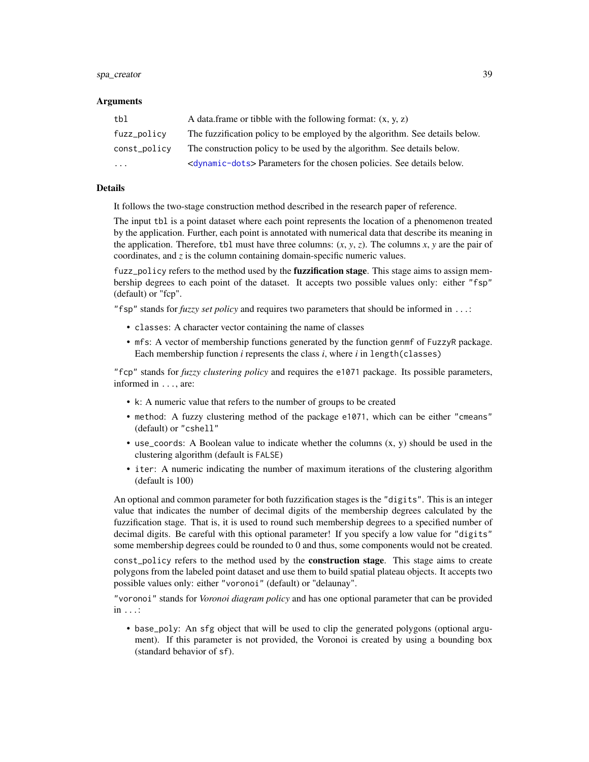### Arguments

| | |
|---|---|
| `tbl` | A data.frame or tibble with the following format: (x, y, z) |
| `fuzz_policy` | The fuzzification policy to be employed by the algorithm. See details below. |
| `const_policy` | The construction policy to be used by the algorithm. See details below. |
| `...` | <dynamic-dots> Parameters for the chosen policies. See details below. |

### Details

It follows the two-stage construction method described in the research paper of reference.

The input `tbl` is a point dataset where each point represents the location of a phenomenon treated by the application. Further, each point is annotated with numerical data that describe its meaning in the application. Therefore, `tbl` must have three columns: (*x*, *y*, *z*). The columns *x*, *y* are the pair of coordinates, and *z* is the column containing domain-specific numeric values.

`fuzz_policy` refers to the method used by the **fuzzification stage**. This stage aims to assign membership degrees to each point of the dataset. It accepts two possible values only: either `"fsp"` (default) or "fcp".

`"fsp"` stands for *fuzzy set policy* and requires two parameters that should be informed in `...`:

- `classes`: A character vector containing the name of classes
- `mfs`: A vector of membership functions generated by the function `genmf` of `FuzzyR` package. Each membership function *i* represents the class *i*, where *i* in `length(classes)`

`"fcp"` stands for *fuzzy clustering policy* and requires the `e1071` package. Its possible parameters, informed in `...`, are:

- `k`: A numeric value that refers to the number of groups to be created
- `method`: A fuzzy clustering method of the package `e1071`, which can be either `"cmeans"` (default) or `"cshell"`
- `use_coords`: A Boolean value to indicate whether the columns (x, y) should be used in the clustering algorithm (default is `FALSE`)
- `iter`: A numeric indicating the number of maximum iterations of the clustering algorithm (default is 100)

An optional and common parameter for both fuzzification stages is the `"digits"`. This is an integer value that indicates the number of decimal digits of the membership degrees calculated by the fuzzification stage. That is, it is used to round such membership degrees to a specified number of decimal digits. Be careful with this optional parameter! If you specify a low value for `"digits"` some membership degrees could be rounded to 0 and thus, some components would not be created.

`const_policy` refers to the method used by the **construction stage**. This stage aims to create polygons from the labeled point dataset and use them to build spatial plateau objects. It accepts two possible values only: either `"voronoi"` (default) or "delaunay".

`"voronoi"` stands for *Voronoi diagram policy* and has one optional parameter that can be provided in `...`:

- `base_poly`: An `sfg` object that will be used to clip the generated polygons (optional argument). If this parameter is not provided, the Voronoi is created by using a bounding box (standard behavior of `sf`).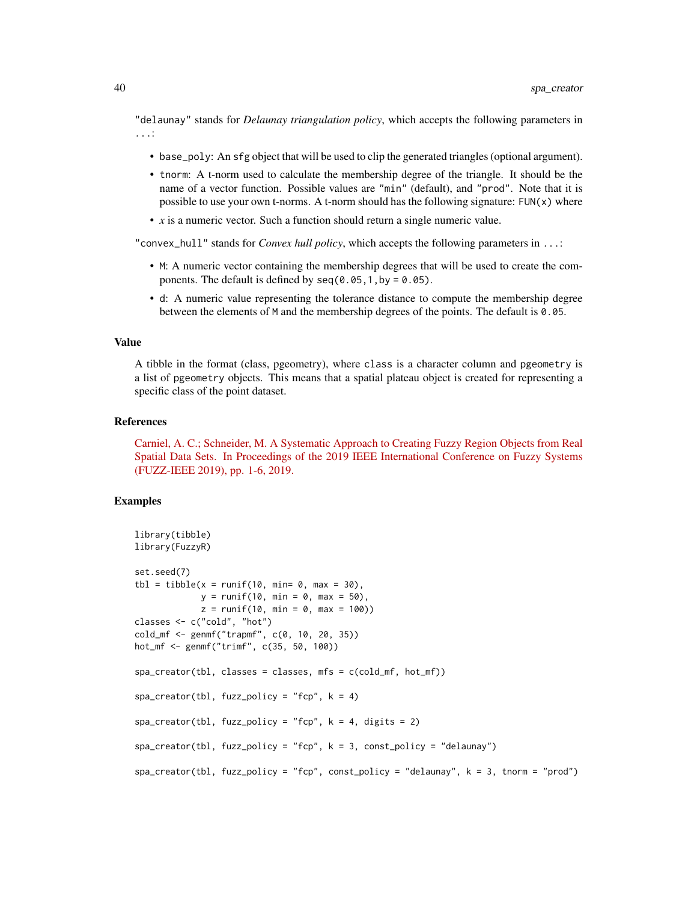"delaunay" stands for *Delaunay triangulation policy*, which accepts the following parameters in ...:

- base_poly: An sfg object that will be used to clip the generated triangles (optional argument).
- tnorm: A t-norm used to calculate the membership degree of the triangle. It should be the name of a vector function. Possible values are "min" (default), and "prod". Note that it is possible to use your own t-norms. A t-norm should has the following signature: FUN(x) where
- *x* is a numeric vector. Such a function should return a single numeric value.

"convex_hull" stands for *Convex hull policy*, which accepts the following parameters in ...:

- M: A numeric vector containing the membership degrees that will be used to create the components. The default is defined by seq(0.05,1,by = 0.05).
- d: A numeric value representing the tolerance distance to compute the membership degree between the elements of M and the membership degrees of the points. The default is 0.05.

## Value

A tibble in the format (class, pgeometry), where class is a character column and pgeometry is a list of pgeometry objects. This means that a spatial plateau object is created for representing a specific class of the point dataset.

## References

Carniel, A. C.; Schneider, M. A Systematic Approach to Creating Fuzzy Region Objects from Real Spatial Data Sets. In Proceedings of the 2019 IEEE International Conference on Fuzzy Systems (FUZZ-IEEE 2019), pp. 1-6, 2019.

## Examples

```
library(tibble)
library(FuzzyR)

set.seed(7)
tbl = tibble(x = runif(10, min= 0, max = 30),
             y = runif(10, min = 0, max = 50),
             z = runif(10, min = 0, max = 100))
classes <- c("cold", "hot")
cold_mf <- genmf("trapmf", c(0, 10, 20, 35))
hot_mf <- genmf("trimf", c(35, 50, 100))

spa_creator(tbl, classes = classes, mfs = c(cold_mf, hot_mf))

spa_creator(tbl, fuzz_policy = "fcp", k = 4)

spa_creator(tbl, fuzz_policy = "fcp", k = 4, digits = 2)

spa_creator(tbl, fuzz_policy = "fcp", k = 3, const_policy = "delaunay")

spa_creator(tbl, fuzz_policy = "fcp", const_policy = "delaunay", k = 3, tnorm = "prod")
```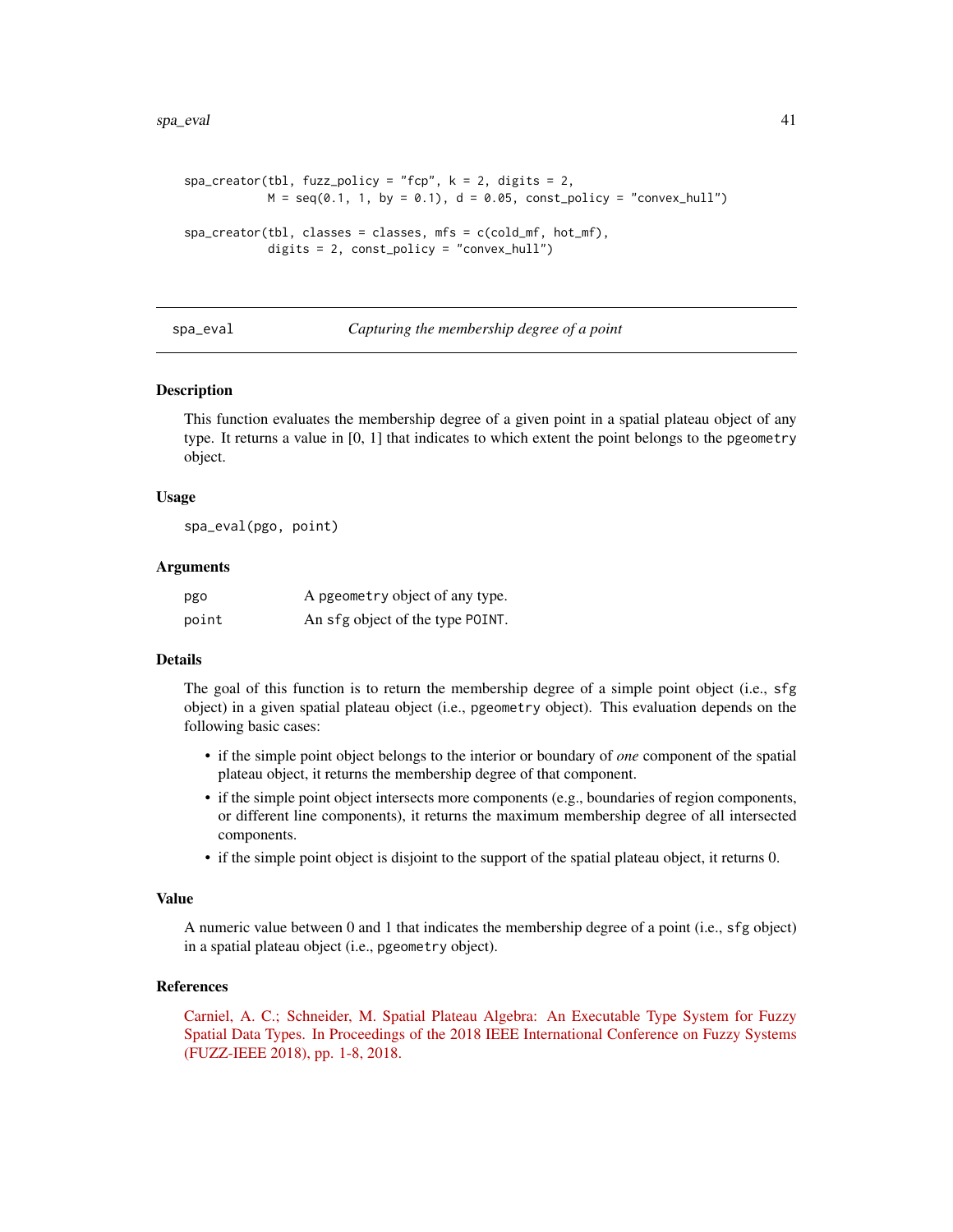```
spa_creator(tbl, fuzz_policy = "fcp", k = 2, digits = 2,
            M = seq(0.1, 1, by = 0.1), d = 0.05, const_policy = "convex_hull")

spa_creator(tbl, classes = classes, mfs = c(cold_mf, hot_mf),
            digits = 2, const_policy = "convex_hull")
```

## spa_eval — *Capturing the membership degree of a point*

### Description

This function evaluates the membership degree of a given point in a spatial plateau object of any type. It returns a value in [0, 1] that indicates to which extent the point belongs to the `pgeometry` object.

### Usage

```
spa_eval(pgo, point)
```

### Arguments

| | |
|---|---|
| `pgo` | A `pgeometry` object of any type. |
| `point` | An `sfg` object of the type `POINT`. |

### Details

The goal of this function is to return the membership degree of a simple point object (i.e., `sfg` object) in a given spatial plateau object (i.e., `pgeometry` object). This evaluation depends on the following basic cases:

- if the simple point object belongs to the interior or boundary of *one* component of the spatial plateau object, it returns the membership degree of that component.
- if the simple point object intersects more components (e.g., boundaries of region components, or different line components), it returns the maximum membership degree of all intersected components.
- if the simple point object is disjoint to the support of the spatial plateau object, it returns 0.

### Value

A numeric value between 0 and 1 that indicates the membership degree of a point (i.e., `sfg` object) in a spatial plateau object (i.e., `pgeometry` object).

### References

Carniel, A. C.; Schneider, M. Spatial Plateau Algebra: An Executable Type System for Fuzzy Spatial Data Types. In Proceedings of the 2018 IEEE International Conference on Fuzzy Systems (FUZZ-IEEE 2018), pp. 1-8, 2018.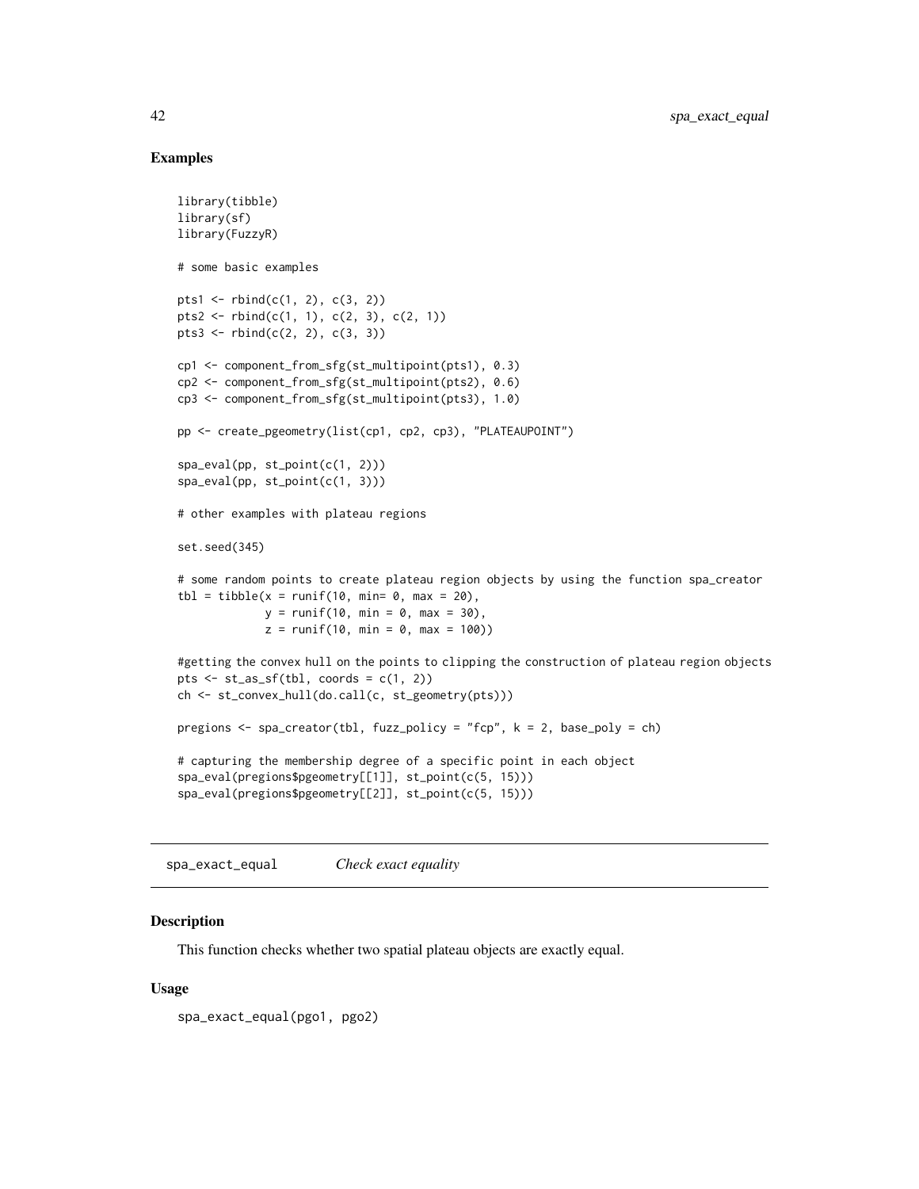## Examples

```
library(tibble)
library(sf)
library(FuzzyR)

# some basic examples

pts1 <- rbind(c(1, 2), c(3, 2))
pts2 <- rbind(c(1, 1), c(2, 3), c(2, 1))
pts3 <- rbind(c(2, 2), c(3, 3))

cp1 <- component_from_sfg(st_multipoint(pts1), 0.3)
cp2 <- component_from_sfg(st_multipoint(pts2), 0.6)
cp3 <- component_from_sfg(st_multipoint(pts3), 1.0)

pp <- create_pgeometry(list(cp1, cp2, cp3), "PLATEAUPOINT")

spa_eval(pp, st_point(c(1, 2)))
spa_eval(pp, st_point(c(1, 3)))

# other examples with plateau regions

set.seed(345)

# some random points to create plateau region objects by using the function spa_creator
tbl = tibble(x = runif(10, min= 0, max = 20),
             y = runif(10, min = 0, max = 30),
             z = runif(10, min = 0, max = 100))

#getting the convex hull on the points to clipping the construction of plateau region objects
pts <- st_as_sf(tbl, coords = c(1, 2))
ch <- st_convex_hull(do.call(c, st_geometry(pts)))

pregions <- spa_creator(tbl, fuzz_policy = "fcp", k = 2, base_poly = ch)

# capturing the membership degree of a specific point in each object
spa_eval(pregions$pgeometry[[1]], st_point(c(5, 15)))
spa_eval(pregions$pgeometry[[2]], st_point(c(5, 15)))
```

---

# spa_exact_equal — *Check exact equality*

## Description

This function checks whether two spatial plateau objects are exactly equal.

## Usage

```
spa_exact_equal(pgo1, pgo2)
```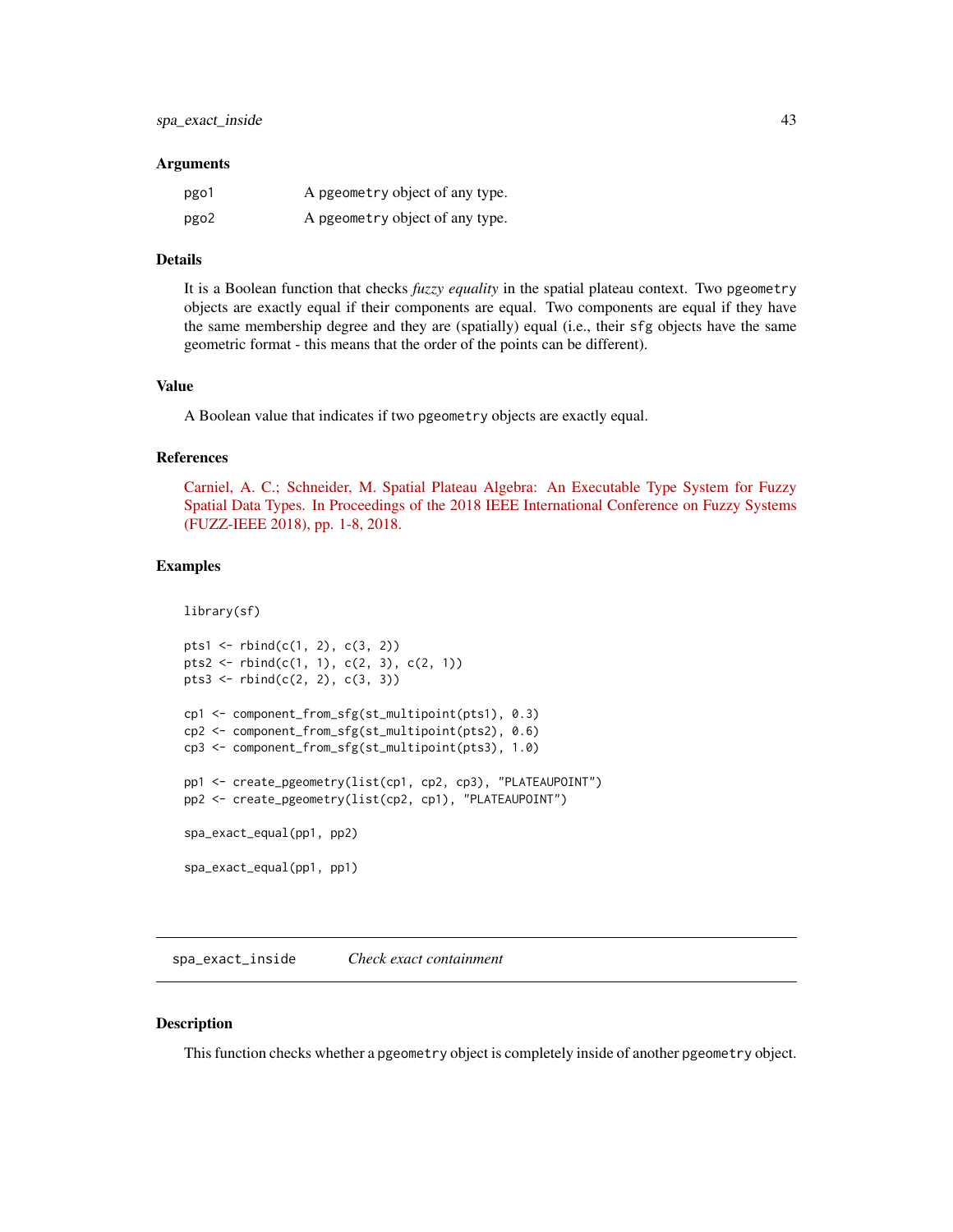### Arguments

| | |
|---|---|
| pgo1 | A pgeometry object of any type. |
| pgo2 | A pgeometry object of any type. |

### Details

It is a Boolean function that checks *fuzzy equality* in the spatial plateau context. Two pgeometry objects are exactly equal if their components are equal. Two components are equal if they have the same membership degree and they are (spatially) equal (i.e., their sfg objects have the same geometric format - this means that the order of the points can be different).

### Value

A Boolean value that indicates if two pgeometry objects are exactly equal.

### References

Carniel, A. C.; Schneider, M. Spatial Plateau Algebra: An Executable Type System for Fuzzy Spatial Data Types. In Proceedings of the 2018 IEEE International Conference on Fuzzy Systems (FUZZ-IEEE 2018), pp. 1-8, 2018.

### Examples

```
library(sf)

pts1 <- rbind(c(1, 2), c(3, 2))
pts2 <- rbind(c(1, 1), c(2, 3), c(2, 1))
pts3 <- rbind(c(2, 2), c(3, 3))

cp1 <- component_from_sfg(st_multipoint(pts1), 0.3)
cp2 <- component_from_sfg(st_multipoint(pts2), 0.6)
cp3 <- component_from_sfg(st_multipoint(pts3), 1.0)

pp1 <- create_pgeometry(list(cp1, cp2, cp3), "PLATEAUPOINT")
pp2 <- create_pgeometry(list(cp2, cp1), "PLATEAUPOINT")

spa_exact_equal(pp1, pp2)

spa_exact_equal(pp1, pp1)
```

---

## spa_exact_inside — *Check exact containment*

### Description

This function checks whether a pgeometry object is completely inside of another pgeometry object.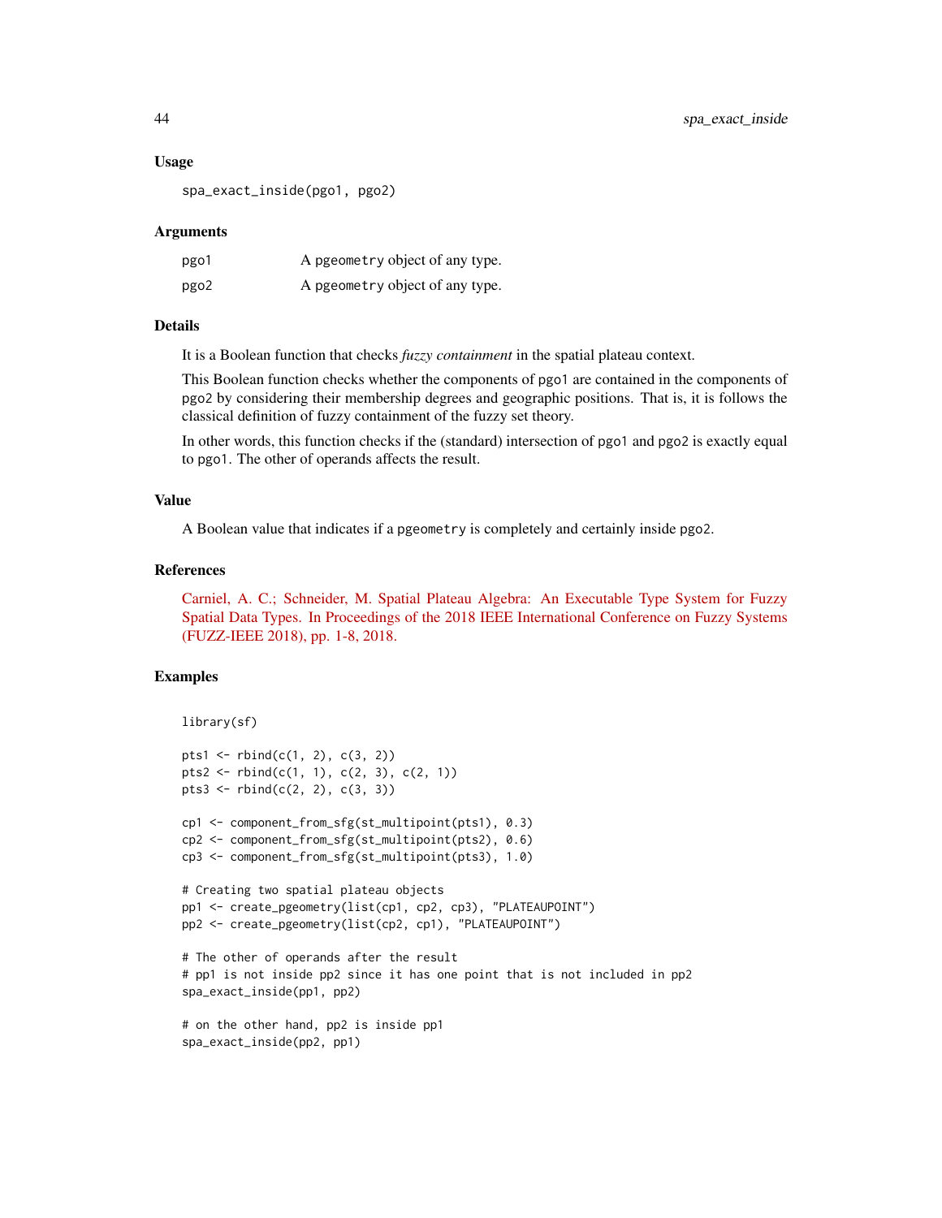## Usage

```
spa_exact_inside(pgo1, pgo2)
```

## Arguments

| | |
|---|---|
| pgo1 | A pgeometry object of any type. |
| pgo2 | A pgeometry object of any type. |

## Details

It is a Boolean function that checks *fuzzy containment* in the spatial plateau context.

This Boolean function checks whether the components of pgo1 are contained in the components of pgo2 by considering their membership degrees and geographic positions. That is, it is follows the classical definition of fuzzy containment of the fuzzy set theory.

In other words, this function checks if the (standard) intersection of pgo1 and pgo2 is exactly equal to pgo1. The other of operands affects the result.

## Value

A Boolean value that indicates if a pgeometry is completely and certainly inside pgo2.

## References

Carniel, A. C.; Schneider, M. Spatial Plateau Algebra: An Executable Type System for Fuzzy Spatial Data Types. In Proceedings of the 2018 IEEE International Conference on Fuzzy Systems (FUZZ-IEEE 2018), pp. 1-8, 2018.

## Examples

```
library(sf)

pts1 <- rbind(c(1, 2), c(3, 2))
pts2 <- rbind(c(1, 1), c(2, 3), c(2, 1))
pts3 <- rbind(c(2, 2), c(3, 3))

cp1 <- component_from_sfg(st_multipoint(pts1), 0.3)
cp2 <- component_from_sfg(st_multipoint(pts2), 0.6)
cp3 <- component_from_sfg(st_multipoint(pts3), 1.0)

# Creating two spatial plateau objects
pp1 <- create_pgeometry(list(cp1, cp2, cp3), "PLATEAUPOINT")
pp2 <- create_pgeometry(list(cp2, cp1), "PLATEAUPOINT")

# The other of operands after the result
# pp1 is not inside pp2 since it has one point that is not included in pp2
spa_exact_inside(pp1, pp2)

# on the other hand, pp2 is inside pp1
spa_exact_inside(pp2, pp1)
```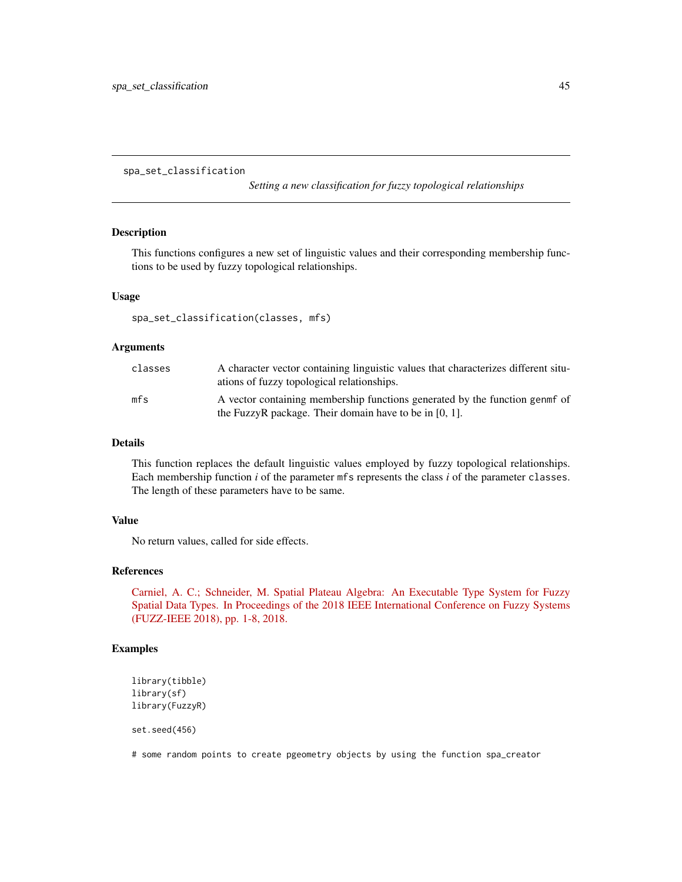## spa_set_classification

*Setting a new classification for fuzzy topological relationships*

### Description

This functions configures a new set of linguistic values and their corresponding membership functions to be used by fuzzy topological relationships.

### Usage

```
spa_set_classification(classes, mfs)
```

### Arguments

| | |
|---|---|
| `classes` | A character vector containing linguistic values that characterizes different situations of fuzzy topological relationships. |
| `mfs` | A vector containing membership functions generated by the function `genmf` of the FuzzyR package. Their domain have to be in [0, 1]. |

### Details

This function replaces the default linguistic values employed by fuzzy topological relationships. Each membership function *i* of the parameter `mfs` represents the class *i* of the parameter `classes`. The length of these parameters have to be same.

### Value

No return values, called for side effects.

### References

Carniel, A. C.; Schneider, M. Spatial Plateau Algebra: An Executable Type System for Fuzzy Spatial Data Types. In Proceedings of the 2018 IEEE International Conference on Fuzzy Systems (FUZZ-IEEE 2018), pp. 1-8, 2018.

### Examples

```
library(tibble)
library(sf)
library(FuzzyR)

set.seed(456)

# some random points to create pgeometry objects by using the function spa_creator
```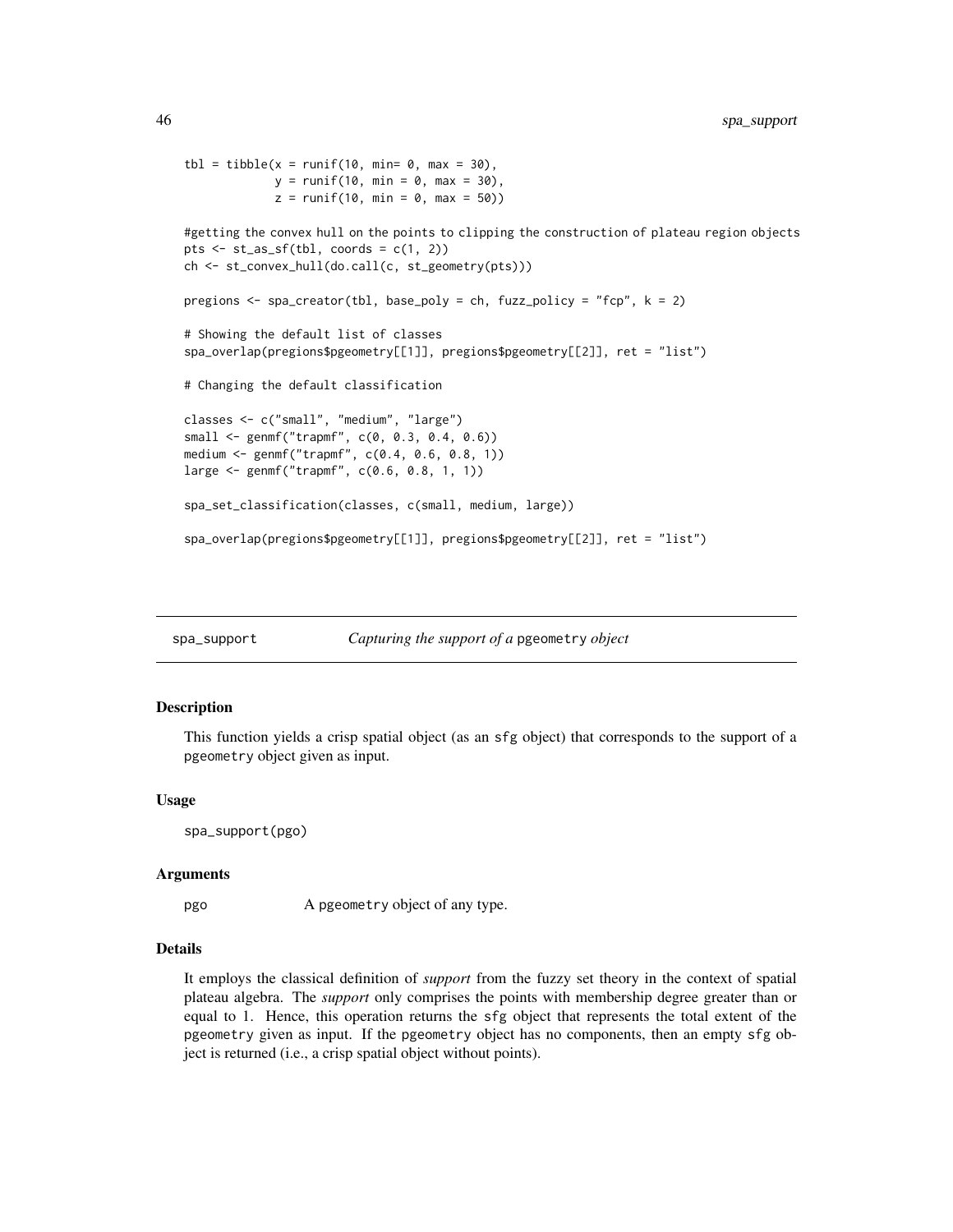```
tbl = tibble(x = runif(10, min= 0, max = 30),
             y = runif(10, min = 0, max = 30),
             z = runif(10, min = 0, max = 50))

#getting the convex hull on the points to clipping the construction of plateau region objects
pts <- st_as_sf(tbl, coords = c(1, 2))
ch <- st_convex_hull(do.call(c, st_geometry(pts)))

pregions <- spa_creator(tbl, base_poly = ch, fuzz_policy = "fcp", k = 2)

# Showing the default list of classes
spa_overlap(pregions$pgeometry[[1]], pregions$pgeometry[[2]], ret = "list")

# Changing the default classification

classes <- c("small", "medium", "large")
small <- genmf("trapmf", c(0, 0.3, 0.4, 0.6))
medium <- genmf("trapmf", c(0.4, 0.6, 0.8, 1))
large <- genmf("trapmf", c(0.6, 0.8, 1, 1))

spa_set_classification(classes, c(small, medium, large))

spa_overlap(pregions$pgeometry[[1]], pregions$pgeometry[[2]], ret = "list")
```

---

## spa_support — *Capturing the support of a* `pgeometry` *object*

### Description

This function yields a crisp spatial object (as an `sfg` object) that corresponds to the support of a `pgeometry` object given as input.

### Usage

```
spa_support(pgo)
```

### Arguments

| | |
|---|---|
| `pgo` | A `pgeometry` object of any type. |

### Details

It employs the classical definition of *support* from the fuzzy set theory in the context of spatial plateau algebra. The *support* only comprises the points with membership degree greater than or equal to 1. Hence, this operation returns the `sfg` object that represents the total extent of the `pgeometry` given as input. If the `pgeometry` object has no components, then an empty `sfg` object is returned (i.e., a crisp spatial object without points).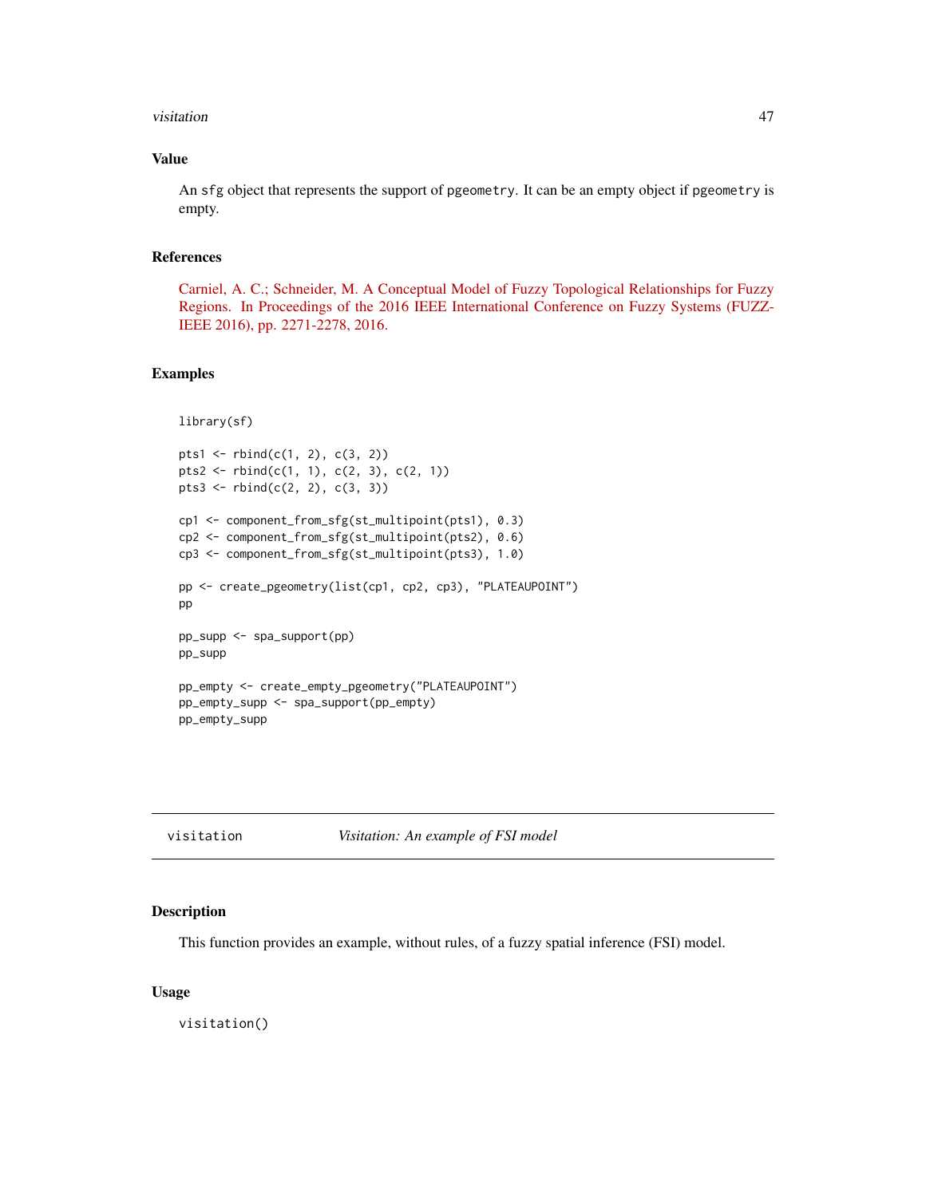## Value

An sfg object that represents the support of pgeometry. It can be an empty object if pgeometry is empty.

## References

Carniel, A. C.; Schneider, M. A Conceptual Model of Fuzzy Topological Relationships for Fuzzy Regions. In Proceedings of the 2016 IEEE International Conference on Fuzzy Systems (FUZZ-IEEE 2016), pp. 2271-2278, 2016.

## Examples

```
library(sf)

pts1 <- rbind(c(1, 2), c(3, 2))
pts2 <- rbind(c(1, 1), c(2, 3), c(2, 1))
pts3 <- rbind(c(2, 2), c(3, 3))

cp1 <- component_from_sfg(st_multipoint(pts1), 0.3)
cp2 <- component_from_sfg(st_multipoint(pts2), 0.6)
cp3 <- component_from_sfg(st_multipoint(pts3), 1.0)

pp <- create_pgeometry(list(cp1, cp2, cp3), "PLATEAUPOINT")
pp

pp_supp <- spa_support(pp)
pp_supp

pp_empty <- create_empty_pgeometry("PLATEAUPOINT")
pp_empty_supp <- spa_support(pp_empty)
pp_empty_supp
```

---

# visitation — *Visitation: An example of FSI model*

## Description

This function provides an example, without rules, of a fuzzy spatial inference (FSI) model.

## Usage

```
visitation()
```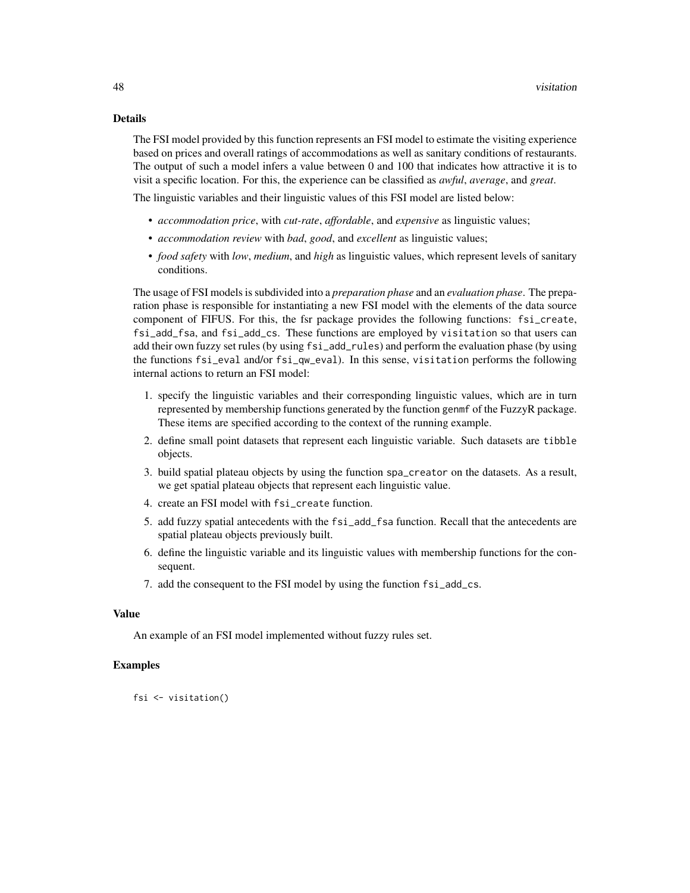## Details

The FSI model provided by this function represents an FSI model to estimate the visiting experience based on prices and overall ratings of accommodations as well as sanitary conditions of restaurants. The output of such a model infers a value between 0 and 100 that indicates how attractive it is to visit a specific location. For this, the experience can be classified as *awful*, *average*, and *great*.

The linguistic variables and their linguistic values of this FSI model are listed below:

- *accommodation price*, with *cut-rate*, *affordable*, and *expensive* as linguistic values;
- *accommodation review* with *bad*, *good*, and *excellent* as linguistic values;
- *food safety* with *low*, *medium*, and *high* as linguistic values, which represent levels of sanitary conditions.

The usage of FSI models is subdivided into a *preparation phase* and an *evaluation phase*. The preparation phase is responsible for instantiating a new FSI model with the elements of the data source component of FIFUS. For this, the fsr package provides the following functions: `fsi_create`, `fsi_add_fsa`, and `fsi_add_cs`. These functions are employed by `visitation` so that users can add their own fuzzy set rules (by using `fsi_add_rules`) and perform the evaluation phase (by using the functions `fsi_eval` and/or `fsi_qw_eval`). In this sense, `visitation` performs the following internal actions to return an FSI model:

1. specify the linguistic variables and their corresponding linguistic values, which are in turn represented by membership functions generated by the function genmf of the FuzzyR package. These items are specified according to the context of the running example.
2. define small point datasets that represent each linguistic variable. Such datasets are `tibble` objects.
3. build spatial plateau objects by using the function `spa_creator` on the datasets. As a result, we get spatial plateau objects that represent each linguistic value.
4. create an FSI model with `fsi_create` function.
5. add fuzzy spatial antecedents with the `fsi_add_fsa` function. Recall that the antecedents are spatial plateau objects previously built.
6. define the linguistic variable and its linguistic values with membership functions for the consequent.
7. add the consequent to the FSI model by using the function `fsi_add_cs`.

## Value

An example of an FSI model implemented without fuzzy rules set.

## Examples

```
fsi <- visitation()
```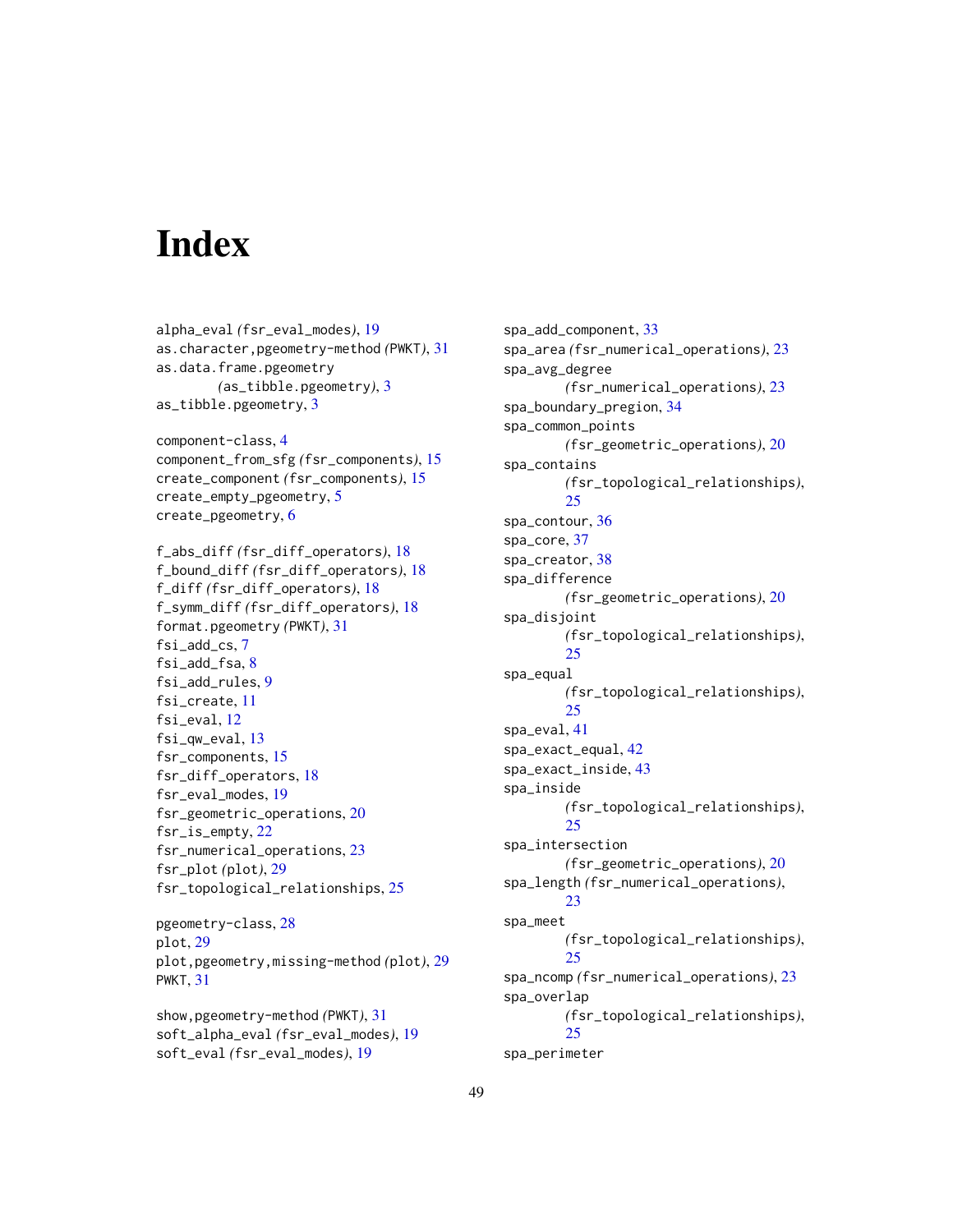# Index

alpha_eval (fsr_eval_modes), 19
as.character,pgeometry-method (PWKT), 31
as.data.frame.pgeometry (as_tibble.pgeometry), 3
as_tibble.pgeometry, 3

component-class, 4
component_from_sfg (fsr_components), 15
create_component (fsr_components), 15
create_empty_pgeometry, 5
create_pgeometry, 6

f_abs_diff (fsr_diff_operators), 18
f_bound_diff (fsr_diff_operators), 18
f_diff (fsr_diff_operators), 18
f_symm_diff (fsr_diff_operators), 18
format.pgeometry (PWKT), 31
fsi_add_cs, 7
fsi_add_fsa, 8
fsi_add_rules, 9
fsi_create, 11
fsi_eval, 12
fsi_qw_eval, 13
fsr_components, 15
fsr_diff_operators, 18
fsr_eval_modes, 19
fsr_geometric_operations, 20
fsr_is_empty, 22
fsr_numerical_operations, 23
fsr_plot (plot), 29
fsr_topological_relationships, 25

pgeometry-class, 28
plot, 29
plot,pgeometry,missing-method (plot), 29
PWKT, 31

show,pgeometry-method (PWKT), 31
soft_alpha_eval (fsr_eval_modes), 19
soft_eval (fsr_eval_modes), 19

spa_add_component, 33
spa_area (fsr_numerical_operations), 23
spa_avg_degree (fsr_numerical_operations), 23
spa_boundary_pregion, 34
spa_common_points (fsr_geometric_operations), 20
spa_contains (fsr_topological_relationships), 25
spa_contour, 36
spa_core, 37
spa_creator, 38
spa_difference (fsr_geometric_operations), 20
spa_disjoint (fsr_topological_relationships), 25
spa_equal (fsr_topological_relationships), 25
spa_eval, 41
spa_exact_equal, 42
spa_exact_inside, 43
spa_inside (fsr_topological_relationships), 25
spa_intersection (fsr_geometric_operations), 20
spa_length (fsr_numerical_operations), 23
spa_meet (fsr_topological_relationships), 25
spa_ncomp (fsr_numerical_operations), 23
spa_overlap (fsr_topological_relationships), 25
spa_perimeter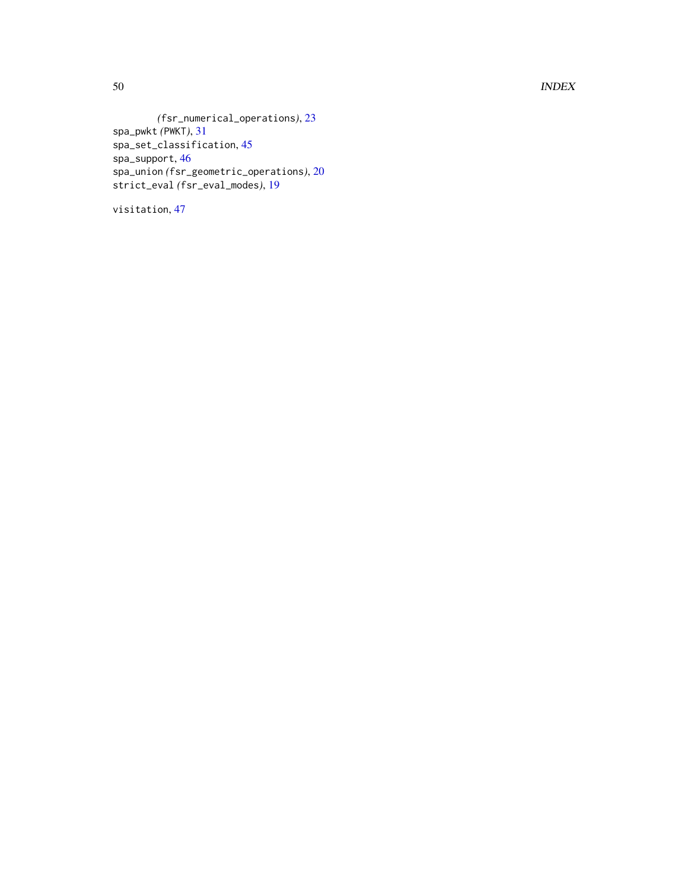(fsr_numerical_operations), 23
spa_pwkt (PWKT), 31
spa_set_classification, 45
spa_support, 46
spa_union (fsr_geometric_operations), 20
strict_eval (fsr_eval_modes), 19

visitation, 47